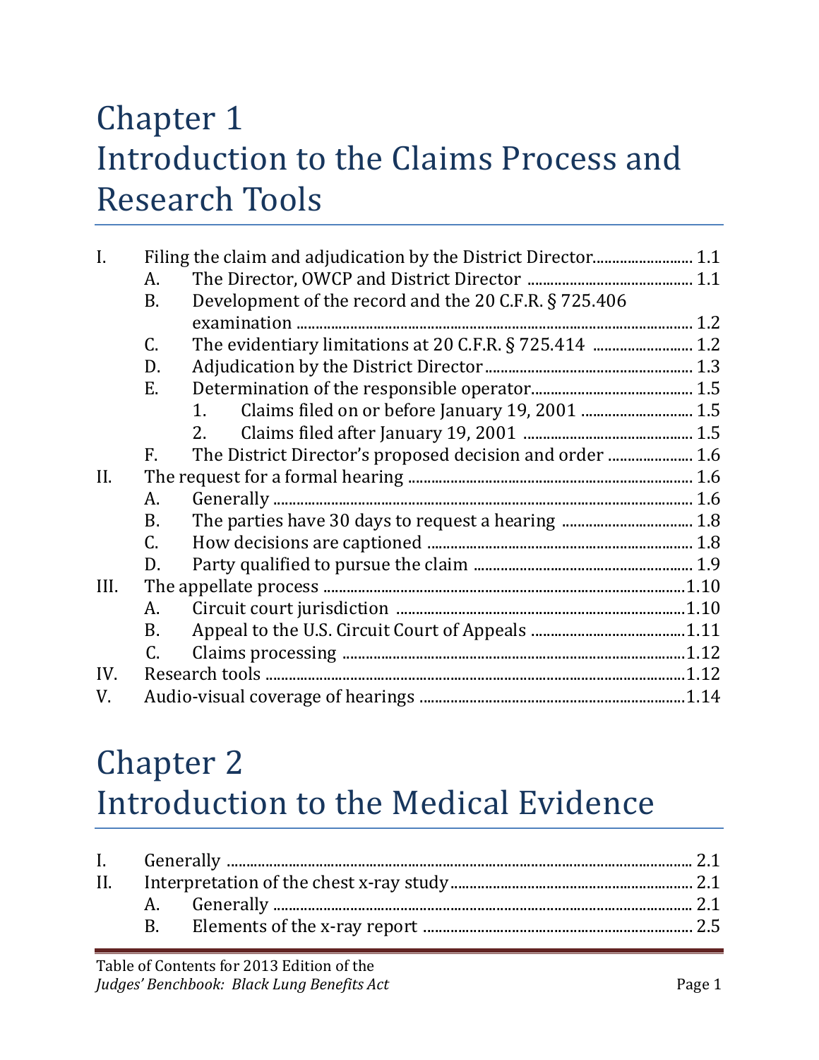# Chapter 1
# Introduction to the Claims Process and Research Tools

- I. Filing the claim and adjudication by the District Director ........ 1.1
  - A. The Director, OWCP and District Director ........ 1.1
  - B. Development of the record and the 20 C.F.R. § 725.406 examination ........ 1.2
  - C. The evidentiary limitations at 20 C.F.R. § 725.414 ........ 1.2
  - D. Adjudication by the District Director ........ 1.3
  - E. Determination of the responsible operator ........ 1.5
    - 1. Claims filed on or before January 19, 2001 ........ 1.5
    - 2. Claims filed after January 19, 2001 ........ 1.5
  - F. The District Director's proposed decision and order ........ 1.6
- II. The request for a formal hearing ........ 1.6
  - A. Generally ........ 1.6
  - B. The parties have 30 days to request a hearing ........ 1.8
  - C. How decisions are captioned ........ 1.8
  - D. Party qualified to pursue the claim ........ 1.9
- III. The appellate process ........ 1.10
  - A. Circuit court jurisdiction ........ 1.10
  - B. Appeal to the U.S. Circuit Court of Appeals ........ 1.11
  - C. Claims processing ........ 1.12
- IV. Research tools ........ 1.12
- V. Audio-visual coverage of hearings ........ 1.14

# Chapter 2
# Introduction to the Medical Evidence

- I. Generally ........ 2.1
- II. Interpretation of the chest x-ray study ........ 2.1
  - A. Generally ........ 2.1
  - B. Elements of the x-ray report ........ 2.5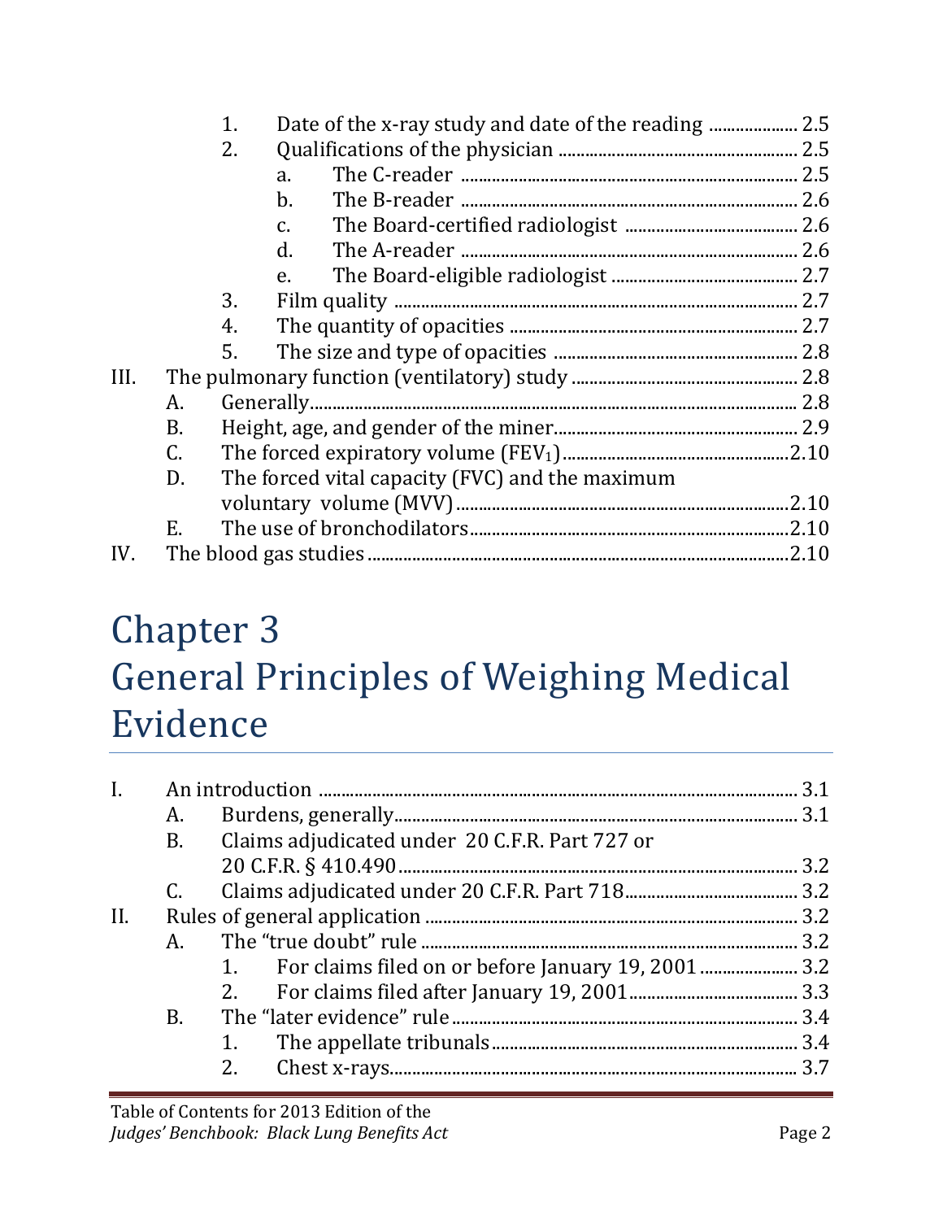1. Date of the x-ray study and date of the reading .................... 2.5
2. Qualifications of the physician .................................................... 2.5
   a. The C-reader .......................................................................... 2.5
   b. The B-reader .......................................................................... 2.6
   c. The Board-certified radiologist ...................................... 2.6
   d. The A-reader .......................................................................... 2.6
   e. The Board-eligible radiologist ......................................... 2.7
3. Film quality ........................................................................................ 2.7
4. The quantity of opacities ............................................................... 2.7
5. The size and type of opacities ..................................................... 2.8

III. The pulmonary function (ventilatory) study .................................................. 2.8
   A. Generally............................................................................................... 2.8
   B. Height, age, and gender of the miner...................................................... 2.9
   C. The forced expiratory volume ($FEV_1$).................................................2.10
   D. The forced vital capacity (FVC) and the maximum voluntary volume (MVV).........................................................................2.10
   E. The use of bronchodilators......................................................................2.10

IV. The blood gas studies .............................................................................................2.10

# Chapter 3 General Principles of Weighing Medical Evidence

I. An introduction .......................................................................................................... 3.1
   A. Burdens, generally......................................................................................... 3.1
   B. Claims adjudicated under 20 C.F.R. Part 727 or 20 C.F.R. § 410.490........................................................................................ 3.2
   C. Claims adjudicated under 20 C.F.R. Part 718...................................... 3.2

II. Rules of general application ................................................................................... 3.2
   A. The "true doubt" rule ................................................................................... 3.2
      1. For claims filed on or before January 19, 2001 ...................... 3.2
      2. For claims filed after January 19, 2001...................................... 3.3
   B. The "later evidence" rule ............................................................................. 3.4
      1. The appellate tribunals.................................................................... 3.4
      2. Chest x-rays.......................................................................................... 3.7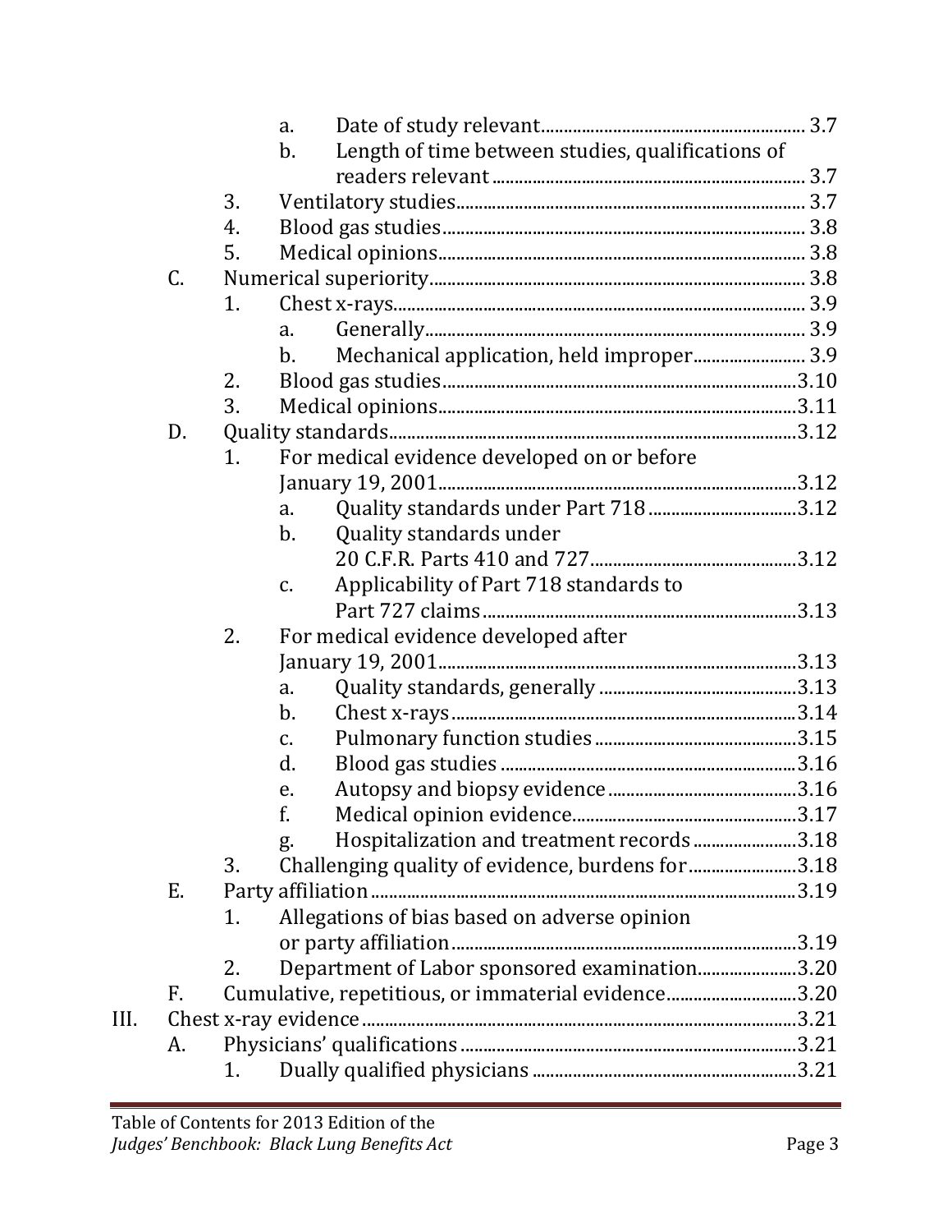- a. Date of study relevant ........ 3.7
- b. Length of time between studies, qualifications of readers relevant ........ 3.7
3. Ventilatory studies ........ 3.7
4. Blood gas studies ........ 3.8
5. Medical opinions ........ 3.8

C. Numerical superiority ........ 3.8
1. Chest x-rays ........ 3.9
   - a. Generally ........ 3.9
   - b. Mechanical application, held improper ........ 3.9
2. Blood gas studies ........ 3.10
3. Medical opinions ........ 3.11

D. Quality standards ........ 3.12
1. For medical evidence developed on or before January 19, 2001 ........ 3.12
   - a. Quality standards under Part 718 ........ 3.12
   - b. Quality standards under 20 C.F.R. Parts 410 and 727 ........ 3.12
   - c. Applicability of Part 718 standards to Part 727 claims ........ 3.13
2. For medical evidence developed after January 19, 2001 ........ 3.13
   - a. Quality standards, generally ........ 3.13
   - b. Chest x-rays ........ 3.14
   - c. Pulmonary function studies ........ 3.15
   - d. Blood gas studies ........ 3.16
   - e. Autopsy and biopsy evidence ........ 3.16
   - f. Medical opinion evidence ........ 3.17
   - g. Hospitalization and treatment records ........ 3.18
3. Challenging quality of evidence, burdens for ........ 3.18

E. Party affiliation ........ 3.19
1. Allegations of bias based on adverse opinion or party affiliation ........ 3.19
2. Department of Labor sponsored examination ........ 3.20

F. Cumulative, repetitious, or immaterial evidence ........ 3.20

III. Chest x-ray evidence ........ 3.21

A. Physicians' qualifications ........ 3.21
1. Dually qualified physicians ........ 3.21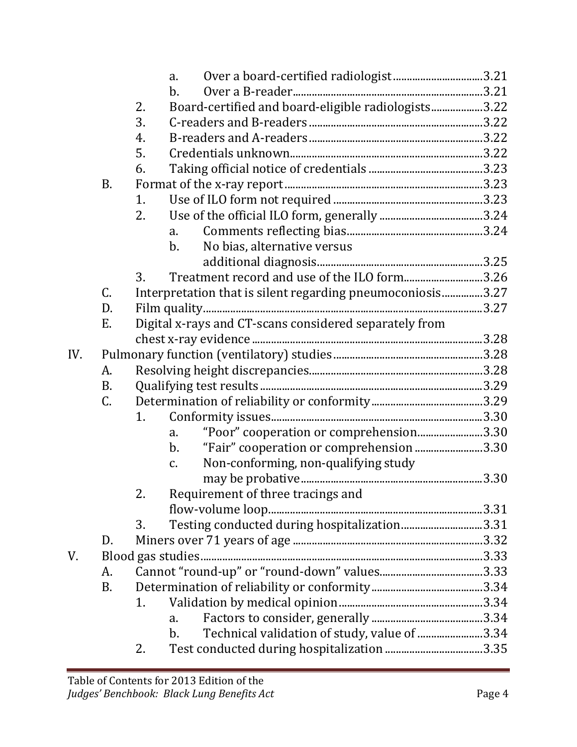- a. Over a board-certified radiologist ................................ 3.21
- b. Over a B-reader ................................ 3.21
2. Board-certified and board-eligible radiologists ................................ 3.22
3. C-readers and B-readers ................................ 3.22
4. B-readers and A-readers ................................ 3.22
5. Credentials unknown ................................ 3.22
6. Taking official notice of credentials ................................ 3.23

B. Format of the x-ray report ................................ 3.23
1. Use of ILO form not required ................................ 3.23
2. Use of the official ILO form, generally ................................ 3.24
   - a. Comments reflecting bias ................................ 3.24
   - b. No bias, alternative versus additional diagnosis ................................ 3.25
3. Treatment record and use of the ILO form ................................ 3.26

C. Interpretation that is silent regarding pneumoconiosis ................................ 3.27

D. Film quality ................................ 3.27

E. Digital x-rays and CT-scans considered separately from chest x-ray evidence ................................ 3.28

IV. Pulmonary function (ventilatory) studies ................................ 3.28

A. Resolving height discrepancies ................................ 3.28

B. Qualifying test results ................................ 3.29

C. Determination of reliability or conformity ................................ 3.29
1. Conformity issues ................................ 3.30
   - a. "Poor" cooperation or comprehension ................................ 3.30
   - b. "Fair" cooperation or comprehension ................................ 3.30
   - c. Non-conforming, non-qualifying study may be probative ................................ 3.30
2. Requirement of three tracings and flow-volume loop ................................ 3.31
3. Testing conducted during hospitalization ................................ 3.31

D. Miners over 71 years of age ................................ 3.32

V. Blood gas studies ................................ 3.33

A. Cannot "round-up" or "round-down" values ................................ 3.33

B. Determination of reliability or conformity ................................ 3.34
1. Validation by medical opinion ................................ 3.34
   - a. Factors to consider, generally ................................ 3.34
   - b. Technical validation of study, value of ................................ 3.34
2. Test conducted during hospitalization ................................ 3.35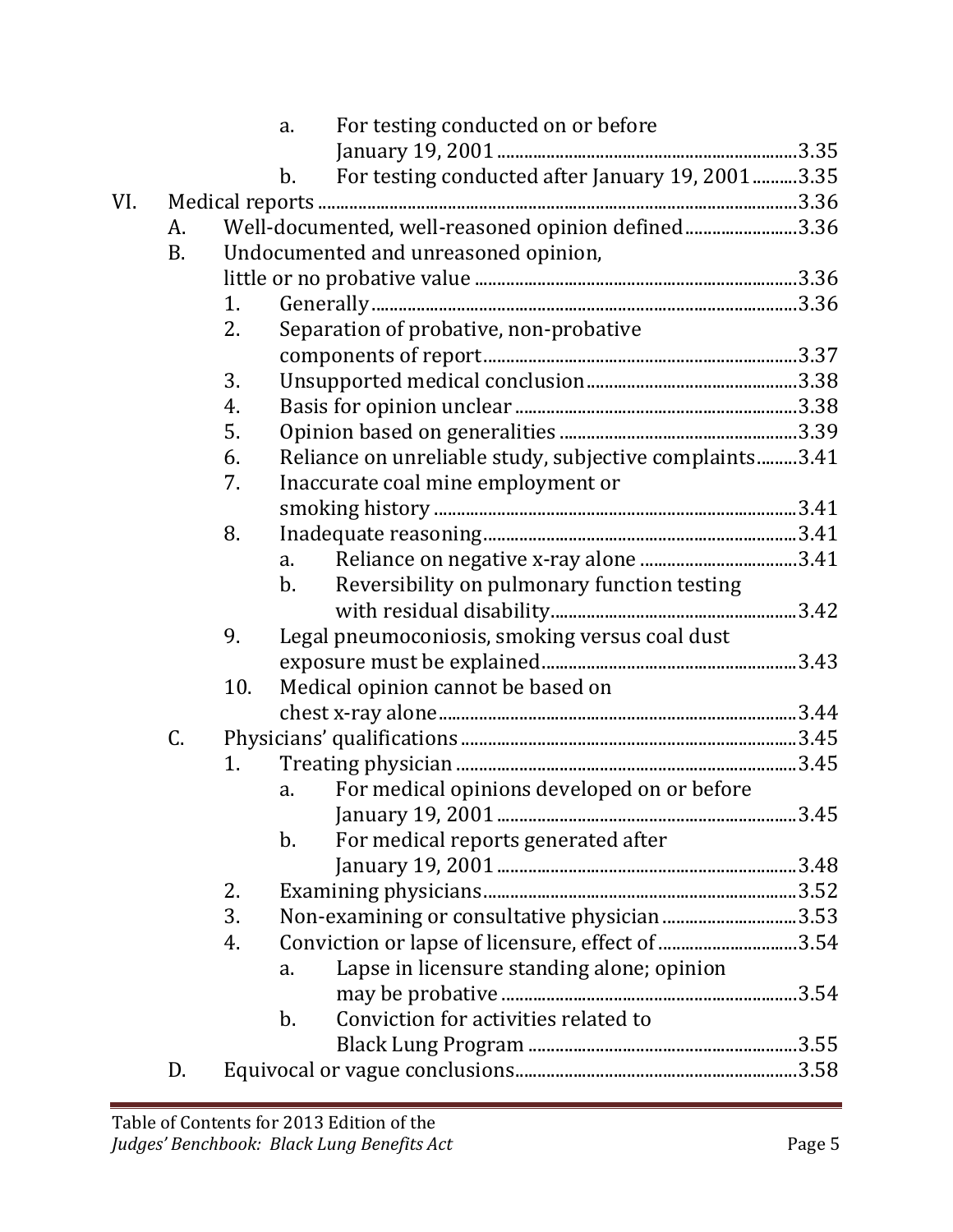- a. For testing conducted on or before January 19, 2001 ... 3.35
- b. For testing conducted after January 19, 2001 ... 3.35

VI. Medical reports ... 3.36

- A. Well-documented, well-reasoned opinion defined ... 3.36
- B. Undocumented and unreasoned opinion, little or no probative value ... 3.36
  - 1. Generally ... 3.36
  - 2. Separation of probative, non-probative components of report ... 3.37
  - 3. Unsupported medical conclusion ... 3.38
  - 4. Basis for opinion unclear ... 3.38
  - 5. Opinion based on generalities ... 3.39
  - 6. Reliance on unreliable study, subjective complaints ... 3.41
  - 7. Inaccurate coal mine employment or smoking history ... 3.41
  - 8. Inadequate reasoning ... 3.41
    - a. Reliance on negative x-ray alone ... 3.41
    - b. Reversibility on pulmonary function testing with residual disability ... 3.42
  - 9. Legal pneumoconiosis, smoking versus coal dust exposure must be explained ... 3.43
  - 10. Medical opinion cannot be based on chest x-ray alone ... 3.44
- C. Physicians' qualifications ... 3.45
  - 1. Treating physician ... 3.45
    - a. For medical opinions developed on or before January 19, 2001 ... 3.45
    - b. For medical reports generated after January 19, 2001 ... 3.48
  - 2. Examining physicians ... 3.52
  - 3. Non-examining or consultative physician ... 3.53
  - 4. Conviction or lapse of licensure, effect of ... 3.54
    - a. Lapse in licensure standing alone; opinion may be probative ... 3.54
    - b. Conviction for activities related to Black Lung Program ... 3.55
- D. Equivocal or vague conclusions ... 3.58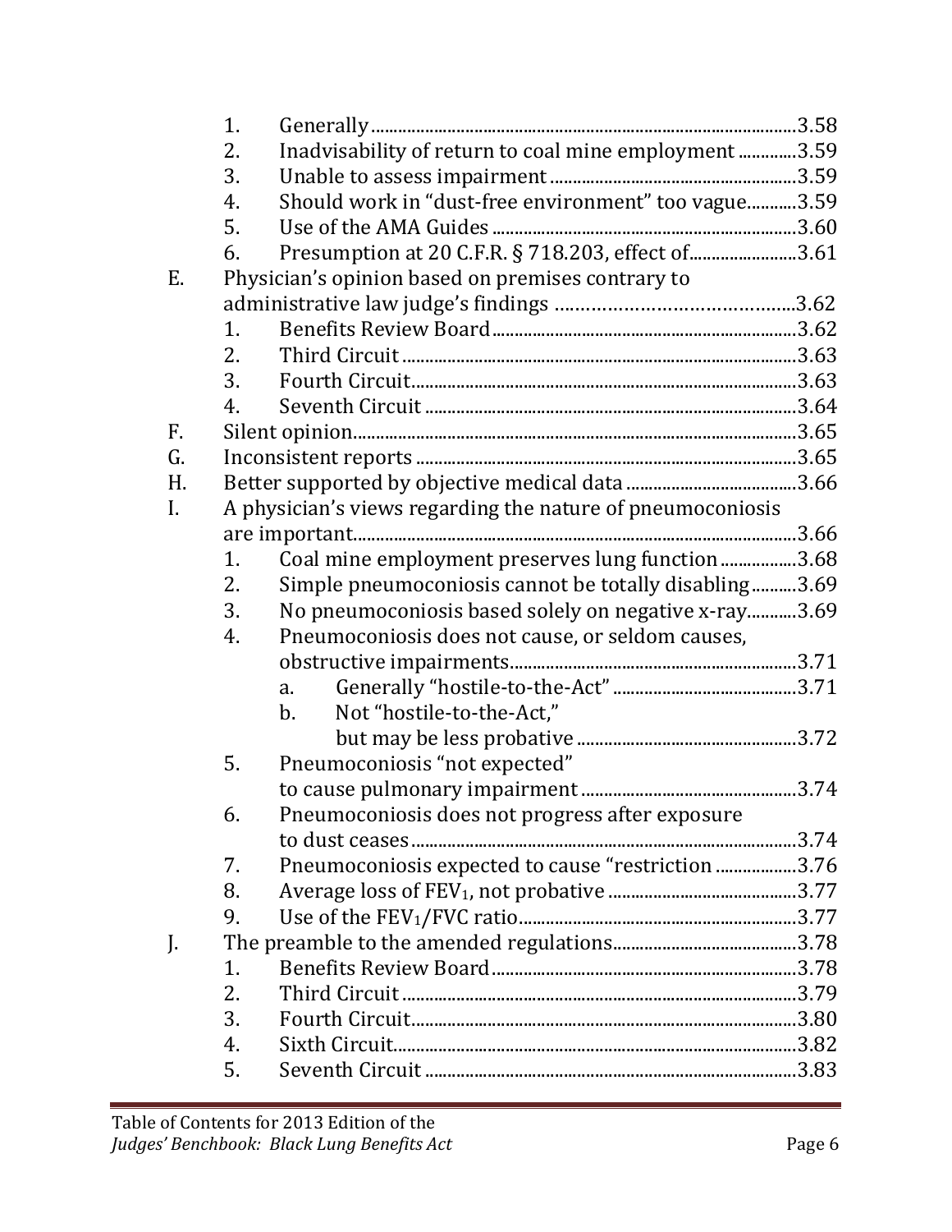1. Generally ........ 3.58
2. Inadvisability of return to coal mine employment ........ 3.59
3. Unable to assess impairment ........ 3.59
4. Should work in "dust-free environment" too vague ........ 3.59
5. Use of the AMA Guides ........ 3.60
6. Presumption at 20 C.F.R. § 718.203, effect of ........ 3.61

E. Physician's opinion based on premises contrary to administrative law judge's findings ........ 3.62
   1. Benefits Review Board ........ 3.62
   2. Third Circuit ........ 3.63
   3. Fourth Circuit ........ 3.63
   4. Seventh Circuit ........ 3.64

F. Silent opinion ........ 3.65

G. Inconsistent reports ........ 3.65

H. Better supported by objective medical data ........ 3.66

I. A physician's views regarding the nature of pneumoconiosis are important ........ 3.66
   1. Coal mine employment preserves lung function ........ 3.68
   2. Simple pneumoconiosis cannot be totally disabling ........ 3.69
   3. No pneumoconiosis based solely on negative x-ray ........ 3.69
   4. Pneumoconiosis does not cause, or seldom causes, obstructive impairments ........ 3.71
      a. Generally "hostile-to-the-Act" ........ 3.71
      b. Not "hostile-to-the-Act," but may be less probative ........ 3.72
   5. Pneumoconiosis "not expected" to cause pulmonary impairment ........ 3.74
   6. Pneumoconiosis does not progress after exposure to dust ceases ........ 3.74
   7. Pneumoconiosis expected to cause "restriction ........ 3.76
   8. Average loss of $FEV_1$, not probative ........ 3.77
   9. Use of the $FEV_1/FVC$ ratio ........ 3.77

J. The preamble to the amended regulations ........ 3.78
   1. Benefits Review Board ........ 3.78
   2. Third Circuit ........ 3.79
   3. Fourth Circuit ........ 3.80
   4. Sixth Circuit ........ 3.82
   5. Seventh Circuit ........ 3.83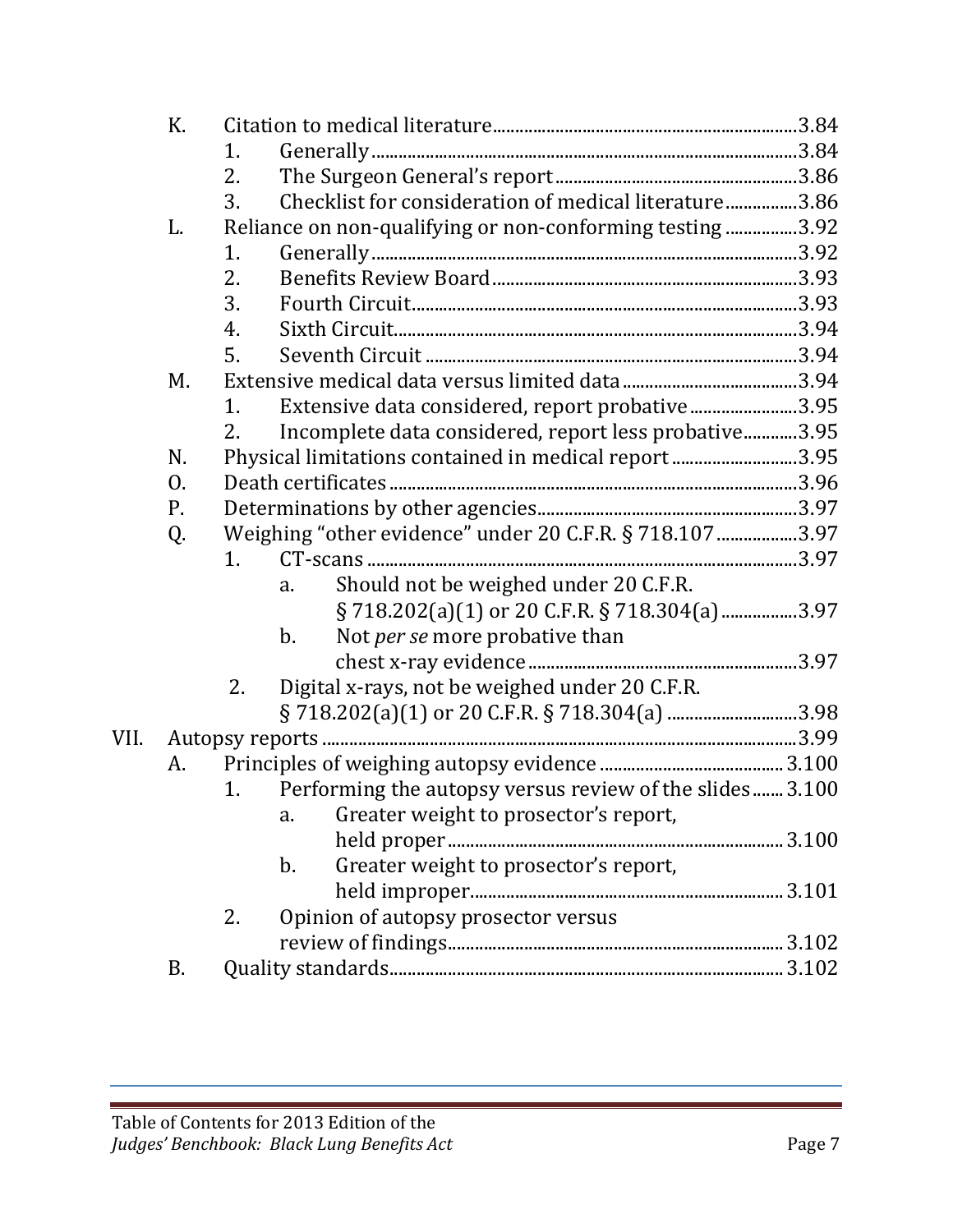- K. Citation to medical literature .......... 3.84
  - 1. Generally .......... 3.84
  - 2. The Surgeon General's report .......... 3.86
  - 3. Checklist for consideration of medical literature .......... 3.86
- L. Reliance on non-qualifying or non-conforming testing .......... 3.92
  - 1. Generally .......... 3.92
  - 2. Benefits Review Board .......... 3.93
  - 3. Fourth Circuit .......... 3.93
  - 4. Sixth Circuit .......... 3.94
  - 5. Seventh Circuit .......... 3.94
- M. Extensive medical data versus limited data .......... 3.94
  - 1. Extensive data considered, report probative .......... 3.95
  - 2. Incomplete data considered, report less probative .......... 3.95
- N. Physical limitations contained in medical report .......... 3.95
- O. Death certificates .......... 3.96
- P. Determinations by other agencies .......... 3.97
- Q. Weighing "other evidence" under 20 C.F.R. § 718.107 .......... 3.97
  - 1. CT-scans .......... 3.97
    - a. Should not be weighed under 20 C.F.R. § 718.202(a)(1) or 20 C.F.R. § 718.304(a) .......... 3.97
    - b. Not *per se* more probative than chest x-ray evidence .......... 3.97
  - 2. Digital x-rays, not be weighed under 20 C.F.R. § 718.202(a)(1) or 20 C.F.R. § 718.304(a) .......... 3.98

VII. Autopsy reports .......... 3.99

- A. Principles of weighing autopsy evidence .......... 3.100
  - 1. Performing the autopsy versus review of the slides .......... 3.100
    - a. Greater weight to prosector's report, held proper .......... 3.100
    - b. Greater weight to prosector's report, held improper .......... 3.101
  - 2. Opinion of autopsy prosector versus review of findings .......... 3.102
- B. Quality standards .......... 3.102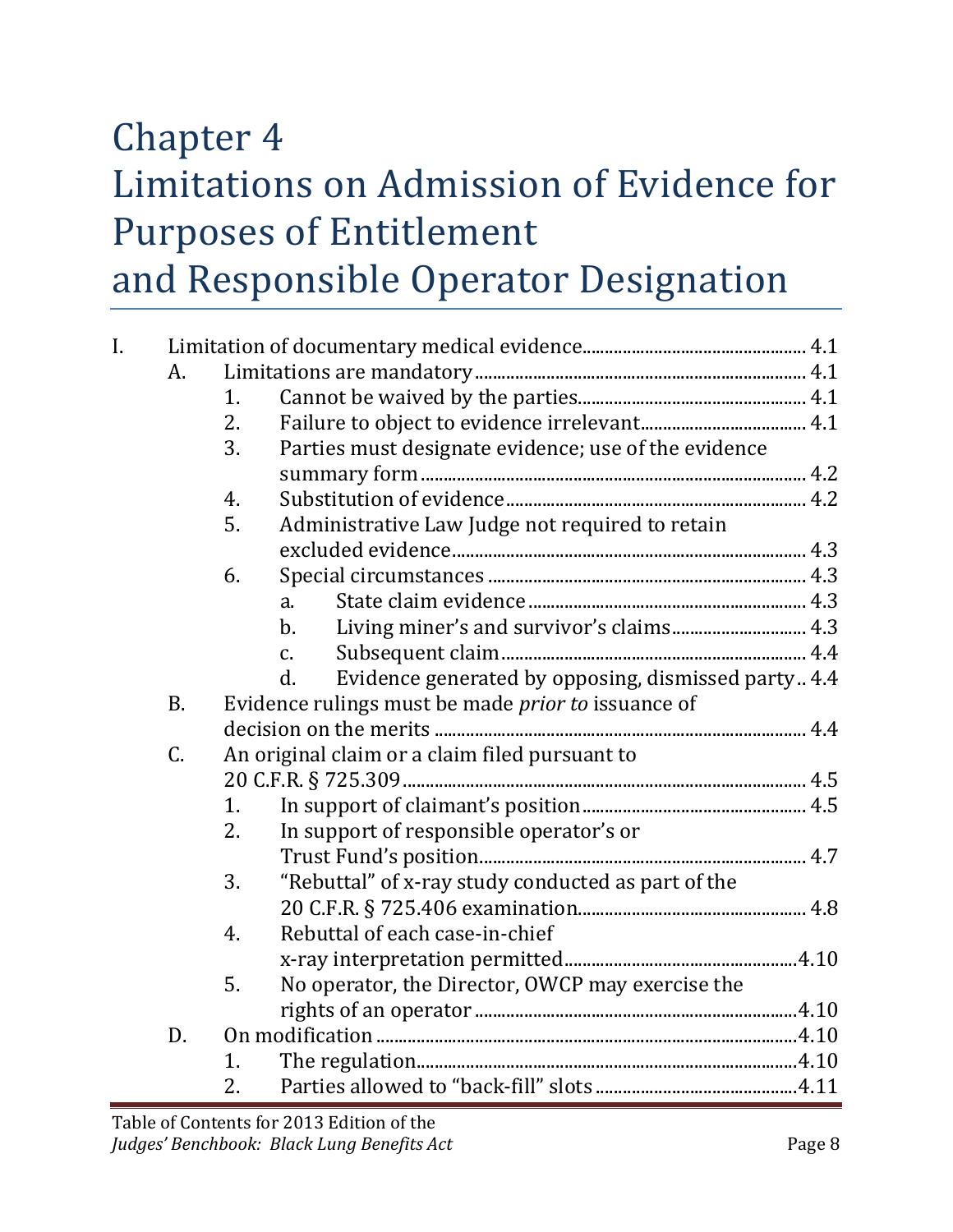# Chapter 4
# Limitations on Admission of Evidence for Purposes of Entitlement and Responsible Operator Designation

- I. Limitation of documentary medical evidence ........ 4.1
  - A. Limitations are mandatory ........ 4.1
    - 1. Cannot be waived by the parties ........ 4.1
    - 2. Failure to object to evidence irrelevant ........ 4.1
    - 3. Parties must designate evidence; use of the evidence summary form ........ 4.2
    - 4. Substitution of evidence ........ 4.2
    - 5. Administrative Law Judge not required to retain excluded evidence ........ 4.3
    - 6. Special circumstances ........ 4.3
      - a. State claim evidence ........ 4.3
      - b. Living miner's and survivor's claims ........ 4.3
      - c. Subsequent claim ........ 4.4
      - d. Evidence generated by opposing, dismissed party ........ 4.4
  - B. Evidence rulings must be made *prior to* issuance of decision on the merits ........ 4.4
  - C. An original claim or a claim filed pursuant to 20 C.F.R. § 725.309 ........ 4.5
    - 1. In support of claimant's position ........ 4.5
    - 2. In support of responsible operator's or Trust Fund's position ........ 4.7
    - 3. "Rebuttal" of x-ray study conducted as part of the 20 C.F.R. § 725.406 examination ........ 4.8
    - 4. Rebuttal of each case-in-chief x-ray interpretation permitted ........ 4.10
    - 5. No operator, the Director, OWCP may exercise the rights of an operator ........ 4.10
  - D. On modification ........ 4.10
    - 1. The regulation ........ 4.10
    - 2. Parties allowed to "back-fill" slots ........ 4.11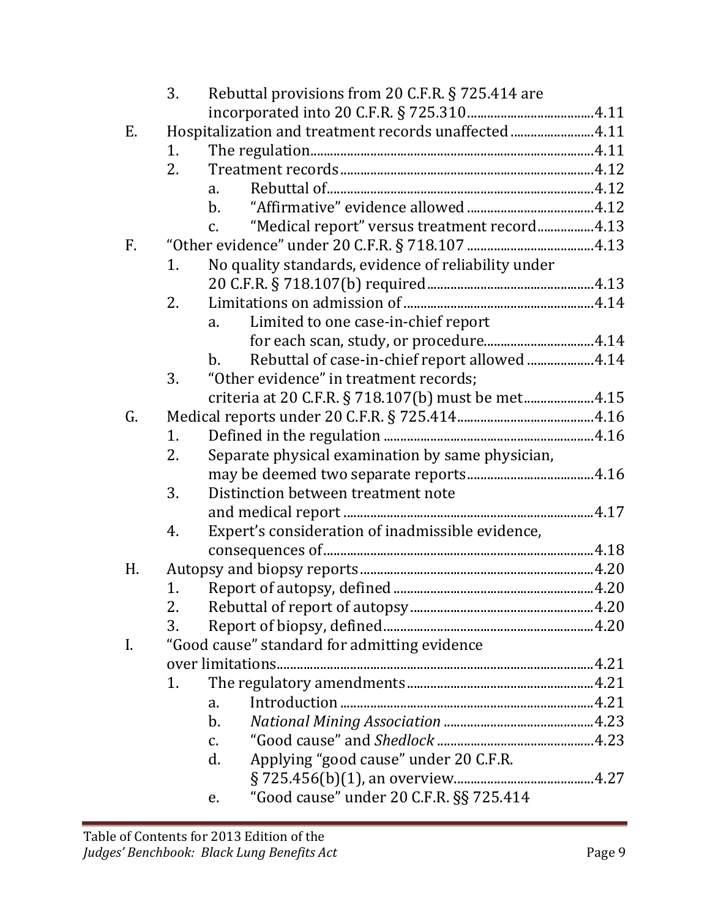- 3. Rebuttal provisions from 20 C.F.R. § 725.414 are incorporated into 20 C.F.R. § 725.310 ...... 4.11

E. Hospitalization and treatment records unaffected ...... 4.11
- 1. The regulation ...... 4.11
- 2. Treatment records ...... 4.12
  - a. Rebuttal of ...... 4.12
  - b. "Affirmative" evidence allowed ...... 4.12
  - c. "Medical report" versus treatment record ...... 4.13

F. "Other evidence" under 20 C.F.R. § 718.107 ...... 4.13
- 1. No quality standards, evidence of reliability under 20 C.F.R. § 718.107(b) required ...... 4.13
- 2. Limitations on admission of ...... 4.14
  - a. Limited to one case-in-chief report for each scan, study, or procedure ...... 4.14
  - b. Rebuttal of case-in-chief report allowed ...... 4.14
- 3. "Other evidence" in treatment records; criteria at 20 C.F.R. § 718.107(b) must be met ...... 4.15

G. Medical reports under 20 C.F.R. § 725.414 ...... 4.16
- 1. Defined in the regulation ...... 4.16
- 2. Separate physical examination by same physician, may be deemed two separate reports ...... 4.16
- 3. Distinction between treatment note and medical report ...... 4.17
- 4. Expert's consideration of inadmissible evidence, consequences of ...... 4.18

H. Autopsy and biopsy reports ...... 4.20
- 1. Report of autopsy, defined ...... 4.20
- 2. Rebuttal of report of autopsy ...... 4.20
- 3. Report of biopsy, defined ...... 4.20

I. "Good cause" standard for admitting evidence over limitations ...... 4.21
- 1. The regulatory amendments ...... 4.21
  - a. Introduction ...... 4.21
  - b. *National Mining Association* ...... 4.23
  - c. "Good cause" and *Shedlock* ...... 4.23
  - d. Applying "good cause" under 20 C.F.R. § 725.456(b)(1), an overview ...... 4.27
  - e. "Good cause" under 20 C.F.R. §§ 725.414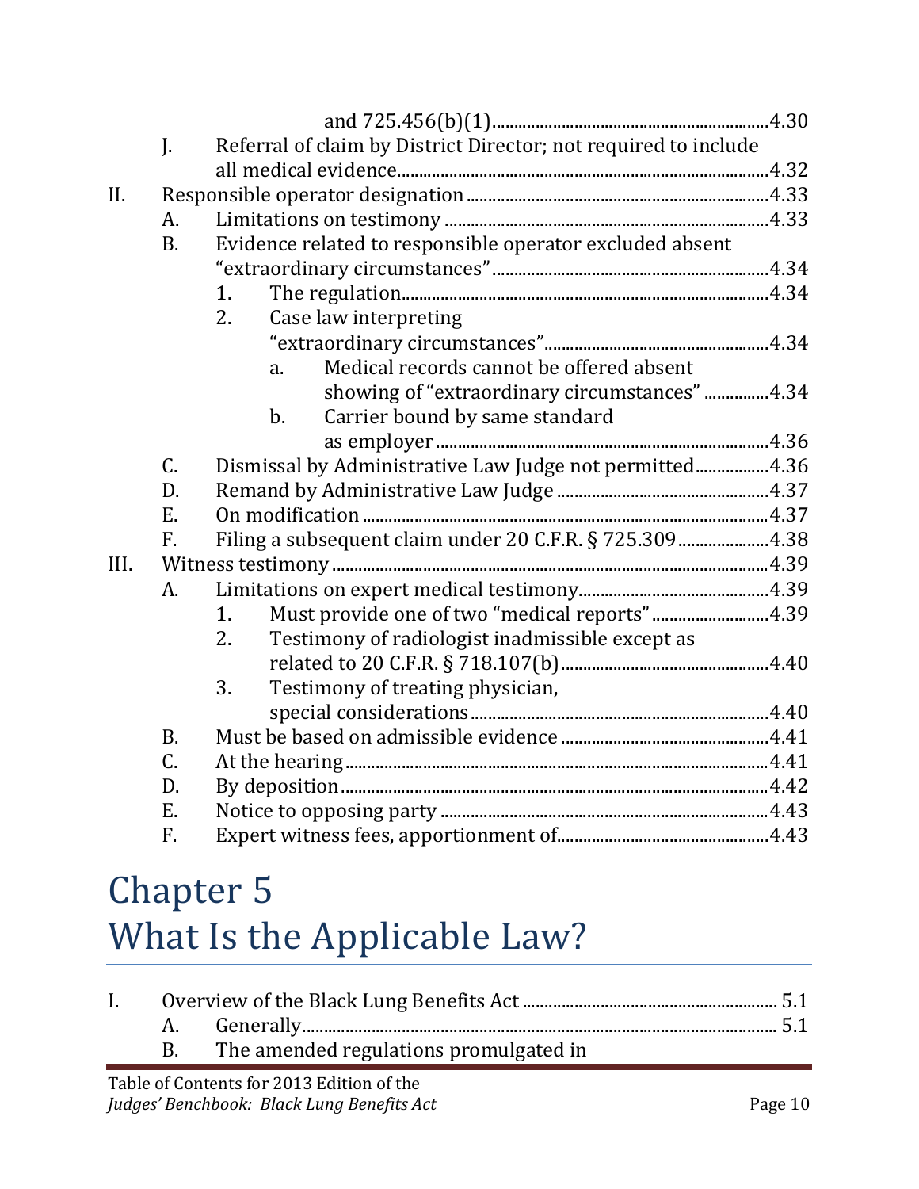and 725.456(b)(1) ....... 4.30

- J. Referral of claim by District Director; not required to include all medical evidence ....... 4.32

II. Responsible operator designation ....... 4.33
- A. Limitations on testimony ....... 4.33
- B. Evidence related to responsible operator excluded absent "extraordinary circumstances" ....... 4.34
  1. The regulation ....... 4.34
  2. Case law interpreting "extraordinary circumstances" ....... 4.34
     - a. Medical records cannot be offered absent showing of "extraordinary circumstances" ....... 4.34
     - b. Carrier bound by same standard as employer ....... 4.36
- C. Dismissal by Administrative Law Judge not permitted ....... 4.36
- D. Remand by Administrative Law Judge ....... 4.37
- E. On modification ....... 4.37
- F. Filing a subsequent claim under 20 C.F.R. § 725.309 ....... 4.38

III. Witness testimony ....... 4.39
- A. Limitations on expert medical testimony ....... 4.39
  1. Must provide one of two "medical reports" ....... 4.39
  2. Testimony of radiologist inadmissible except as related to 20 C.F.R. § 718.107(b) ....... 4.40
  3. Testimony of treating physician, special considerations ....... 4.40
- B. Must be based on admissible evidence ....... 4.41
- C. At the hearing ....... 4.41
- D. By deposition ....... 4.42
- E. Notice to opposing party ....... 4.43
- F. Expert witness fees, apportionment of ....... 4.43

# Chapter 5
# What Is the Applicable Law?

I. Overview of the Black Lung Benefits Act ....... 5.1
- A. Generally ....... 5.1
- B. The amended regulations promulgated in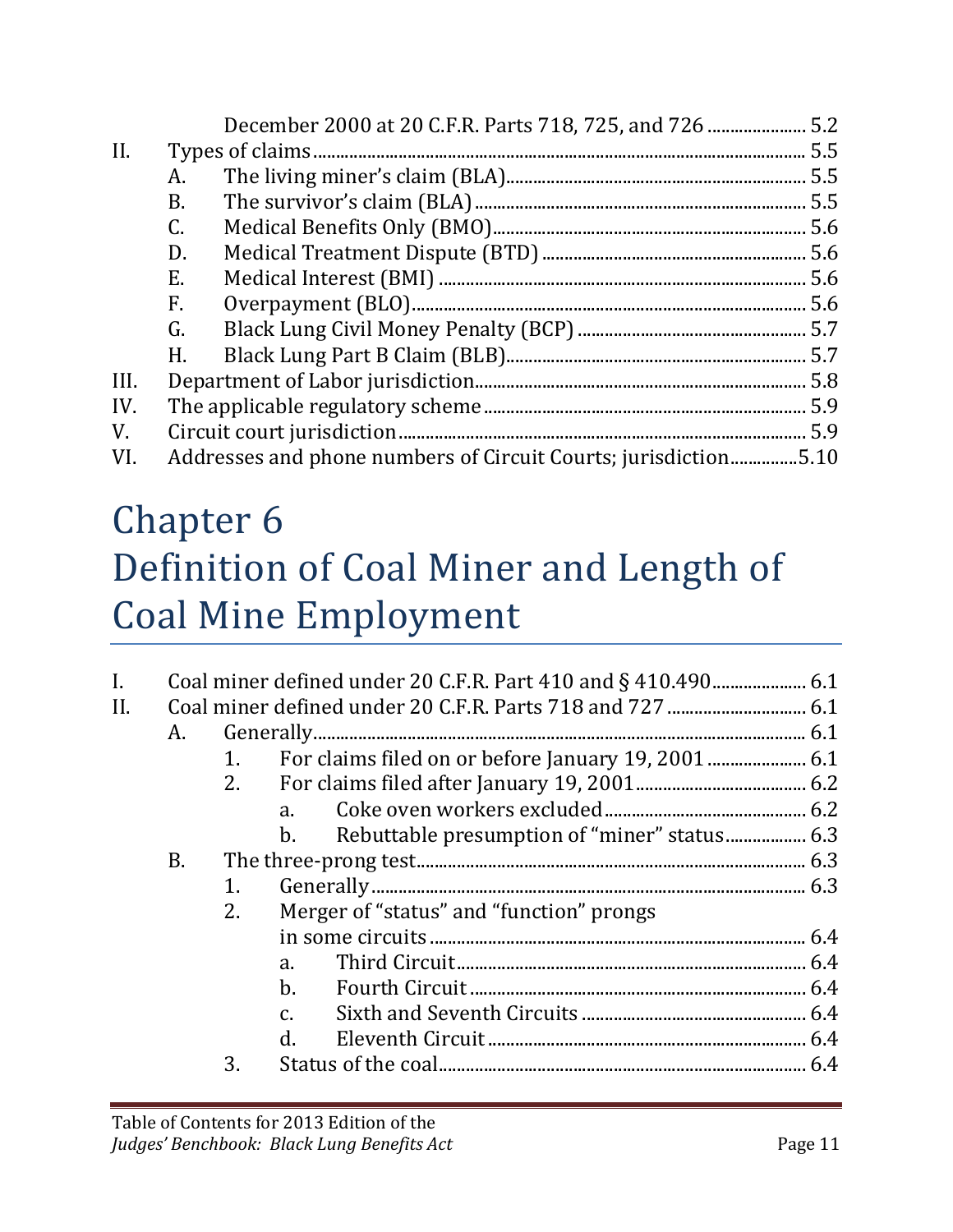December 2000 at 20 C.F.R. Parts 718, 725, and 726 ...................... 5.2

II. Types of claims ........................................................................................................ 5.5
   - A. The living miner's claim (BLA)................................................................ 5.5
   - B. The survivor's claim (BLA)........................................................................ 5.5
   - C. Medical Benefits Only (BMO)..................................................................... 5.6
   - D. Medical Treatment Dispute (BTD) .......................................................... 5.6
   - E. Medical Interest (BMI) ................................................................................ 5.6
   - F. Overpayment (BLO)....................................................................................... 5.6
   - G. Black Lung Civil Money Penalty (BCP) .................................................. 5.7
   - H. Black Lung Part B Claim (BLB)................................................................. 5.7

III. Department of Labor jurisdiction......................................................................... 5.8

IV. The applicable regulatory scheme ...................................................................... 5.9

V. Circuit court jurisdiction ......................................................................................... 5.9

VI. Addresses and phone numbers of Circuit Courts; jurisdiction..............5.10

# Chapter 6
# Definition of Coal Miner and Length of Coal Mine Employment

I. Coal miner defined under 20 C.F.R. Part 410 and § 410.490.................... 6.1

II. Coal miner defined under 20 C.F.R. Parts 718 and 727 ............................. 6.1
   - A. Generally........................................................................................................... 6.1
     - 1. For claims filed on or before January 19, 2001 ...................... 6.1
     - 2. For claims filed after January 19, 2001..................................... 6.2
       - a. Coke oven workers excluded............................................ 6.2
       - b. Rebuttable presumption of "miner" status.................. 6.3
   - B. The three-prong test..................................................................................... 6.3
     - 1. Generally ............................................................................................... 6.3
     - 2. Merger of "status" and "function" prongs in some circuits .................................................................................. 6.4
       - a. Third Circuit............................................................................ 6.4
       - b. Fourth Circuit .......................................................................... 6.4
       - c. Sixth and Seventh Circuits ................................................ 6.4
       - d. Eleventh Circuit ..................................................................... 6.4
     - 3. Status of the coal................................................................................. 6.4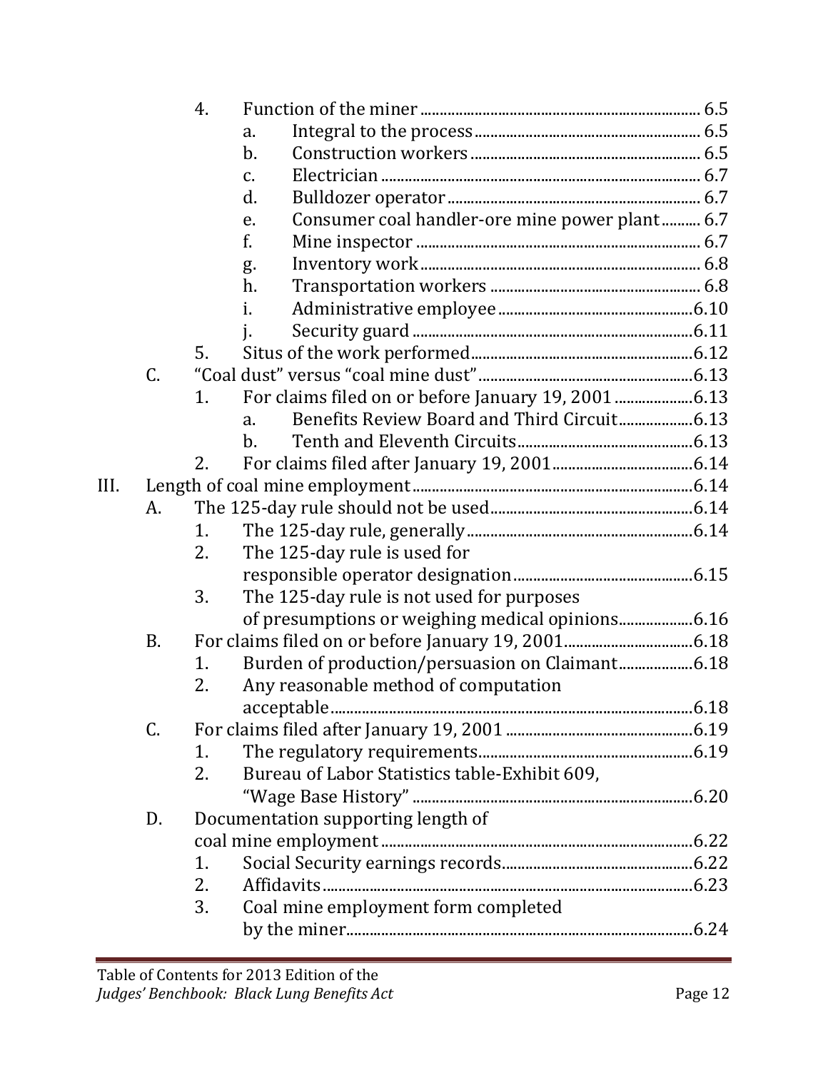4. Function of the miner ........................................................................ 6.5
   a. Integral to the process .......................................................... 6.5
   b. Construction workers ............................................................ 6.5
   c. Electrician ................................................................................. 6.7
   d. Bulldozer operator ................................................................. 6.7
   e. Consumer coal handler-ore mine power plant.......... 6.7
   f. Mine inspector ......................................................................... 6.7
   g. Inventory work ........................................................................ 6.8
   h. Transportation workers ...................................................... 6.8
   i. Administrative employee ..................................................6.10
   j. Security guard .......................................................................6.11
5. Situs of the work performed..........................................................6.12

C. "Coal dust" versus "coal mine dust".......................................................6.13
   1. For claims filed on or before January 19, 2001 ....................6.13
      a. Benefits Review Board and Third Circuit...................6.13
      b. Tenth and Eleventh Circuits.............................................6.13
   2. For claims filed after January 19, 2001....................................6.14

III. Length of coal mine employment.......................................................................6.14
   A. The 125-day rule should not be used....................................................6.14
      1. The 125-day rule, generally..........................................................6.14
      2. The 125-day rule is used for responsible operator designation..............................................6.15
      3. The 125-day rule is not used for purposes of presumptions or weighing medical opinions...................6.16
   B. For claims filed on or before January 19, 2001.................................6.18
      1. Burden of production/persuasion on Claimant...................6.18
      2. Any reasonable method of computation acceptable............................................................................................6.18
   C. For claims filed after January 19, 2001 ................................................6.19
      1. The regulatory requirements.......................................................6.19
      2. Bureau of Labor Statistics table-Exhibit 609, "Wage Base History" ........................................................................6.20
   D. Documentation supporting length of coal mine employment ...............................................................................6.22
      1. Social Security earnings records.................................................6.22
      2. Affidavits..............................................................................................6.23
      3. Coal mine employment form completed by the miner........................................................................................6.24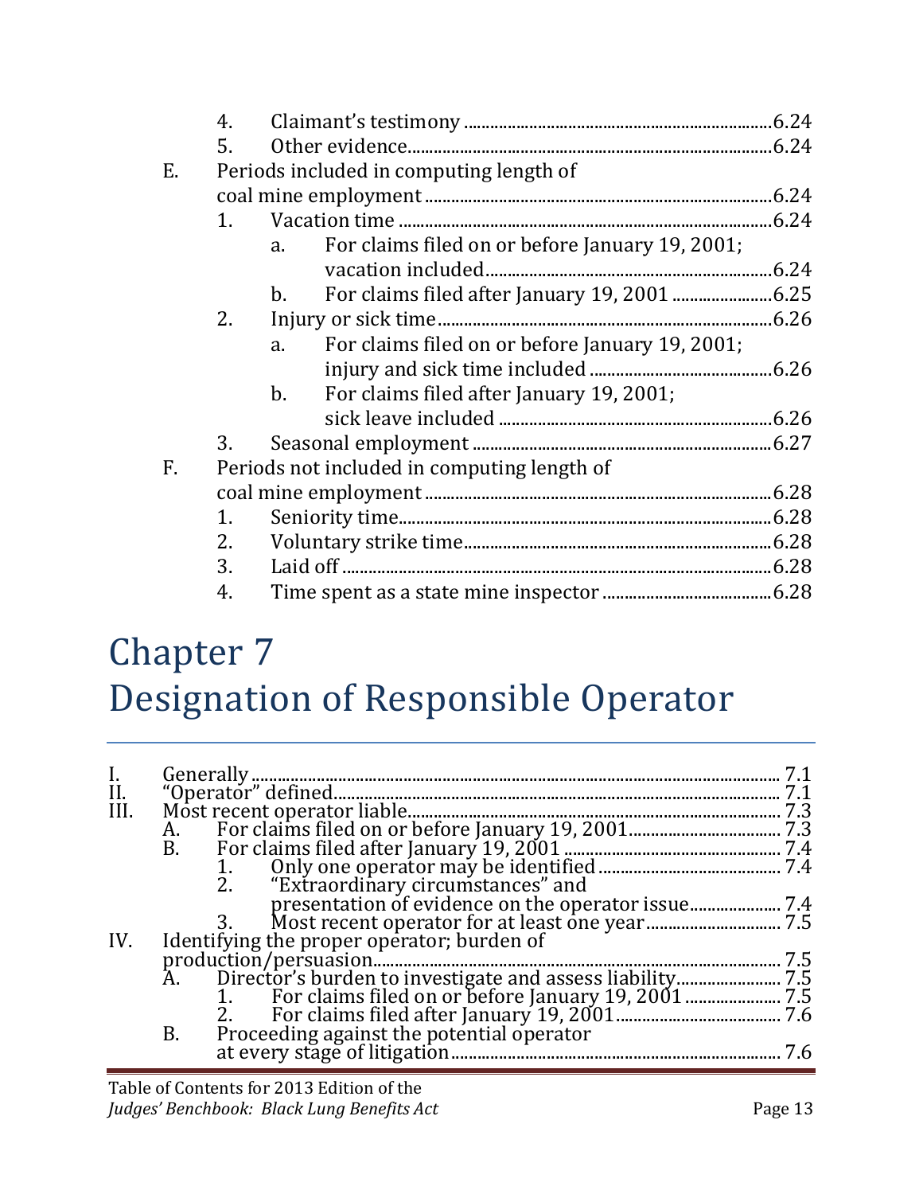4. Claimant's testimony ........ 6.24
5. Other evidence ........ 6.24

E. Periods included in computing length of coal mine employment ........ 6.24
   1. Vacation time ........ 6.24
      a. For claims filed on or before January 19, 2001; vacation included ........ 6.24
      b. For claims filed after January 19, 2001 ........ 6.25
   2. Injury or sick time ........ 6.26
      a. For claims filed on or before January 19, 2001; injury and sick time included ........ 6.26
      b. For claims filed after January 19, 2001; sick leave included ........ 6.26
   3. Seasonal employment ........ 6.27

F. Periods not included in computing length of coal mine employment ........ 6.28
   1. Seniority time ........ 6.28
   2. Voluntary strike time ........ 6.28
   3. Laid off ........ 6.28
   4. Time spent as a state mine inspector ........ 6.28

# Chapter 7
# Designation of Responsible Operator

I. Generally ........ 7.1
II. "Operator" defined ........ 7.1
III. Most recent operator liable ........ 7.3
   A. For claims filed on or before January 19, 2001 ........ 7.3
   B. For claims filed after January 19, 2001 ........ 7.4
      1. Only one operator may be identified ........ 7.4
      2. "Extraordinary circumstances" and presentation of evidence on the operator issue ........ 7.4
      3. Most recent operator for at least one year ........ 7.5
IV. Identifying the proper operator; burden of production/persuasion ........ 7.5
   A. Director's burden to investigate and assess liability ........ 7.5
      1. For claims filed on or before January 19, 2001 ........ 7.5
      2. For claims filed after January 19, 2001 ........ 7.6
   B. Proceeding against the potential operator at every stage of litigation ........ 7.6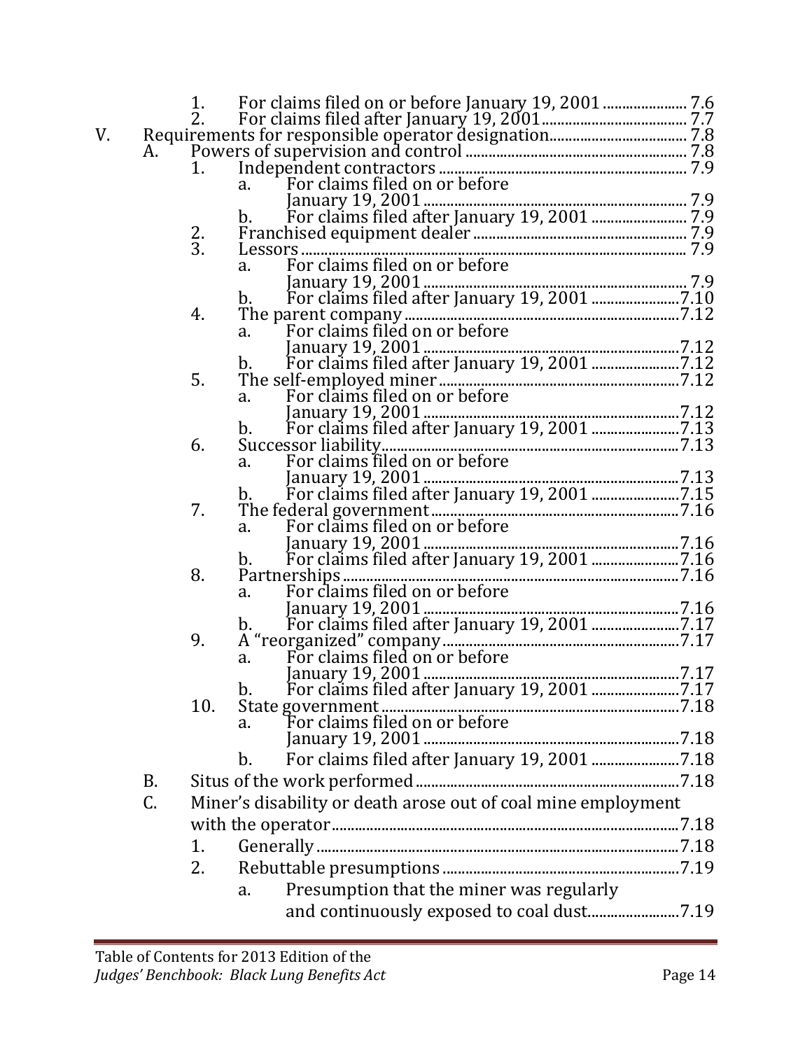1. For claims filed on or before January 19, 2001 ..................... 7.6
2. For claims filed after January 19, 2001..................................... 7.7

V. Requirements for responsible operator designation.................................... 7.8
   - A. Powers of supervision and control ......................................................... 7.8
     1. Independent contractors ................................................................ 7.9
        - a. For claims filed on or before January 19, 2001 .................................................................... 7.9
        - b. For claims filed after January 19, 2001 ........................ 7.9
     2. Franchised equipment dealer ....................................................... 7.9
     3. Lessors ................................................................................................... 7.9
        - a. For claims filed on or before January 19, 2001 .................................................................... 7.9
        - b. For claims filed after January 19, 2001 ......................7.10
     4. The parent company......................................................................7.12
        - a. For claims filed on or before January 19, 2001 ..................................................................7.12
        - b. For claims filed after January 19, 2001 ......................7.12
     5. The self-employed miner.............................................................7.12
        - a. For claims filed on or before January 19, 2001 ..................................................................7.12
        - b. For claims filed after January 19, 2001 ......................7.13
     6. Successor liability............................................................................7.13
        - a. For claims filed on or before January 19, 2001 ..................................................................7.13
        - b. For claims filed after January 19, 2001 ......................7.15
     7. The federal government................................................................7.16
        - a. For claims filed on or before January 19, 2001 ..................................................................7.16
        - b. For claims filed after January 19, 2001 ......................7.16
     8. Partnerships.......................................................................................7.16
        - a. For claims filed on or before January 19, 2001 ..................................................................7.16
        - b. For claims filed after January 19, 2001 ......................7.17
     9. A "reorganized" company.............................................................7.17
        - a. For claims filed on or before January 19, 2001 ..................................................................7.17
        - b. For claims filed after January 19, 2001 ......................7.17
     10. State government.............................................................................7.18
         - a. For claims filed on or before January 19, 2001 ..................................................................7.18
         - b. For claims filed after January 19, 2001 ......................7.18
   - B. Situs of the work performed....................................................................7.18
   - C. Miner's disability or death arose out of coal mine employment with the operator..........................................................................................7.18
     1. Generally ..............................................................................................7.18
     2. Rebuttable presumptions .............................................................7.19
        - a. Presumption that the miner was regularly and continuously exposed to coal dust........................7.19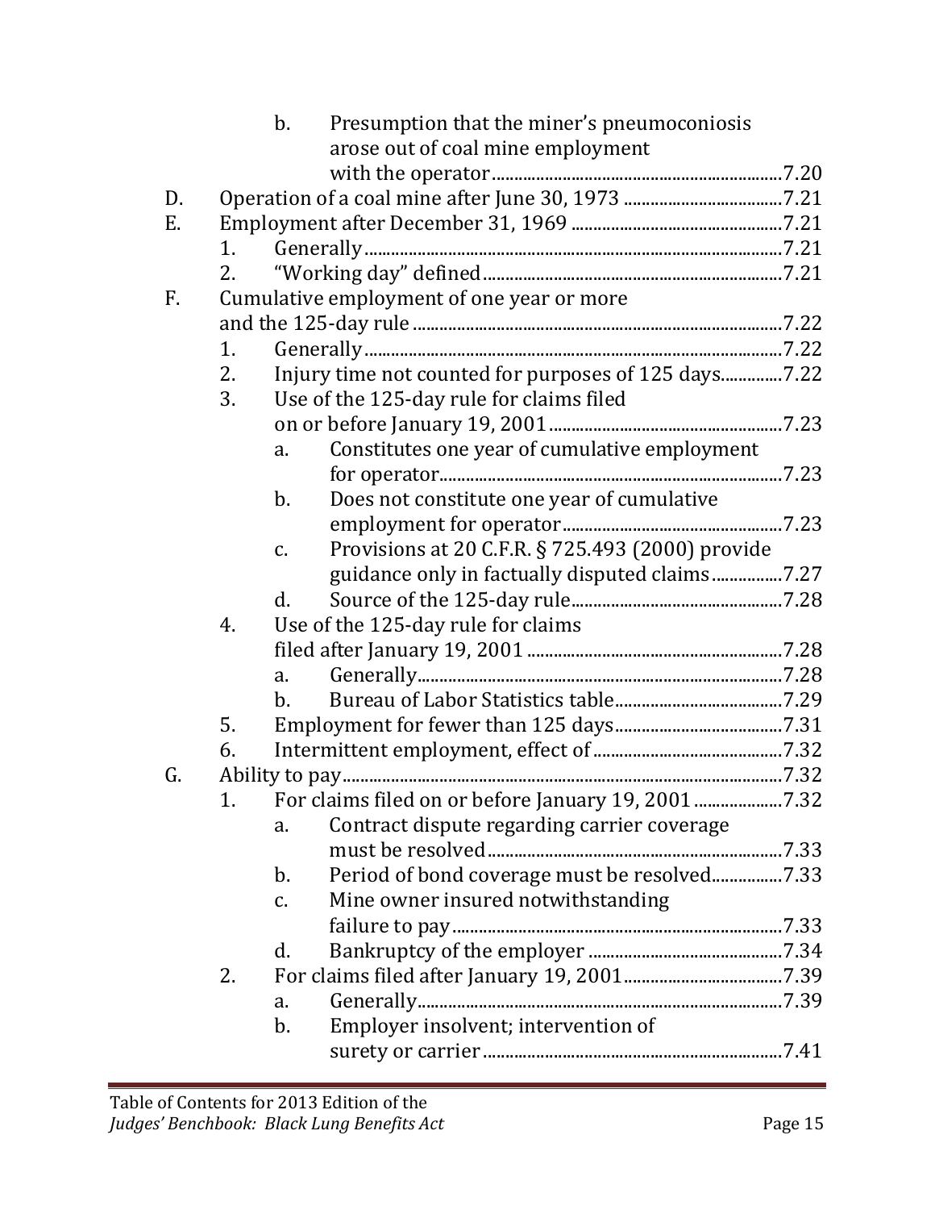b. Presumption that the miner's pneumoconiosis arose out of coal mine employment with the operator ......7.20

D. Operation of a coal mine after June 30, 1973 ......7.21

E. Employment after December 31, 1969 ......7.21

1. Generally ......7.21
2. "Working day" defined ......7.21

F. Cumulative employment of one year or more and the 125-day rule ......7.22

1. Generally ......7.22
2. Injury time not counted for purposes of 125 days ......7.22
3. Use of the 125-day rule for claims filed on or before January 19, 2001 ......7.23
   a. Constitutes one year of cumulative employment for operator ......7.23
   b. Does not constitute one year of cumulative employment for operator ......7.23
   c. Provisions at 20 C.F.R. § 725.493 (2000) provide guidance only in factually disputed claims ......7.27
   d. Source of the 125-day rule ......7.28
4. Use of the 125-day rule for claims filed after January 19, 2001 ......7.28
   a. Generally ......7.28
   b. Bureau of Labor Statistics table ......7.29
5. Employment for fewer than 125 days ......7.31
6. Intermittent employment, effect of ......7.32

G. Ability to pay ......7.32

1. For claims filed on or before January 19, 2001 ......7.32
   a. Contract dispute regarding carrier coverage must be resolved ......7.33
   b. Period of bond coverage must be resolved ......7.33
   c. Mine owner insured notwithstanding failure to pay ......7.33
   d. Bankruptcy of the employer ......7.34
2. For claims filed after January 19, 2001 ......7.39
   a. Generally ......7.39
   b. Employer insolvent; intervention of surety or carrier ......7.41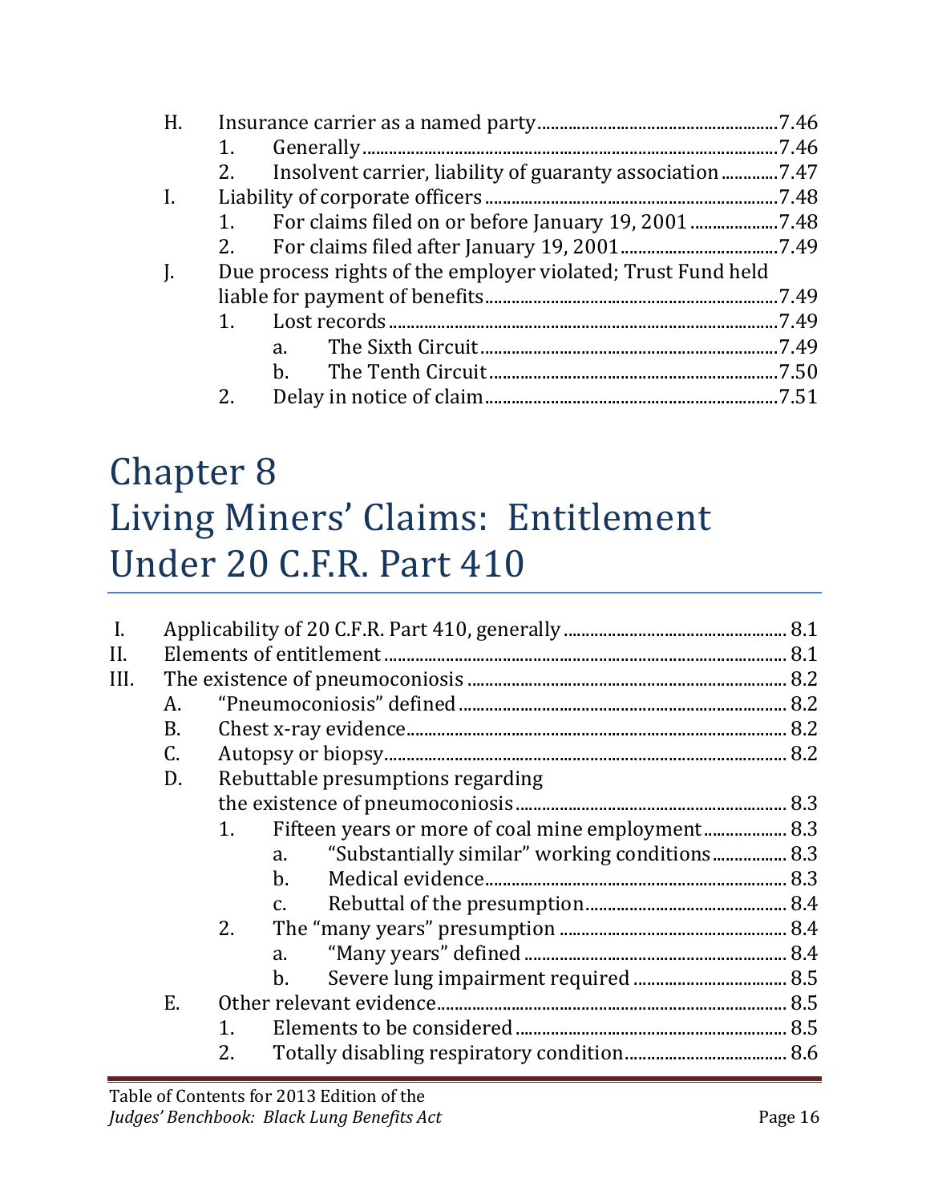- H. Insurance carrier as a named party ....... 7.46
  - 1. Generally ....... 7.46
  - 2. Insolvent carrier, liability of guaranty association ....... 7.47
- I. Liability of corporate officers ....... 7.48
  - 1. For claims filed on or before January 19, 2001 ....... 7.48
  - 2. For claims filed after January 19, 2001 ....... 7.49
- J. Due process rights of the employer violated; Trust Fund held liable for payment of benefits ....... 7.49
  - 1. Lost records ....... 7.49
    - a. The Sixth Circuit ....... 7.49
    - b. The Tenth Circuit ....... 7.50
  - 2. Delay in notice of claim ....... 7.51

# Chapter 8
# Living Miners' Claims: Entitlement Under 20 C.F.R. Part 410

- I. Applicability of 20 C.F.R. Part 410, generally ....... 8.1
- II. Elements of entitlement ....... 8.1
- III. The existence of pneumoconiosis ....... 8.2
  - A. "Pneumoconiosis" defined ....... 8.2
  - B. Chest x-ray evidence ....... 8.2
  - C. Autopsy or biopsy ....... 8.2
  - D. Rebuttable presumptions regarding the existence of pneumoconiosis ....... 8.3
    - 1. Fifteen years or more of coal mine employment ....... 8.3
      - a. "Substantially similar" working conditions ....... 8.3
      - b. Medical evidence ....... 8.3
      - c. Rebuttal of the presumption ....... 8.4
    - 2. The "many years" presumption ....... 8.4
      - a. "Many years" defined ....... 8.4
      - b. Severe lung impairment required ....... 8.5
  - E. Other relevant evidence ....... 8.5
    - 1. Elements to be considered ....... 8.5
    - 2. Totally disabling respiratory condition ....... 8.6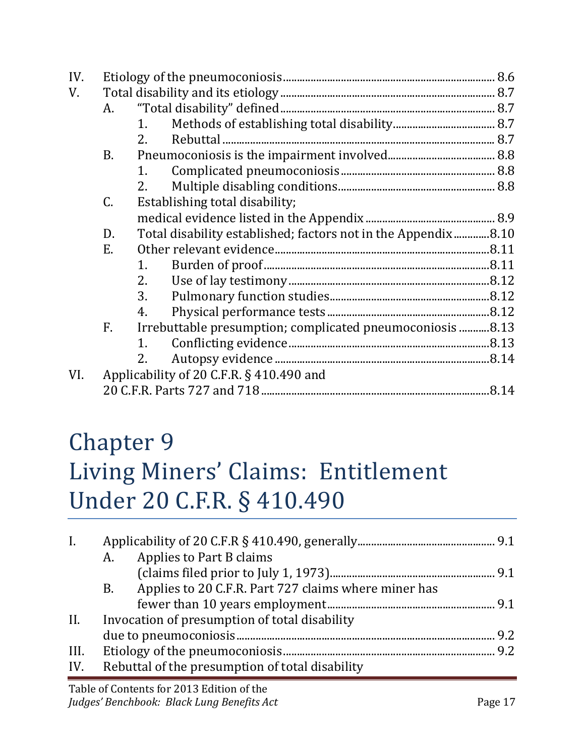IV. Etiology of the pneumoconiosis ........ 8.6
V. Total disability and its etiology ........ 8.7
  A. "Total disability" defined ........ 8.7
    1. Methods of establishing total disability ........ 8.7
    2. Rebuttal ........ 8.7
  B. Pneumoconiosis is the impairment involved ........ 8.8
    1. Complicated pneumoconiosis ........ 8.8
    2. Multiple disabling conditions ........ 8.8
  C. Establishing total disability; medical evidence listed in the Appendix ........ 8.9
  D. Total disability established; factors not in the Appendix ........ 8.10
  E. Other relevant evidence ........ 8.11
    1. Burden of proof ........ 8.11
    2. Use of lay testimony ........ 8.12
    3. Pulmonary function studies ........ 8.12
    4. Physical performance tests ........ 8.12
  F. Irrebuttable presumption; complicated pneumoconiosis ........ 8.13
    1. Conflicting evidence ........ 8.13
    2. Autopsy evidence ........ 8.14
VI. Applicability of 20 C.F.R. § 410.490 and 20 C.F.R. Parts 727 and 718 ........ 8.14

# Chapter 9
# Living Miners' Claims: Entitlement Under 20 C.F.R. § 410.490

I. Applicability of 20 C.F.R § 410.490, generally ........ 9.1
  A. Applies to Part B claims (claims filed prior to July 1, 1973) ........ 9.1
  B. Applies to 20 C.F.R. Part 727 claims where miner has fewer than 10 years employment ........ 9.1
II. Invocation of presumption of total disability due to pneumoconiosis ........ 9.2
III. Etiology of the pneumoconiosis ........ 9.2
IV. Rebuttal of the presumption of total disability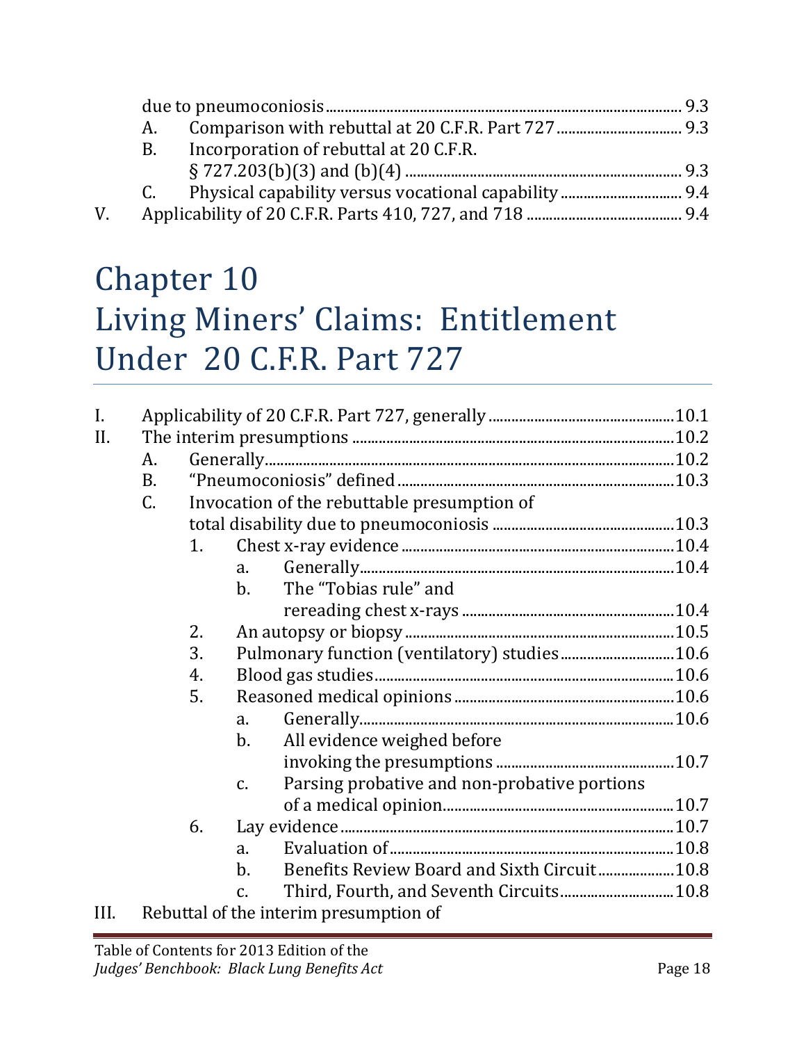due to pneumoconiosis ........ 9.3
- A. Comparison with rebuttal at 20 C.F.R. Part 727 ........ 9.3
- B. Incorporation of rebuttal at 20 C.F.R. § 727.203(b)(3) and (b)(4) ........ 9.3
- C. Physical capability versus vocational capability ........ 9.4

V. Applicability of 20 C.F.R. Parts 410, 727, and 718 ........ 9.4

# Chapter 10
# Living Miners' Claims: Entitlement Under 20 C.F.R. Part 727

I. Applicability of 20 C.F.R. Part 727, generally ........ 10.1

II. The interim presumptions ........ 10.2
- A. Generally ........ 10.2
- B. "Pneumoconiosis" defined ........ 10.3
- C. Invocation of the rebuttable presumption of total disability due to pneumoconiosis ........ 10.3
  1. Chest x-ray evidence ........ 10.4
     - a. Generally ........ 10.4
     - b. The "Tobias rule" and rereading chest x-rays ........ 10.4
  2. An autopsy or biopsy ........ 10.5
  3. Pulmonary function (ventilatory) studies ........ 10.6
  4. Blood gas studies ........ 10.6
  5. Reasoned medical opinions ........ 10.6
     - a. Generally ........ 10.6
     - b. All evidence weighed before invoking the presumptions ........ 10.7
     - c. Parsing probative and non-probative portions of a medical opinion ........ 10.7
  6. Lay evidence ........ 10.7
     - a. Evaluation of ........ 10.8
     - b. Benefits Review Board and Sixth Circuit ........ 10.8
     - c. Third, Fourth, and Seventh Circuits ........ 10.8

III. Rebuttal of the interim presumption of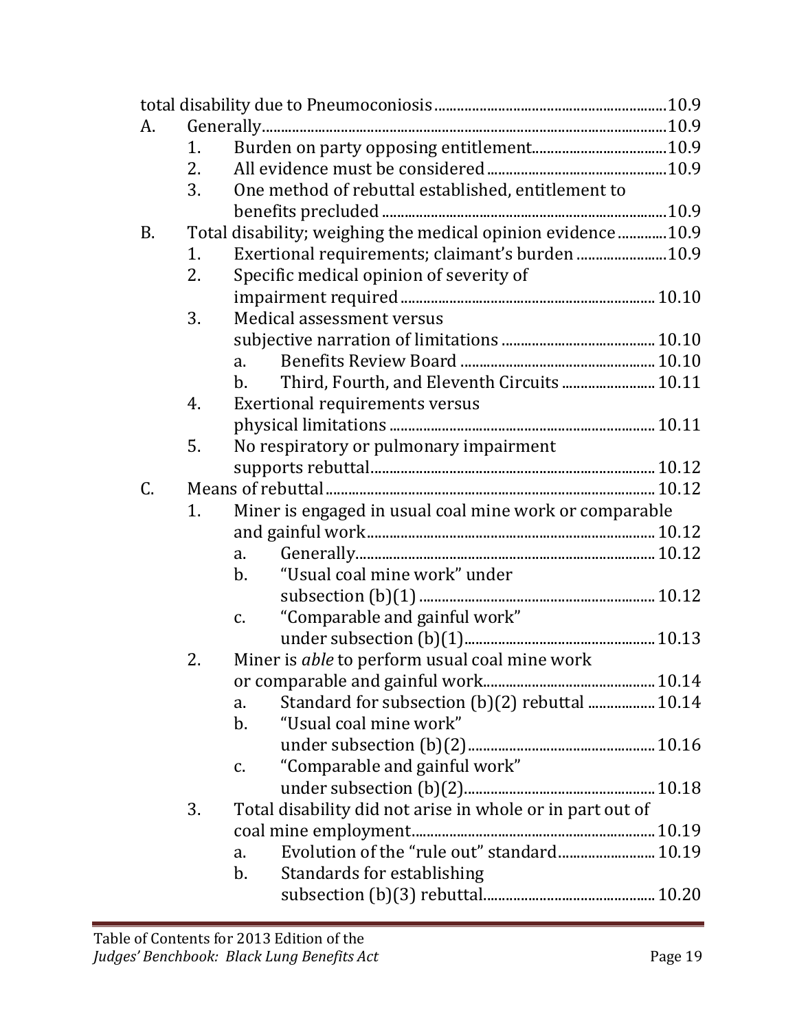total disability due to Pneumoconiosis ............................................................ 10.9

A. Generally ............................................................................................ 10.9
   1. Burden on party opposing entitlement ................................... 10.9
   2. All evidence must be considered ............................................... 10.9
   3. One method of rebuttal established, entitlement to benefits precluded .......................................................................... 10.9

B. Total disability; weighing the medical opinion evidence ............ 10.9
   1. Exertional requirements; claimant's burden ....................... 10.9
   2. Specific medical opinion of severity of impairment required .................................................................. 10.10
   3. Medical assessment versus subjective narration of limitations ........................................ 10.10
      a. Benefits Review Board ................................................... 10.10
      b. Third, Fourth, and Eleventh Circuits ........................ 10.11
   4. Exertional requirements versus physical limitations ..................................................................... 10.11
   5. No respiratory or pulmonary impairment supports rebuttal .......................................................................... 10.12

C. Means of rebuttal ................................................................................. 10.12
   1. Miner is engaged in usual coal mine work or comparable and gainful work ........................................................................... 10.12
      a. Generally .............................................................................. 10.12
      b. "Usual coal mine work" under subsection (b)(1) ............................................................ 10.12
      c. "Comparable and gainful work" under subsection (b)(1) ................................................. 10.13
   2. Miner is *able* to perform usual coal mine work or comparable and gainful work ............................................ 10.14
      a. Standard for subsection (b)(2) rebuttal ................. 10.14
      b. "Usual coal mine work" under subsection (b)(2) ................................................ 10.16
      c. "Comparable and gainful work" under subsection (b)(2) ................................................. 10.18
   3. Total disability did not arise in whole or in part out of coal mine employment ............................................................... 10.19
      a. Evolution of the "rule out" standard ......................... 10.19
      b. Standards for establishing subsection (b)(3) rebuttal ............................................ 10.20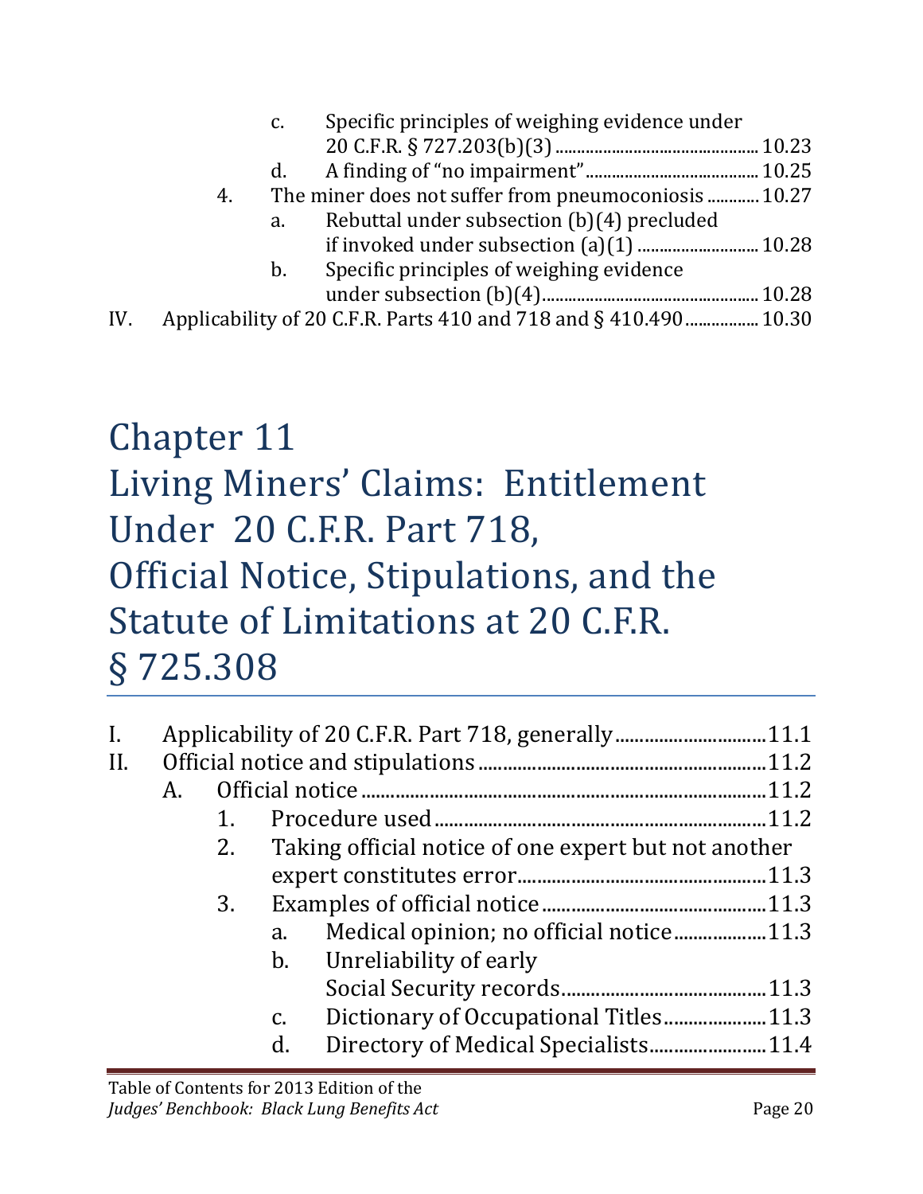c. Specific principles of weighing evidence under 20 C.F.R. § 727.203(b)(3) ........................................ 10.23
d. A finding of "no impairment" ........................................ 10.25
4. The miner does not suffer from pneumoconiosis ............ 10.27
a. Rebuttal under subsection (b)(4) precluded if invoked under subsection (a)(1) ........................... 10.28
b. Specific principles of weighing evidence under subsection (b)(4) ................................................ 10.28

IV. Applicability of 20 C.F.R. Parts 410 and 718 and § 410.490 ................ 10.30

# Chapter 11 Living Miners' Claims: Entitlement Under 20 C.F.R. Part 718, Official Notice, Stipulations, and the Statute of Limitations at 20 C.F.R. § 725.308

I. Applicability of 20 C.F.R. Part 718, generally .............................. 11.1

II. Official notice and stipulations ............................................................ 11.2

- A. Official notice ................................................................................... 11.2
  - 1. Procedure used ................................................................... 11.2
  - 2. Taking official notice of one expert but not another expert constitutes error .................................................. 11.3
  - 3. Examples of official notice ............................................. 11.3
    - a. Medical opinion; no official notice ................... 11.3
    - b. Unreliability of early Social Security records ......................................... 11.3
    - c. Dictionary of Occupational Titles ..................... 11.3
    - d. Directory of Medical Specialists ........................ 11.4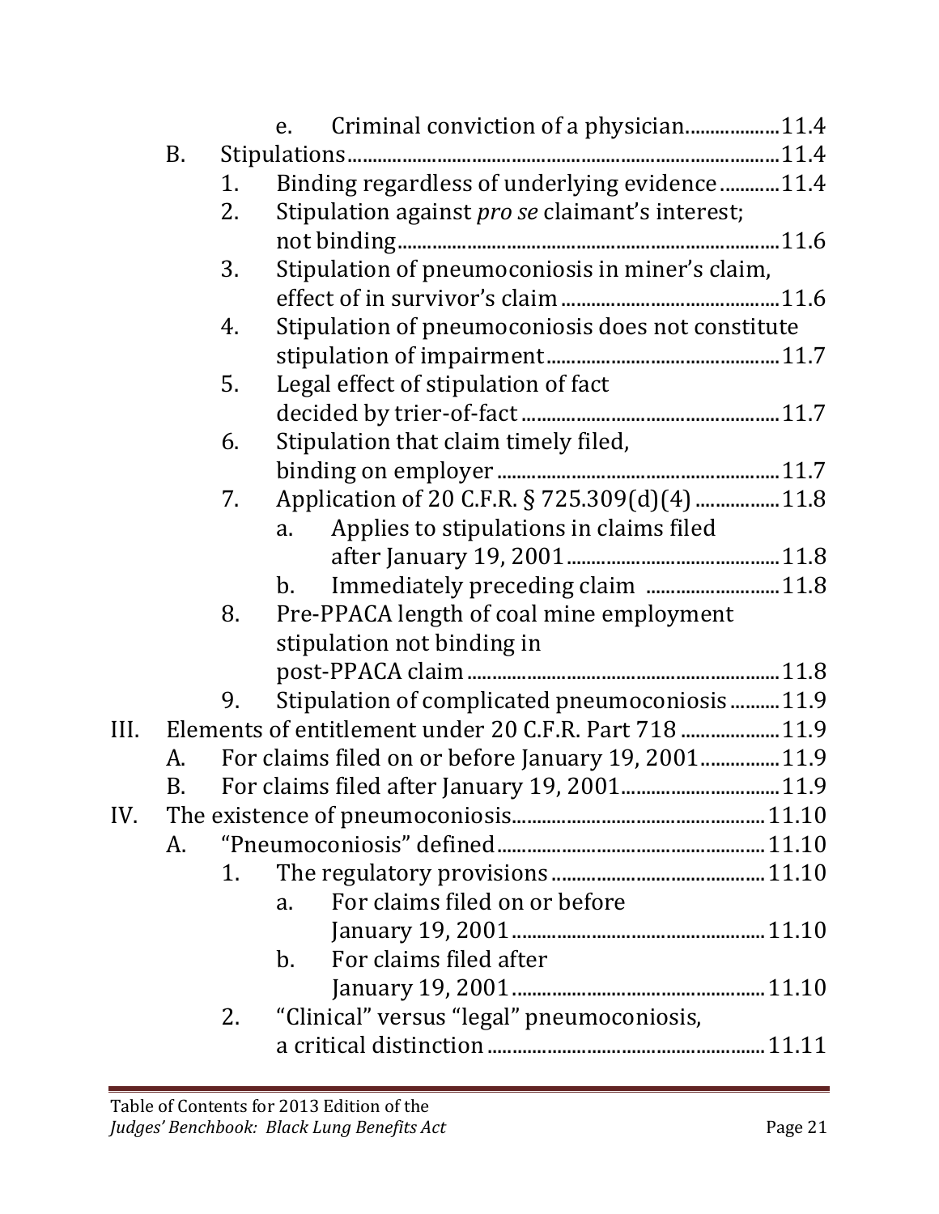- e. Criminal conviction of a physician....................11.4
- B. Stipulations........................................................................................11.4
  1. Binding regardless of underlying evidence............11.4
  2. Stipulation against *pro se* claimant's interest; not binding.............................................................................11.6
  3. Stipulation of pneumoconiosis in miner's claim, effect of in survivor's claim............................................11.6
  4. Stipulation of pneumoconiosis does not constitute stipulation of impairment..............................................11.7
  5. Legal effect of stipulation of fact decided by trier-of-fact....................................................11.7
  6. Stipulation that claim timely filed, binding on employer.........................................................11.7
  7. Application of 20 C.F.R. § 725.309(d)(4)..................11.8
     - a. Applies to stipulations in claims filed after January 19, 2001..........................................11.8
     - b. Immediately preceding claim ...........................11.8
  8. Pre-PPACA length of coal mine employment stipulation not binding in post-PPACA claim..............................................................11.8
  9. Stipulation of complicated pneumoconiosis...........11.9

III. Elements of entitlement under 20 C.F.R. Part 718.....................11.9
- A. For claims filed on or before January 19, 2001................11.9
- B. For claims filed after January 19, 2001.................................11.9

IV. The existence of pneumoconiosis...................................................11.10
- A. "Pneumoconiosis" defined.......................................................11.10
  1. The regulatory provisions...........................................11.10
     - a. For claims filed on or before January 19, 2001...................................................11.10
     - b. For claims filed after January 19, 2001...................................................11.10
  2. "Clinical" versus "legal" pneumoconiosis, a critical distinction.........................................................11.11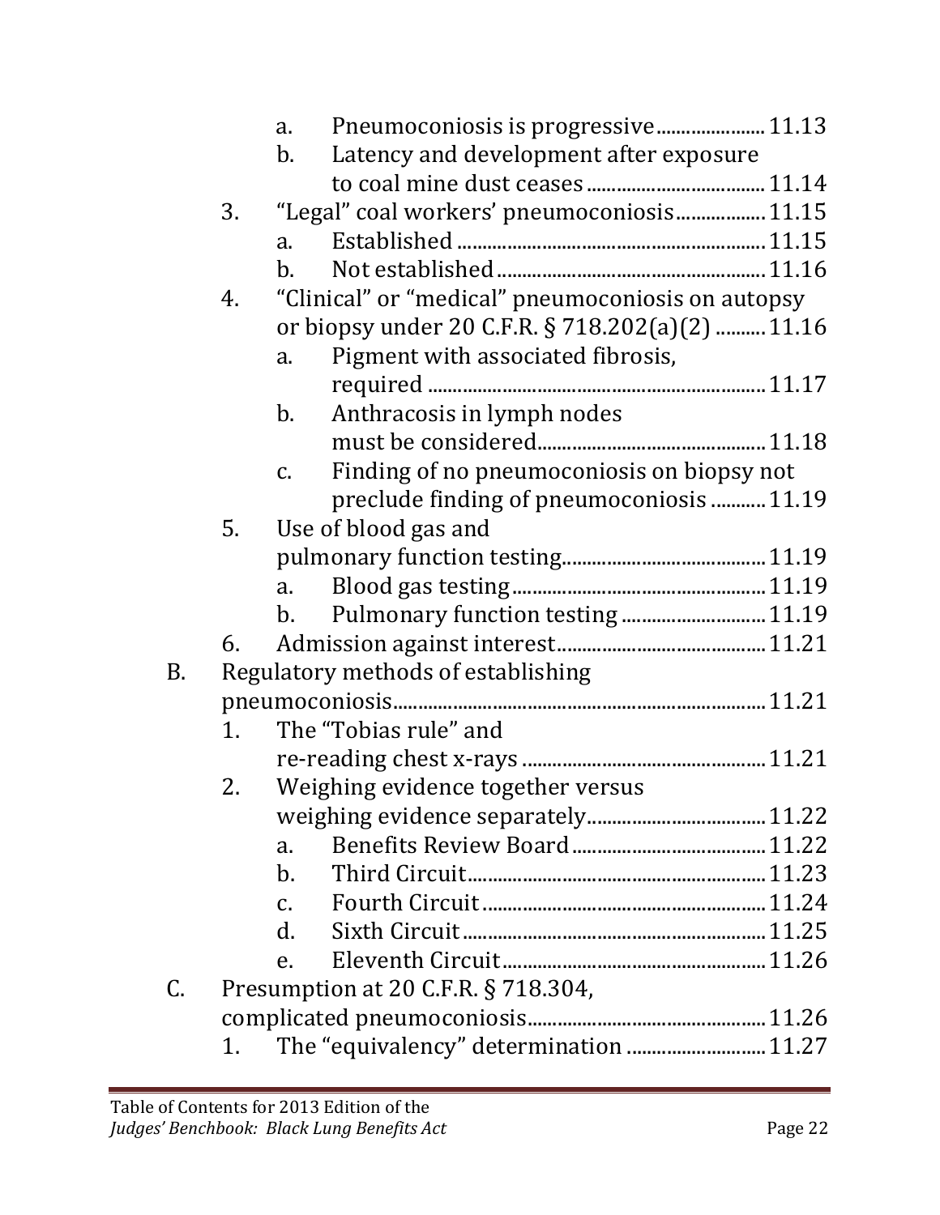- a. Pneumoconiosis is progressive ..................... 11.13
- b. Latency and development after exposure to coal mine dust ceases ................................... 11.14

3. "Legal" coal workers' pneumoconiosis ................. 11.15
   - a. Established ............................................................. 11.15
   - b. Not established ..................................................... 11.16
4. "Clinical" or "medical" pneumoconiosis on autopsy or biopsy under 20 C.F.R. § 718.202(a)(2) .......... 11.16
   - a. Pigment with associated fibrosis, required .................................................................. 11.17
   - b. Anthracosis in lymph nodes must be considered............................................. 11.18
   - c. Finding of no pneumoconiosis on biopsy not preclude finding of pneumoconiosis ........... 11.19
5. Use of blood gas and pulmonary function testing........................................ 11.19
   - a. Blood gas testing .................................................. 11.19
   - b. Pulmonary function testing ............................ 11.19
6. Admission against interest......................................... 11.21

B. Regulatory methods of establishing pneumoconiosis......................................................................... 11.21

1. The "Tobias rule" and re-reading chest x-rays ................................................ 11.21
2. Weighing evidence together versus weighing evidence separately.................................. 11.22
   - a. Benefits Review Board ...................................... 11.22
   - b. Third Circuit.......................................................... 11.23
   - c. Fourth Circuit ........................................................ 11.24
   - d. Sixth Circuit ........................................................... 11.25
   - e. Eleventh Circuit..................................................... 11.26

C. Presumption at 20 C.F.R. § 718.304, complicated pneumoconiosis.............................................. 11.26

1. The "equivalency" determination ........................... 11.27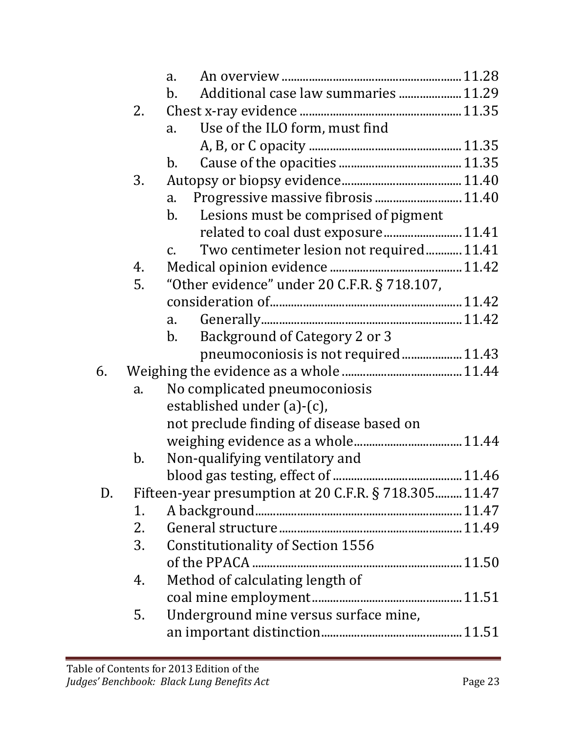- a. An overview ........................................................... 11.28
- b. Additional case law summaries ..................... 11.29

2. Chest x-ray evidence ...................................................... 11.35
   - a. Use of the ILO form, must find A, B, or C opacity ................................................... 11.35
   - b. Cause of the opacities ......................................... 11.35
3. Autopsy or biopsy evidence......................................... 11.40
   - a. Progressive massive fibrosis ............................. 11.40
   - b. Lesions must be comprised of pigment related to coal dust exposure.......................... 11.41
   - c. Two centimeter lesion not required............ 11.41
4. Medical opinion evidence ............................................ 11.42
5. "Other evidence" under 20 C.F.R. § 718.107, consideration of................................................................ 11.42
   - a. Generally.................................................................. 11.42
   - b. Background of Category 2 or 3 pneumoconiosis is not required.................... 11.43

6. Weighing the evidence as a whole ........................................ 11.44
   - a. No complicated pneumoconiosis established under (a)-(c), not preclude finding of disease based on weighing evidence as a whole.................................... 11.44
   - b. Non-qualifying ventilatory and blood gas testing, effect of ........................................... 11.46

D. Fifteen-year presumption at 20 C.F.R. § 718.305......... 11.47

1. A background...................................................................... 11.47
2. General structure ............................................................. 11.49
3. Constitutionality of Section 1556 of the PPACA ....................................................................... 11.50
4. Method of calculating length of coal mine employment.................................................. 11.51
5. Underground mine versus surface mine, an important distinction................................................ 11.51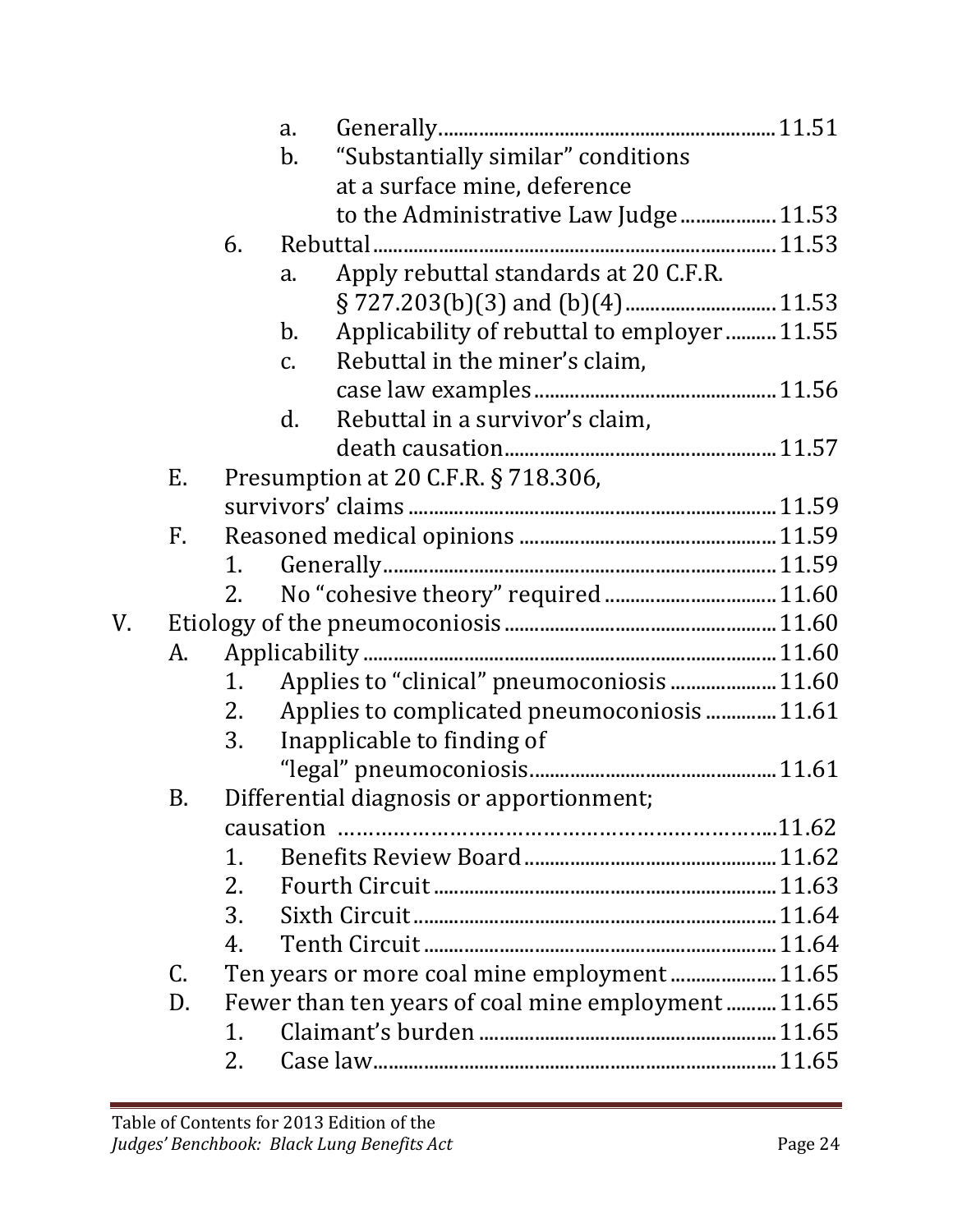a. Generally .......... 11.51
b. "Substantially similar" conditions at a surface mine, deference to the Administrative Law Judge .......... 11.53

6. Rebuttal .......... 11.53
   a. Apply rebuttal standards at 20 C.F.R. § 727.203(b)(3) and (b)(4) .......... 11.53
   b. Applicability of rebuttal to employer .......... 11.55
   c. Rebuttal in the miner's claim, case law examples .......... 11.56
   d. Rebuttal in a survivor's claim, death causation .......... 11.57

E. Presumption at 20 C.F.R. § 718.306, survivors' claims .......... 11.59

F. Reasoned medical opinions .......... 11.59
   1. Generally .......... 11.59
   2. No "cohesive theory" required .......... 11.60

V. Etiology of the pneumoconiosis .......... 11.60

A. Applicability .......... 11.60
   1. Applies to "clinical" pneumoconiosis .......... 11.60
   2. Applies to complicated pneumoconiosis .......... 11.61
   3. Inapplicable to finding of "legal" pneumoconiosis .......... 11.61

B. Differential diagnosis or apportionment; causation .......... 11.62
   1. Benefits Review Board .......... 11.62
   2. Fourth Circuit .......... 11.63
   3. Sixth Circuit .......... 11.64
   4. Tenth Circuit .......... 11.64

C. Ten years or more coal mine employment .......... 11.65

D. Fewer than ten years of coal mine employment .......... 11.65
   1. Claimant's burden .......... 11.65
   2. Case law .......... 11.65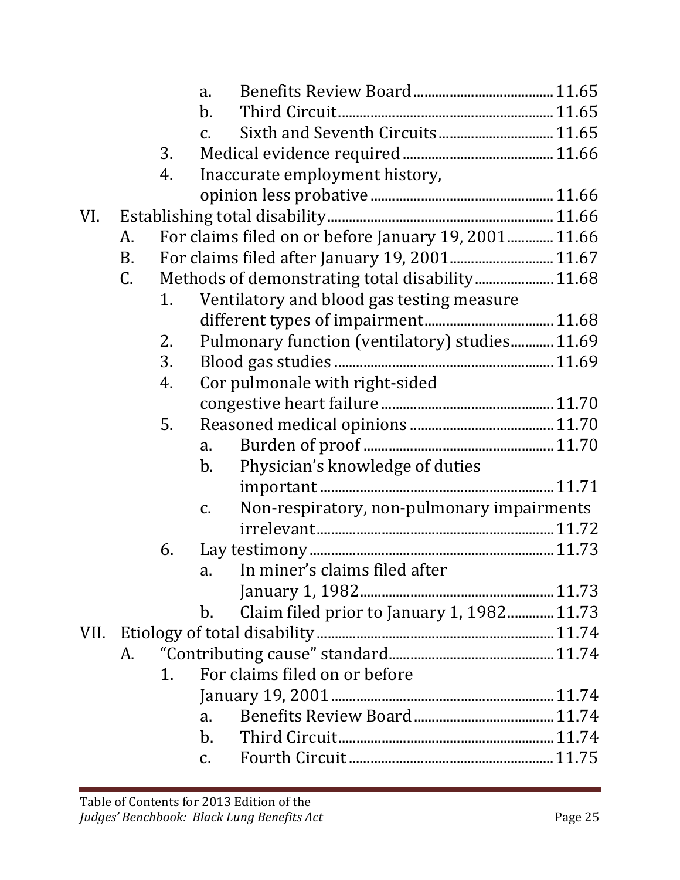a. Benefits Review Board .......................................... 11.65
b. Third Circuit ............................................................ 11.65
c. Sixth and Seventh Circuits ................................ 11.65

3. Medical evidence required .......................................... 11.66
4. Inaccurate employment history, opinion less probative .................................................. 11.66

VI. Establishing total disability ............................................................ 11.66

A. For claims filed on or before January 19, 2001 ............ 11.66
B. For claims filed after January 19, 2001 ............................ 11.67
C. Methods of demonstrating total disability ..................... 11.68

1. Ventilatory and blood gas testing measure different types of impairment .................................... 11.68
2. Pulmonary function (ventilatory) studies ............ 11.69
3. Blood gas studies ............................................................ 11.69
4. Cor pulmonale with right-sided congestive heart failure ................................................ 11.70
5. Reasoned medical opinions ........................................ 11.70

a. Burden of proof .................................................... 11.70
b. Physician's knowledge of duties important ................................................................ 11.71
c. Non-respiratory, non-pulmonary impairments irrelevant .................................................................. 11.72

6. Lay testimony .................................................................. 11.73

a. In miner's claims filed after January 1, 1982 ...................................................... 11.73
b. Claim filed prior to January 1, 1982 ............. 11.73

VII. Etiology of total disability ................................................................ 11.74

A. "Contributing cause" standard ............................................... 11.74

1. For claims filed on or before January 19, 2001 ............................................................ 11.74

a. Benefits Review Board ........................................ 11.74
b. Third Circuit ............................................................ 11.74
c. Fourth Circuit ........................................................ 11.75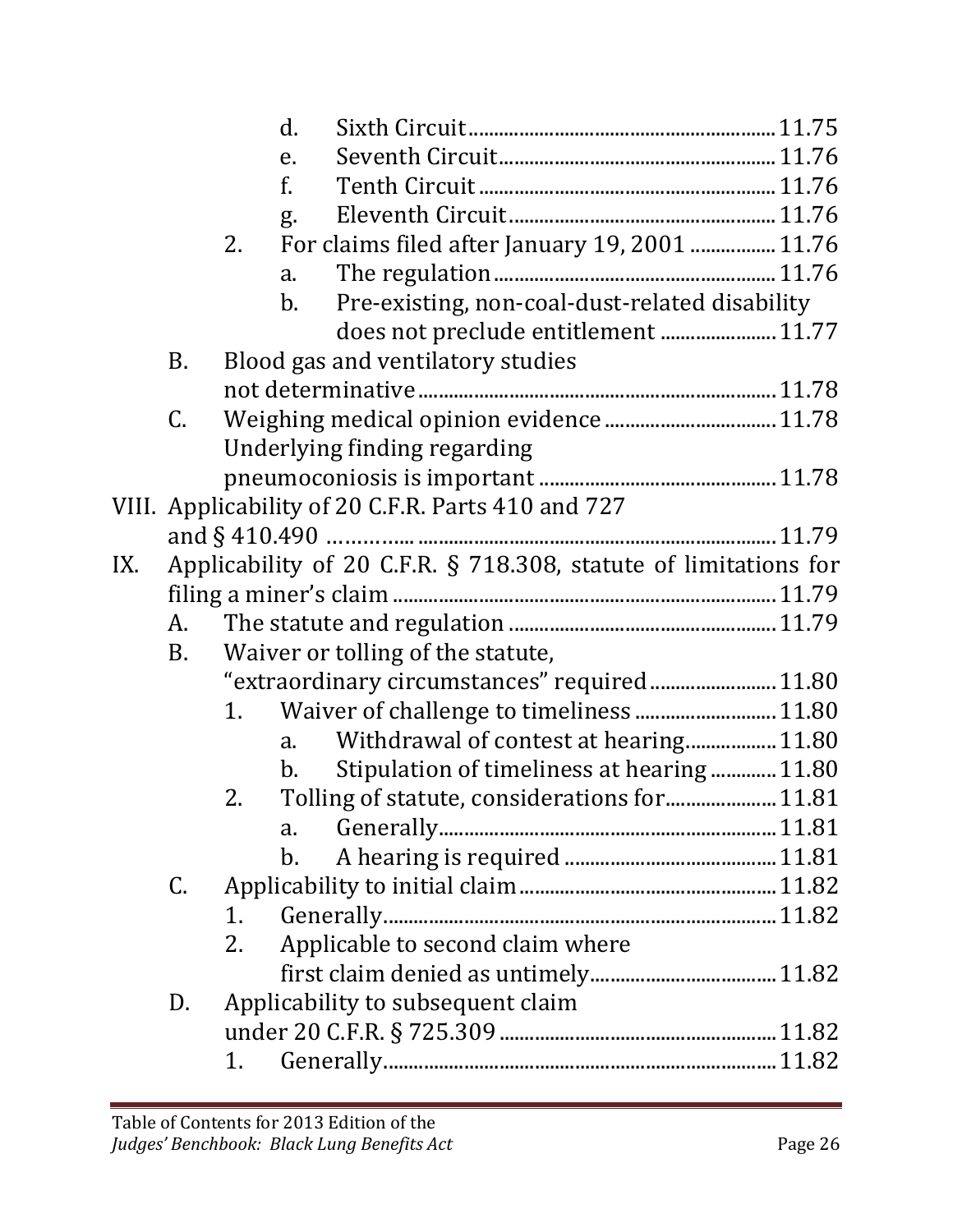- d. Sixth Circuit ........................................................ 11.75
- e. Seventh Circuit .................................................. 11.76
- f. Tenth Circuit ....................................................... 11.76
- g. Eleventh Circuit ................................................ 11.76

2. For claims filed after January 19, 2001 ................ 11.76
   - a. The regulation ..................................................... 11.76
   - b. Pre-existing, non-coal-dust-related disability does not preclude entitlement ...................... 11.77

B. Blood gas and ventilatory studies not determinative ................................................................ 11.78

C. Weighing medical opinion evidence ................................ 11.78
   Underlying finding regarding pneumoconiosis is important ............................................ 11.78

VIII. Applicability of 20 C.F.R. Parts 410 and 727 and § 410.490 ……….... ...................................................................... 11.79

IX. Applicability of 20 C.F.R. § 718.308, statute of limitations for filing a miner's claim ........................................................................ 11.79

A. The statute and regulation ................................................... 11.79

B. Waiver or tolling of the statute, "extraordinary circumstances" required ........................ 11.80

1. Waiver of challenge to timeliness ........................... 11.80
   - a. Withdrawal of contest at hearing ................. 11.80
   - b. Stipulation of timeliness at hearing ............ 11.80

2. Tolling of statute, considerations for ..................... 11.81
   - a. Generally ................................................................ 11.81
   - b. A hearing is required .......................................... 11.81

C. Applicability to initial claim .................................................. 11.82

1. Generally ........................................................................... 11.82
2. Applicable to second claim where first claim denied as untimely .................................... 11.82

D. Applicability to subsequent claim under 20 C.F.R. § 725.309 ...................................................... 11.82

1. Generally ........................................................................... 11.82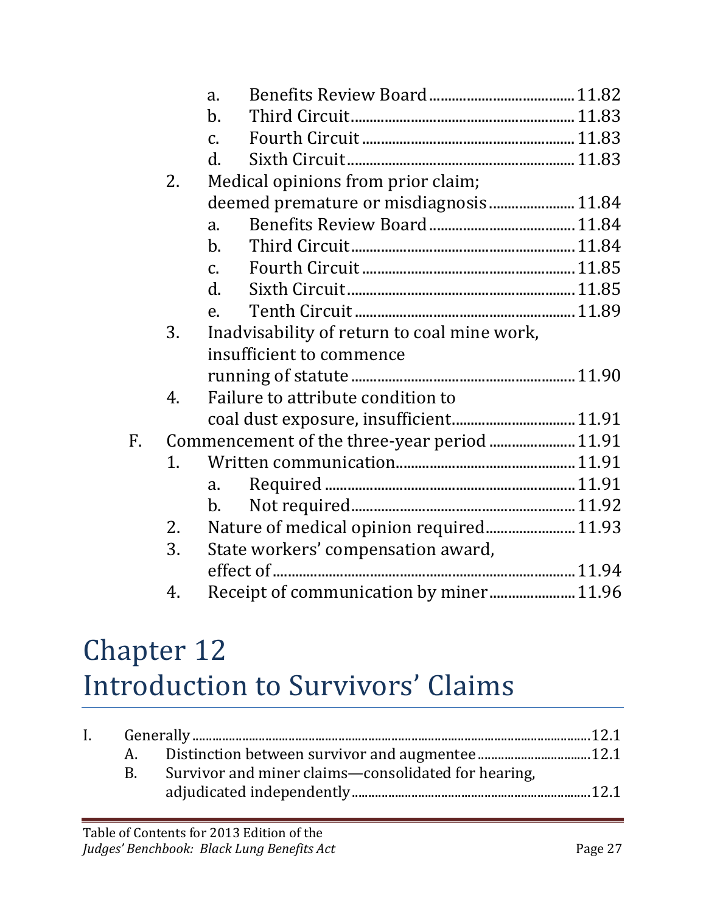a. Benefits Review Board ....................................... 11.82
b. Third Circuit ........................................................... 11.83
c. Fourth Circuit ......................................................... 11.83
d. Sixth Circuit ............................................................ 11.83

2. Medical opinions from prior claim; deemed premature or misdiagnosis ...................... 11.84
   a. Benefits Review Board ....................................... 11.84
   b. Third Circuit ........................................................... 11.84
   c. Fourth Circuit ......................................................... 11.85
   d. Sixth Circuit ............................................................ 11.85
   e. Tenth Circuit ........................................................... 11.89
3. Inadvisability of return to coal mine work, insufficient to commence running of statute ........................................................... 11.90
4. Failure to attribute condition to coal dust exposure, insufficient ................................ 11.91

F. Commencement of the three-year period ...................... 11.91
   1. Written communication ................................................ 11.91
      a. Required .................................................................. 11.91
      b. Not required ............................................................ 11.92
   2. Nature of medical opinion required ........................ 11.93
   3. State workers' compensation award, effect of ................................................................................ 11.94
   4. Receipt of communication by miner ....................... 11.96

# Chapter 12
# Introduction to Survivors' Claims

I. Generally ..................................................................................................................... 12.1
   A. Distinction between survivor and augmentee ................................. 12.1
   B. Survivor and miner claims—consolidated for hearing, adjudicated independently ..................................................................... 12.1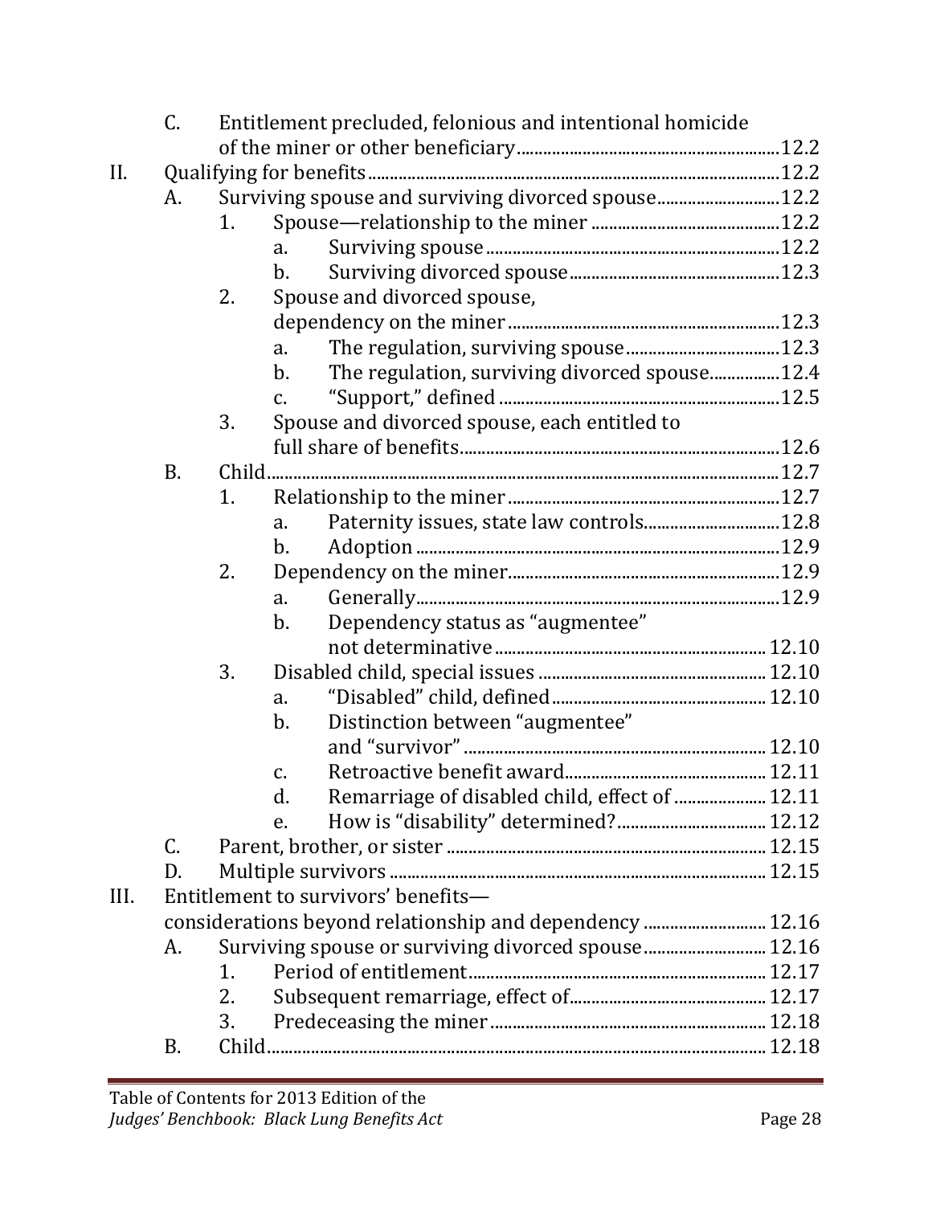C. Entitlement precluded, felonious and intentional homicide of the miner or other beneficiary ........ 12.2

II. Qualifying for benefits ........ 12.2

- A. Surviving spouse and surviving divorced spouse ........ 12.2
  - 1. Spouse—relationship to the miner ........ 12.2
    - a. Surviving spouse ........ 12.2
    - b. Surviving divorced spouse ........ 12.3
  - 2. Spouse and divorced spouse, dependency on the miner ........ 12.3
    - a. The regulation, surviving spouse ........ 12.3
    - b. The regulation, surviving divorced spouse ........ 12.4
    - c. "Support," defined ........ 12.5
  - 3. Spouse and divorced spouse, each entitled to full share of benefits ........ 12.6
- B. Child ........ 12.7
  - 1. Relationship to the miner ........ 12.7
    - a. Paternity issues, state law controls ........ 12.8
    - b. Adoption ........ 12.9
  - 2. Dependency on the miner ........ 12.9
    - a. Generally ........ 12.9
    - b. Dependency status as "augmentee" not determinative ........ 12.10
  - 3. Disabled child, special issues ........ 12.10
    - a. "Disabled" child, defined ........ 12.10
    - b. Distinction between "augmentee" and "survivor" ........ 12.10
    - c. Retroactive benefit award ........ 12.11
    - d. Remarriage of disabled child, effect of ........ 12.11
    - e. How is "disability" determined? ........ 12.12
- C. Parent, brother, or sister ........ 12.15
- D. Multiple survivors ........ 12.15

III. Entitlement to survivors' benefits—considerations beyond relationship and dependency ........ 12.16

- A. Surviving spouse or surviving divorced spouse ........ 12.16
  - 1. Period of entitlement ........ 12.17
  - 2. Subsequent remarriage, effect of ........ 12.17
  - 3. Predeceasing the miner ........ 12.18
- B. Child ........ 12.18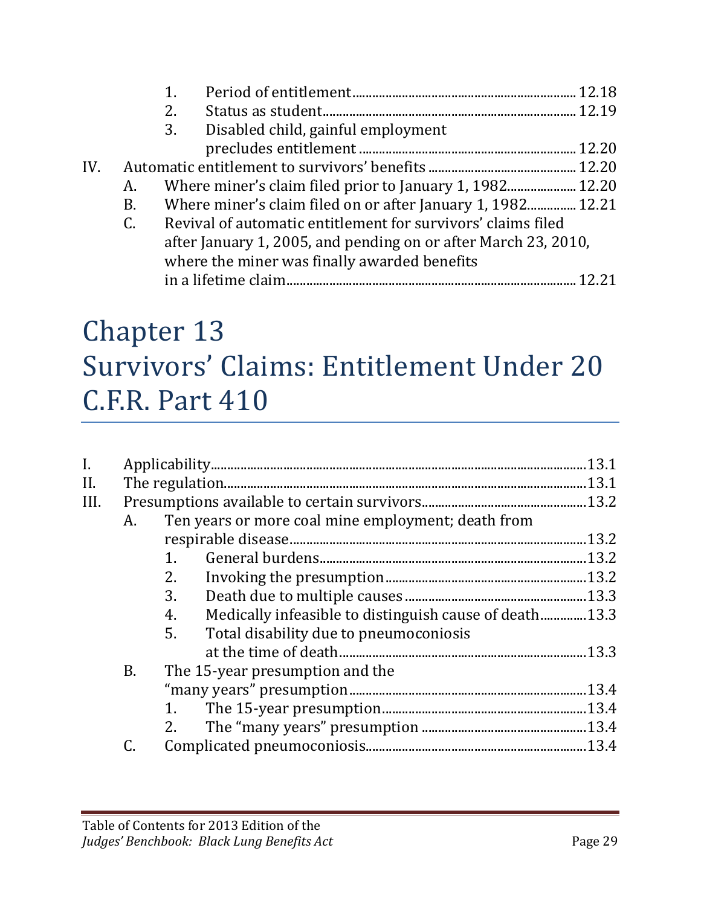1. Period of entitlement ........ 12.18
   2. Status as student ........ 12.19
   3. Disabled child, gainful employment precludes entitlement ........ 12.20

IV. Automatic entitlement to survivors' benefits ........ 12.20
   A. Where miner's claim filed prior to January 1, 1982 ........ 12.20
   B. Where miner's claim filed on or after January 1, 1982 ........ 12.21
   C. Revival of automatic entitlement for survivors' claims filed after January 1, 2005, and pending on or after March 23, 2010, where the miner was finally awarded benefits in a lifetime claim ........ 12.21

# Chapter 13 Survivors' Claims: Entitlement Under 20 C.F.R. Part 410

I. Applicability ........ 13.1

II. The regulation ........ 13.1

III. Presumptions available to certain survivors ........ 13.2
   A. Ten years or more coal mine employment; death from respirable disease ........ 13.2
      1. General burdens ........ 13.2
      2. Invoking the presumption ........ 13.2
      3. Death due to multiple causes ........ 13.3
      4. Medically infeasible to distinguish cause of death ........ 13.3
      5. Total disability due to pneumoconiosis at the time of death ........ 13.3
   B. The 15-year presumption and the "many years" presumption ........ 13.4
      1. The 15-year presumption ........ 13.4
      2. The "many years" presumption ........ 13.4
   C. Complicated pneumoconiosis ........ 13.4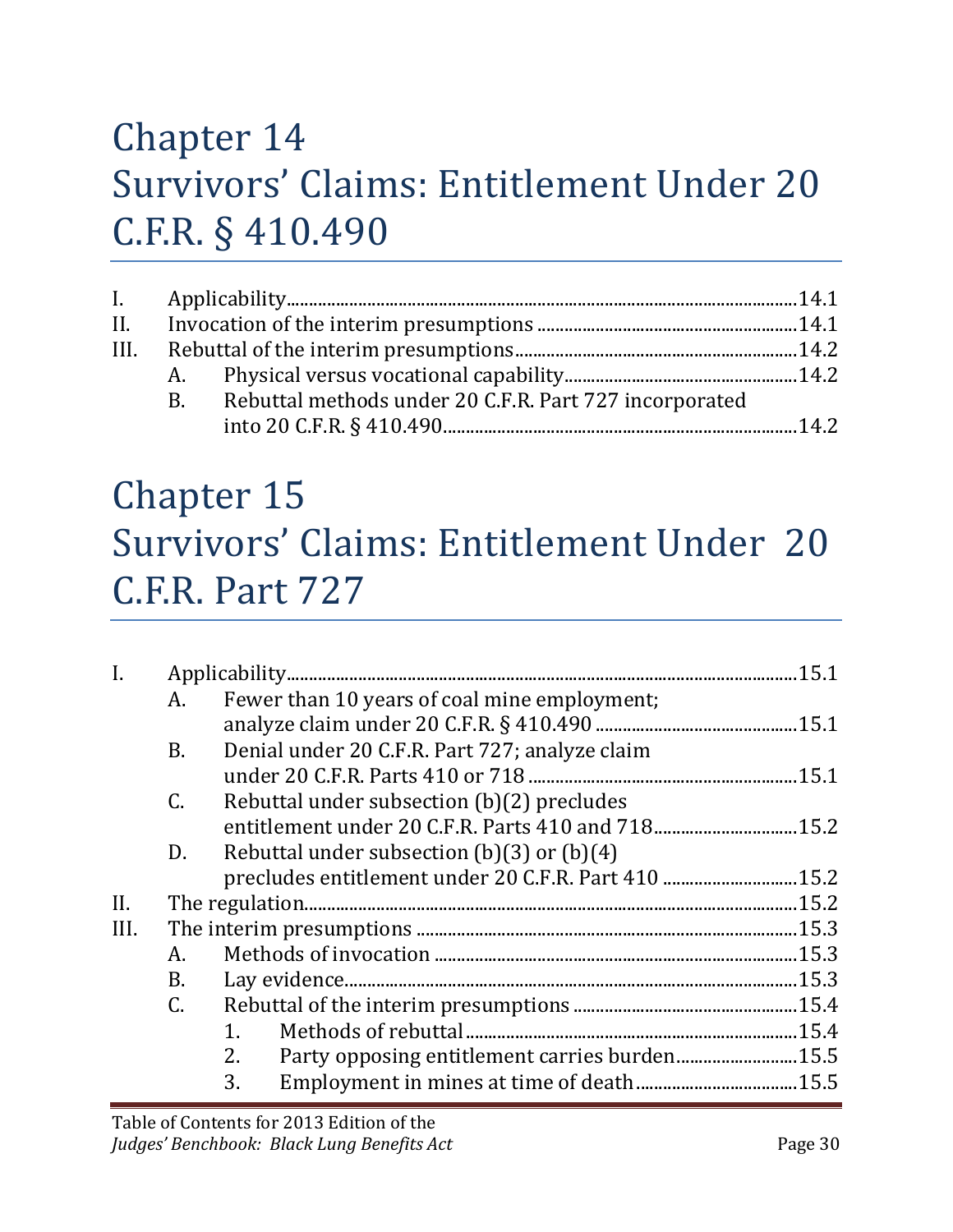# Chapter 14
# Survivors' Claims: Entitlement Under 20 C.F.R. § 410.490

I. Applicability ..... 14.1

II. Invocation of the interim presumptions ..... 14.1

III. Rebuttal of the interim presumptions ..... 14.2

- A. Physical versus vocational capability ..... 14.2
- B. Rebuttal methods under 20 C.F.R. Part 727 incorporated into 20 C.F.R. § 410.490 ..... 14.2

# Chapter 15
# Survivors' Claims: Entitlement Under 20 C.F.R. Part 727

I. Applicability ..... 15.1

- A. Fewer than 10 years of coal mine employment; analyze claim under 20 C.F.R. § 410.490 ..... 15.1
- B. Denial under 20 C.F.R. Part 727; analyze claim under 20 C.F.R. Parts 410 or 718 ..... 15.1
- C. Rebuttal under subsection (b)(2) precludes entitlement under 20 C.F.R. Parts 410 and 718 ..... 15.2
- D. Rebuttal under subsection (b)(3) or (b)(4) precludes entitlement under 20 C.F.R. Part 410 ..... 15.2

II. The regulation ..... 15.2

III. The interim presumptions ..... 15.3

- A. Methods of invocation ..... 15.3
- B. Lay evidence ..... 15.3
- C. Rebuttal of the interim presumptions ..... 15.4
  1. Methods of rebuttal ..... 15.4
  2. Party opposing entitlement carries burden ..... 15.5
  3. Employment in mines at time of death ..... 15.5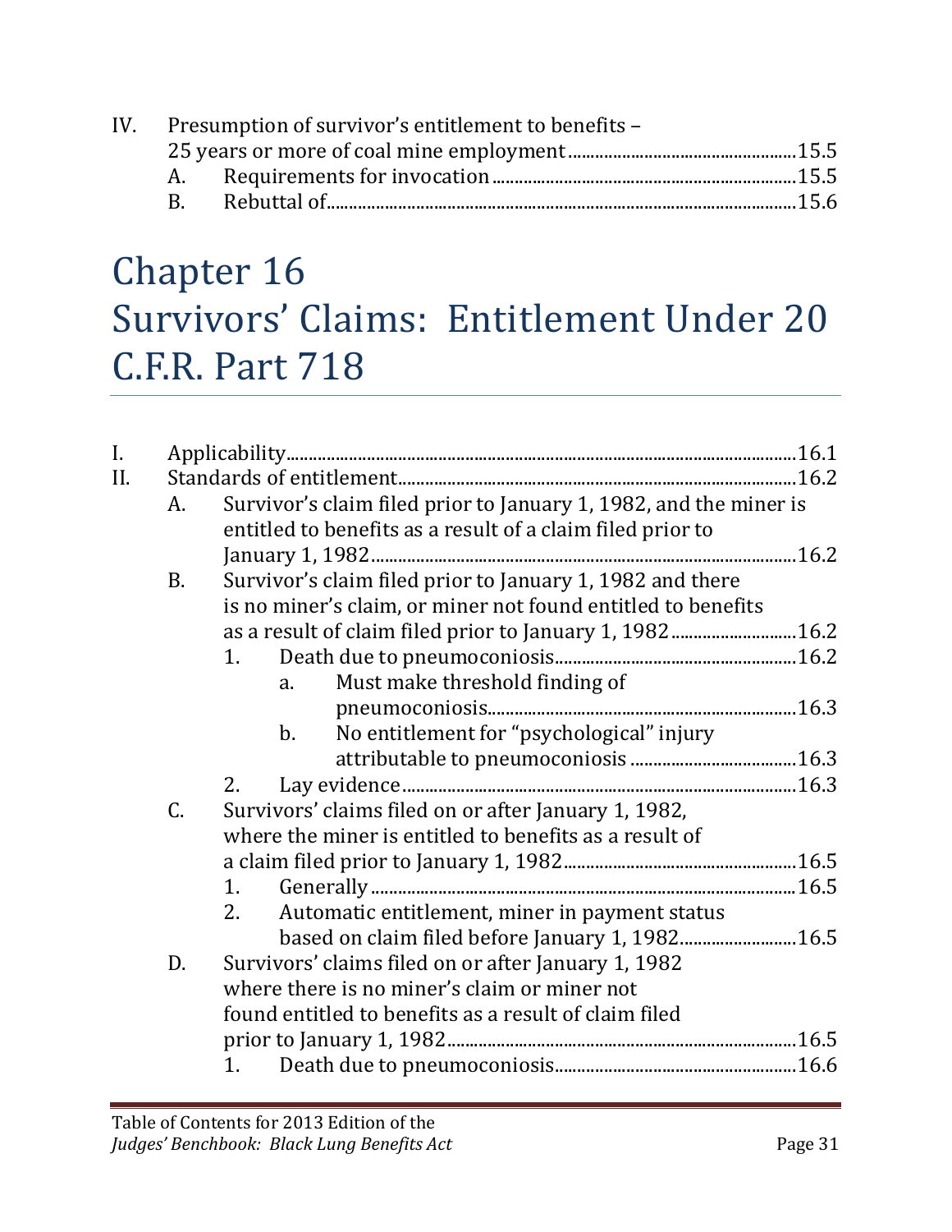- IV. Presumption of survivor's entitlement to benefits – 25 years or more of coal mine employment ..... 15.5
  - A. Requirements for invocation ..... 15.5
  - B. Rebuttal of ..... 15.6

# Chapter 16
# Survivors' Claims: Entitlement Under 20 C.F.R. Part 718

- I. Applicability ..... 16.1
- II. Standards of entitlement ..... 16.2
  - A. Survivor's claim filed prior to January 1, 1982, and the miner is entitled to benefits as a result of a claim filed prior to January 1, 1982 ..... 16.2
  - B. Survivor's claim filed prior to January 1, 1982 and there is no miner's claim, or miner not found entitled to benefits as a result of claim filed prior to January 1, 1982 ..... 16.2
    - 1. Death due to pneumoconiosis ..... 16.2
      - a. Must make threshold finding of pneumoconiosis ..... 16.3
      - b. No entitlement for "psychological" injury attributable to pneumoconiosis ..... 16.3
    - 2. Lay evidence ..... 16.3
  - C. Survivors' claims filed on or after January 1, 1982, where the miner is entitled to benefits as a result of a claim filed prior to January 1, 1982 ..... 16.5
    - 1. Generally ..... 16.5
    - 2. Automatic entitlement, miner in payment status based on claim filed before January 1, 1982 ..... 16.5
  - D. Survivors' claims filed on or after January 1, 1982 where there is no miner's claim or miner not found entitled to benefits as a result of claim filed prior to January 1, 1982 ..... 16.5
    - 1. Death due to pneumoconiosis ..... 16.6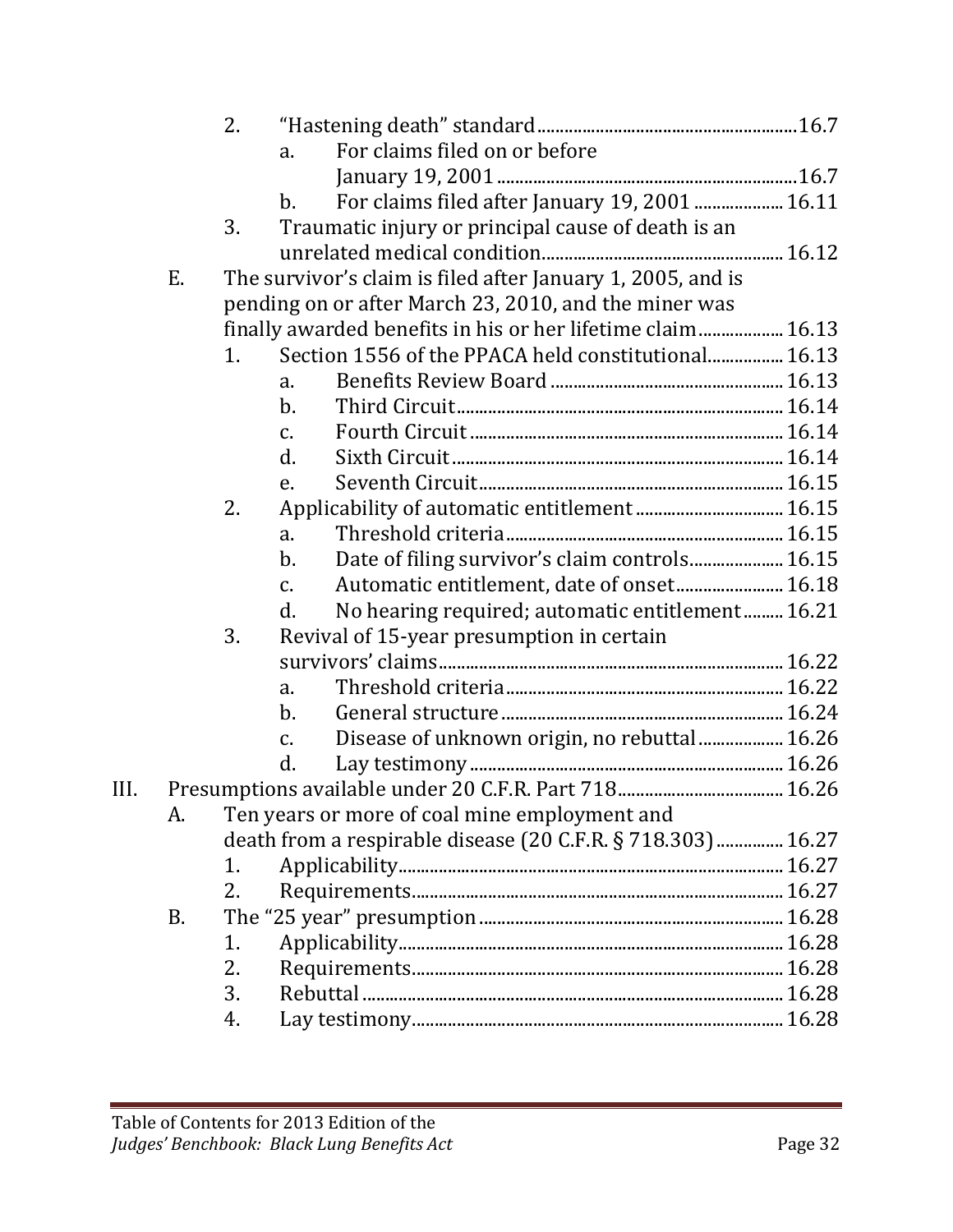2. "Hastening death" standard ....... 16.7
   - a. For claims filed on or before January 19, 2001 ....... 16.7
   - b. For claims filed after January 19, 2001 ....... 16.11
3. Traumatic injury or principal cause of death is an unrelated medical condition ....... 16.12

E. The survivor's claim is filed after January 1, 2005, and is pending on or after March 23, 2010, and the miner was finally awarded benefits in his or her lifetime claim ....... 16.13

1. Section 1556 of the PPACA held constitutional ....... 16.13
   - a. Benefits Review Board ....... 16.13
   - b. Third Circuit ....... 16.14
   - c. Fourth Circuit ....... 16.14
   - d. Sixth Circuit ....... 16.14
   - e. Seventh Circuit ....... 16.15
2. Applicability of automatic entitlement ....... 16.15
   - a. Threshold criteria ....... 16.15
   - b. Date of filing survivor's claim controls ....... 16.15
   - c. Automatic entitlement, date of onset ....... 16.18
   - d. No hearing required; automatic entitlement ....... 16.21
3. Revival of 15-year presumption in certain survivors' claims ....... 16.22
   - a. Threshold criteria ....... 16.22
   - b. General structure ....... 16.24
   - c. Disease of unknown origin, no rebuttal ....... 16.26
   - d. Lay testimony ....... 16.26

III. Presumptions available under 20 C.F.R. Part 718 ....... 16.26

A. Ten years or more of coal mine employment and death from a respirable disease (20 C.F.R. § 718.303) ....... 16.27

1. Applicability ....... 16.27
2. Requirements ....... 16.27

B. The "25 year" presumption ....... 16.28

1. Applicability ....... 16.28
2. Requirements ....... 16.28
3. Rebuttal ....... 16.28
4. Lay testimony ....... 16.28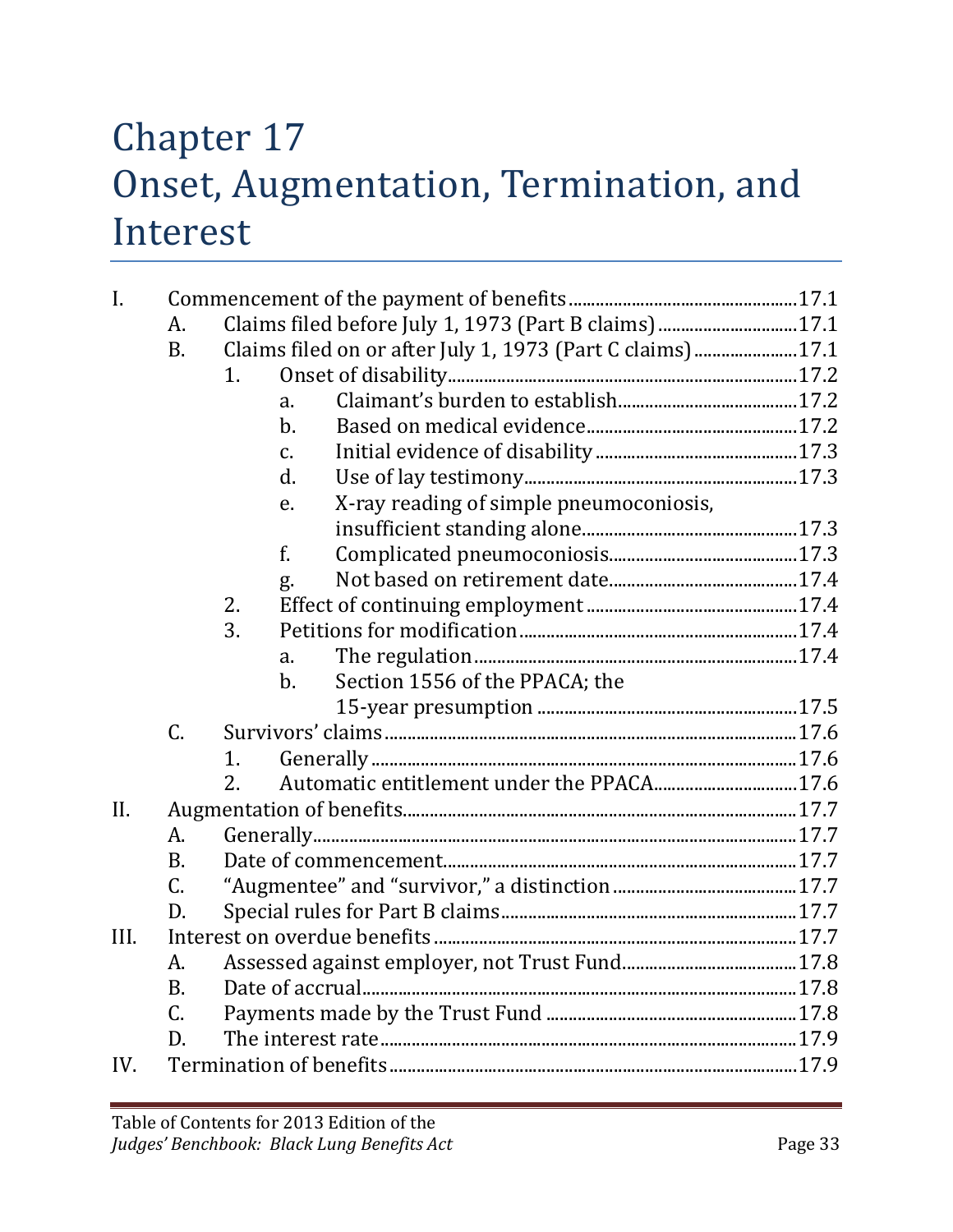# Chapter 17
# Onset, Augmentation, Termination, and Interest

I. Commencement of the payment of benefits ..... 17.1
   A. Claims filed before July 1, 1973 (Part B claims) ..... 17.1
   B. Claims filed on or after July 1, 1973 (Part C claims) ..... 17.1
      1. Onset of disability ..... 17.2
         a. Claimant's burden to establish ..... 17.2
         b. Based on medical evidence ..... 17.2
         c. Initial evidence of disability ..... 17.3
         d. Use of lay testimony ..... 17.3
         e. X-ray reading of simple pneumoconiosis, insufficient standing alone ..... 17.3
         f. Complicated pneumoconiosis ..... 17.3
         g. Not based on retirement date ..... 17.4
      2. Effect of continuing employment ..... 17.4
      3. Petitions for modification ..... 17.4
         a. The regulation ..... 17.4
         b. Section 1556 of the PPACA; the 15-year presumption ..... 17.5
   C. Survivors' claims ..... 17.6
      1. Generally ..... 17.6
      2. Automatic entitlement under the PPACA ..... 17.6

II. Augmentation of benefits ..... 17.7
   A. Generally ..... 17.7
   B. Date of commencement ..... 17.7
   C. "Augmentee" and "survivor," a distinction ..... 17.7
   D. Special rules for Part B claims ..... 17.7

III. Interest on overdue benefits ..... 17.7
   A. Assessed against employer, not Trust Fund ..... 17.8
   B. Date of accrual ..... 17.8
   C. Payments made by the Trust Fund ..... 17.8
   D. The interest rate ..... 17.9

IV. Termination of benefits ..... 17.9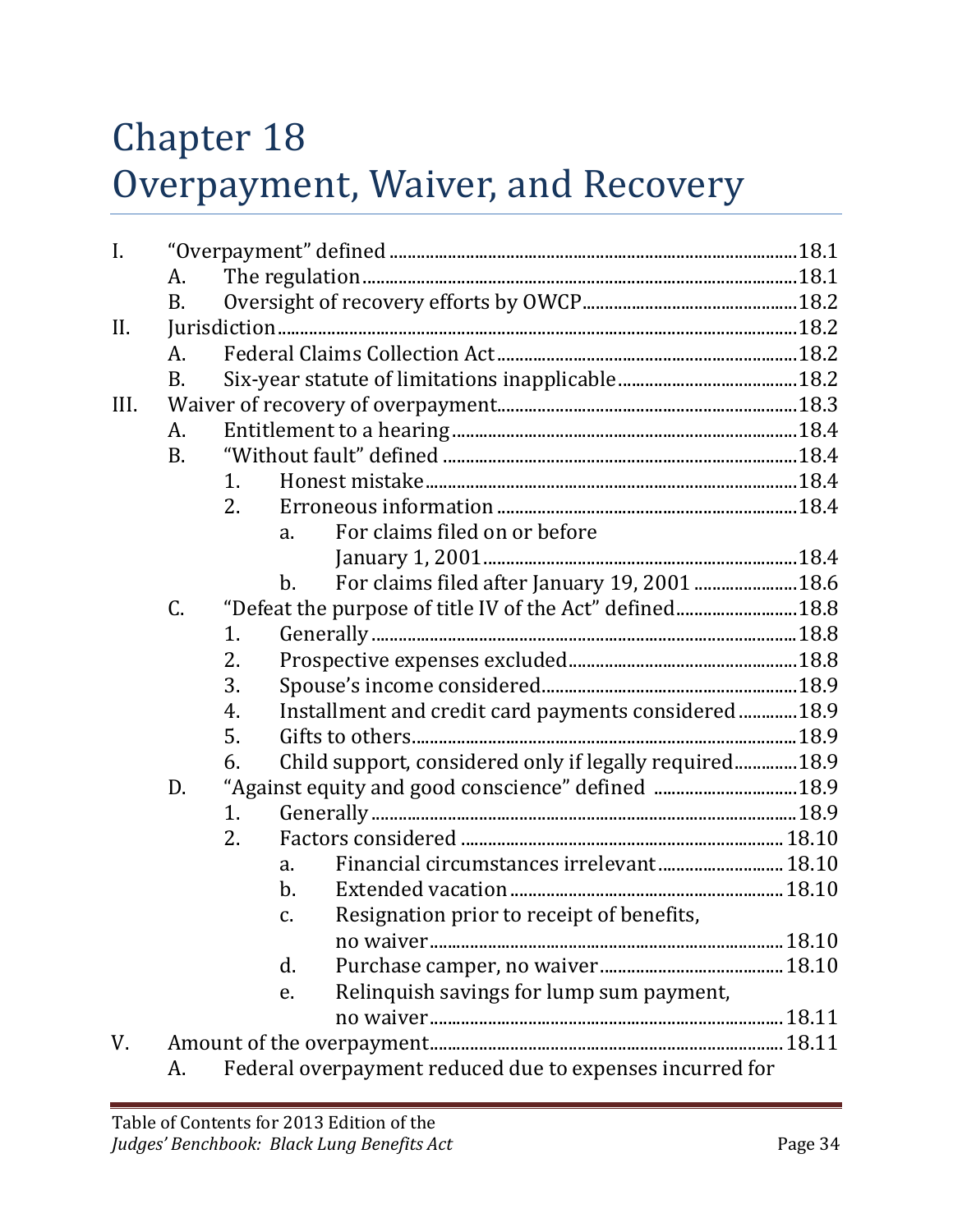# Chapter 18
# Overpayment, Waiver, and Recovery

- I. "Overpayment" defined ..... 18.1
  - A. The regulation ..... 18.1
  - B. Oversight of recovery efforts by OWCP ..... 18.2
- II. Jurisdiction ..... 18.2
  - A. Federal Claims Collection Act ..... 18.2
  - B. Six-year statute of limitations inapplicable ..... 18.2
- III. Waiver of recovery of overpayment ..... 18.3
  - A. Entitlement to a hearing ..... 18.4
  - B. "Without fault" defined ..... 18.4
    - 1. Honest mistake ..... 18.4
    - 2. Erroneous information ..... 18.4
      - a. For claims filed on or before January 1, 2001 ..... 18.4
      - b. For claims filed after January 19, 2001 ..... 18.6
  - C. "Defeat the purpose of title IV of the Act" defined ..... 18.8
    - 1. Generally ..... 18.8
    - 2. Prospective expenses excluded ..... 18.8
    - 3. Spouse's income considered ..... 18.9
    - 4. Installment and credit card payments considered ..... 18.9
    - 5. Gifts to others ..... 18.9
    - 6. Child support, considered only if legally required ..... 18.9
  - D. "Against equity and good conscience" defined ..... 18.9
    - 1. Generally ..... 18.9
    - 2. Factors considered ..... 18.10
      - a. Financial circumstances irrelevant ..... 18.10
      - b. Extended vacation ..... 18.10
      - c. Resignation prior to receipt of benefits, no waiver ..... 18.10
      - d. Purchase camper, no waiver ..... 18.10
      - e. Relinquish savings for lump sum payment, no waiver ..... 18.11
- V. Amount of the overpayment ..... 18.11
  - A. Federal overpayment reduced due to expenses incurred for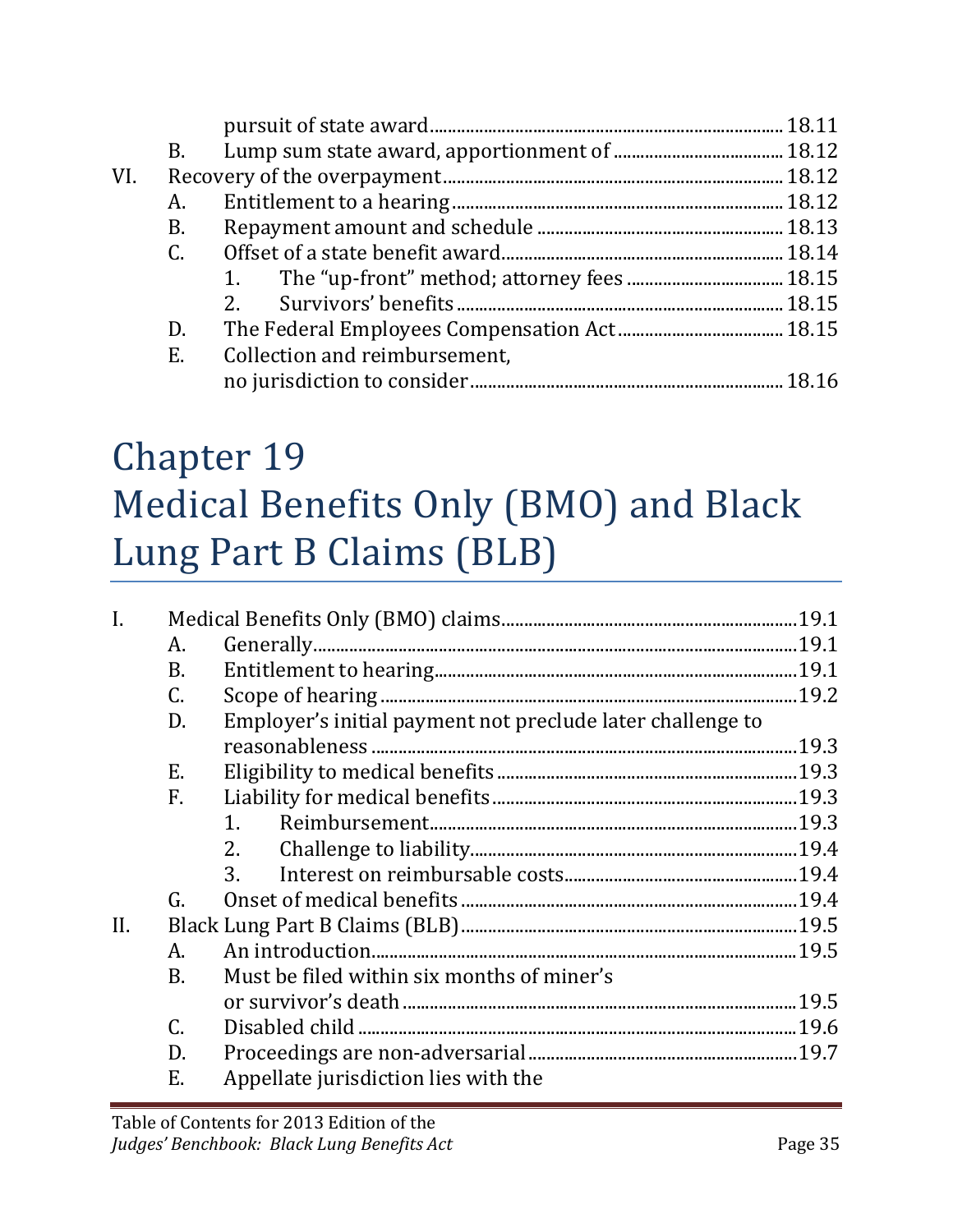pursuit of state award ..... 18.11

B. Lump sum state award, apportionment of ..... 18.12

VI. Recovery of the overpayment ..... 18.12

A. Entitlement to a hearing ..... 18.12

B. Repayment amount and schedule ..... 18.13

C. Offset of a state benefit award ..... 18.14

1. The “up-front” method; attorney fees ..... 18.15

2. Survivors’ benefits ..... 18.15

D. The Federal Employees Compensation Act ..... 18.15

E. Collection and reimbursement, no jurisdiction to consider ..... 18.16

# Chapter 19
# Medical Benefits Only (BMO) and Black Lung Part B Claims (BLB)

I. Medical Benefits Only (BMO) claims ..... 19.1

A. Generally ..... 19.1

B. Entitlement to hearing ..... 19.1

C. Scope of hearing ..... 19.2

D. Employer’s initial payment not preclude later challenge to reasonableness ..... 19.3

E. Eligibility to medical benefits ..... 19.3

F. Liability for medical benefits ..... 19.3

1. Reimbursement ..... 19.3

2. Challenge to liability ..... 19.4

3. Interest on reimbursable costs ..... 19.4

G. Onset of medical benefits ..... 19.4

II. Black Lung Part B Claims (BLB) ..... 19.5

A. An introduction ..... 19.5

B. Must be filed within six months of miner’s or survivor’s death ..... 19.5

C. Disabled child ..... 19.6

D. Proceedings are non-adversarial ..... 19.7

E. Appellate jurisdiction lies with the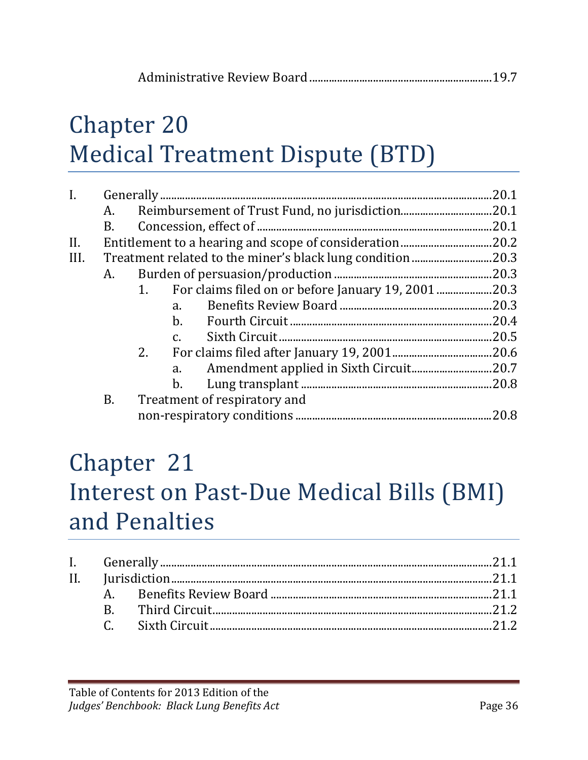Administrative Review Board ....................................................................19.7

# Chapter 20
# Medical Treatment Dispute (BTD)

- I. Generally ....................................................................................................................20.1
  - A. Reimbursement of Trust Fund, no jurisdiction.................................20.1
  - B. Concession, effect of ....................................................................................20.1
- II. Entitlement to a hearing and scope of consideration..................................20.2
- III. Treatment related to the miner's black lung condition .............................20.3
  - A. Burden of persuasion/production ..........................................................20.3
    - 1. For claims filed on or before January 19, 2001 .....................20.3
      - a. Benefits Review Board ......................................................20.3
      - b. Fourth Circuit .......................................................................20.4
      - c. Sixth Circuit ...........................................................................20.5
    - 2. For claims filed after January 19, 2001....................................20.6
      - a. Amendment applied in Sixth Circuit............................20.7
      - b. Lung transplant ....................................................................20.8
  - B. Treatment of respiratory and non-respiratory conditions .......................................................................20.8

# Chapter 21
# Interest on Past-Due Medical Bills (BMI) and Penalties

- I. Generally ....................................................................................................................21.1
- II. Jurisdiction ..................................................................................................................21.1
  - A. Benefits Review Board ...............................................................................21.1
  - B. Third Circuit....................................................................................................21.2
  - C. Sixth Circuit....................................................................................................21.2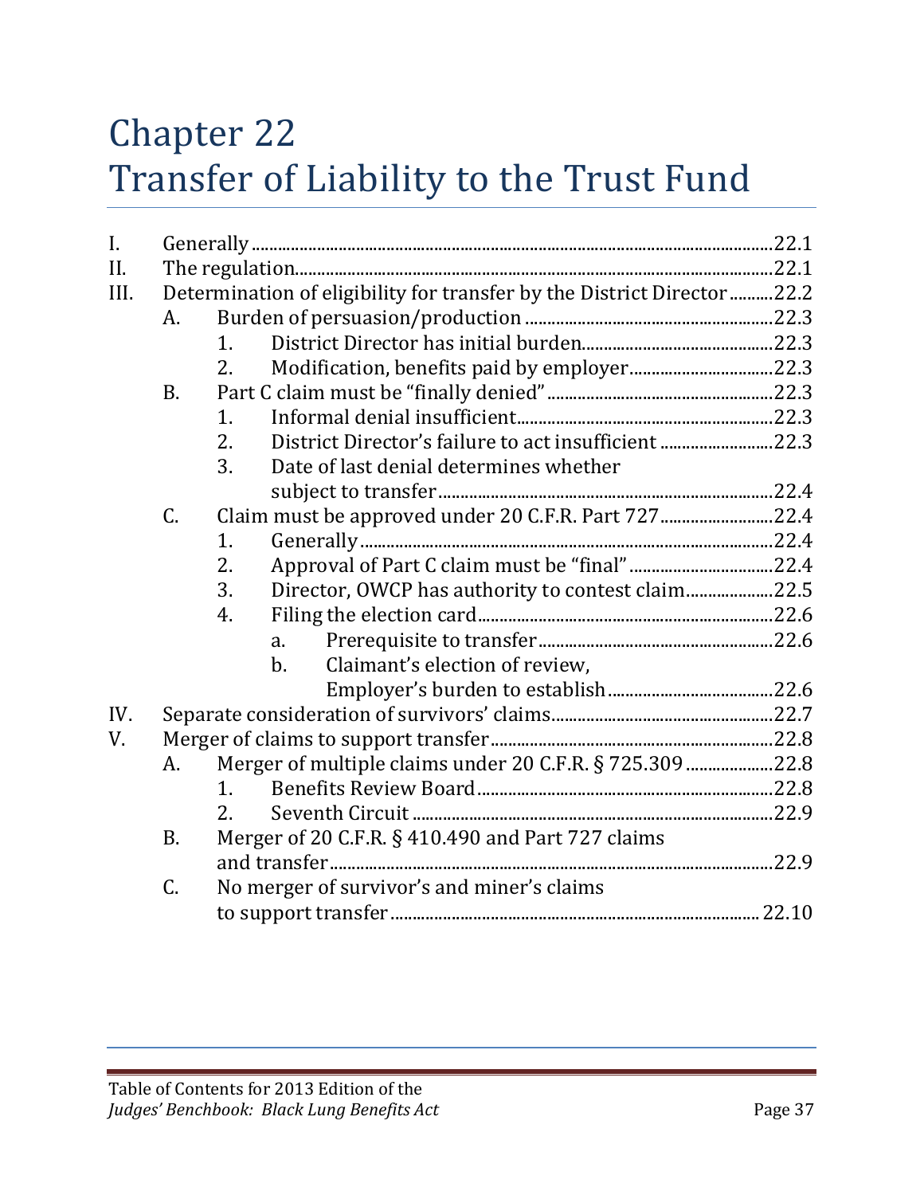# Chapter 22
# Transfer of Liability to the Trust Fund

I. Generally ..... 22.1

II. The regulation ..... 22.1

III. Determination of eligibility for transfer by the District Director ..... 22.2

- A. Burden of persuasion/production ..... 22.3
  - 1. District Director has initial burden ..... 22.3
  - 2. Modification, benefits paid by employer ..... 22.3
- B. Part C claim must be "finally denied" ..... 22.3
  - 1. Informal denial insufficient ..... 22.3
  - 2. District Director's failure to act insufficient ..... 22.3
  - 3. Date of last denial determines whether subject to transfer ..... 22.4
- C. Claim must be approved under 20 C.F.R. Part 727 ..... 22.4
  - 1. Generally ..... 22.4
  - 2. Approval of Part C claim must be "final" ..... 22.4
  - 3. Director, OWCP has authority to contest claim ..... 22.5
  - 4. Filing the election card ..... 22.6
    - a. Prerequisite to transfer ..... 22.6
    - b. Claimant's election of review, Employer's burden to establish ..... 22.6

IV. Separate consideration of survivors' claims ..... 22.7

V. Merger of claims to support transfer ..... 22.8

- A. Merger of multiple claims under 20 C.F.R. § 725.309 ..... 22.8
  - 1. Benefits Review Board ..... 22.8
  - 2. Seventh Circuit ..... 22.9
- B. Merger of 20 C.F.R. § 410.490 and Part 727 claims and transfer ..... 22.9
- C. No merger of survivor's and miner's claims to support transfer ..... 22.10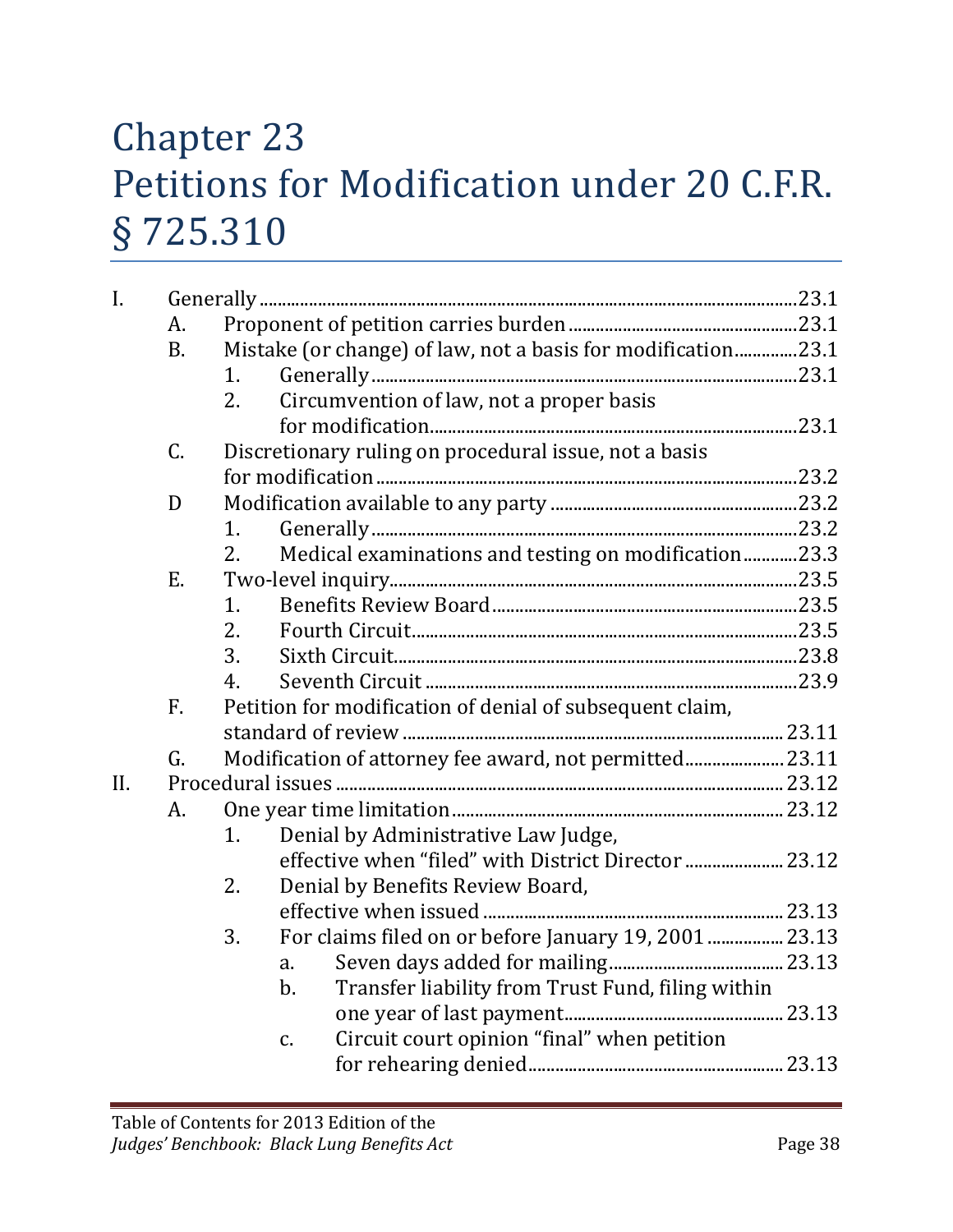# Chapter 23
# Petitions for Modification under 20 C.F.R. § 725.310

- I. Generally ........ 23.1
  - A. Proponent of petition carries burden ........ 23.1
  - B. Mistake (or change) of law, not a basis for modification ........ 23.1
    - 1. Generally ........ 23.1
    - 2. Circumvention of law, not a proper basis for modification ........ 23.1
  - C. Discretionary ruling on procedural issue, not a basis for modification ........ 23.2
  - D Modification available to any party ........ 23.2
    - 1. Generally ........ 23.2
    - 2. Medical examinations and testing on modification ........ 23.3
  - E. Two-level inquiry ........ 23.5
    - 1. Benefits Review Board ........ 23.5
    - 2. Fourth Circuit ........ 23.5
    - 3. Sixth Circuit ........ 23.8
    - 4. Seventh Circuit ........ 23.9
  - F. Petition for modification of denial of subsequent claim, standard of review ........ 23.11
  - G. Modification of attorney fee award, not permitted ........ 23.11
- II. Procedural issues ........ 23.12
  - A. One year time limitation ........ 23.12
    - 1. Denial by Administrative Law Judge, effective when "filed" with District Director ........ 23.12
    - 2. Denial by Benefits Review Board, effective when issued ........ 23.13
    - 3. For claims filed on or before January 19, 2001 ........ 23.13
      - a. Seven days added for mailing ........ 23.13
      - b. Transfer liability from Trust Fund, filing within one year of last payment ........ 23.13
      - c. Circuit court opinion "final" when petition for rehearing denied ........ 23.13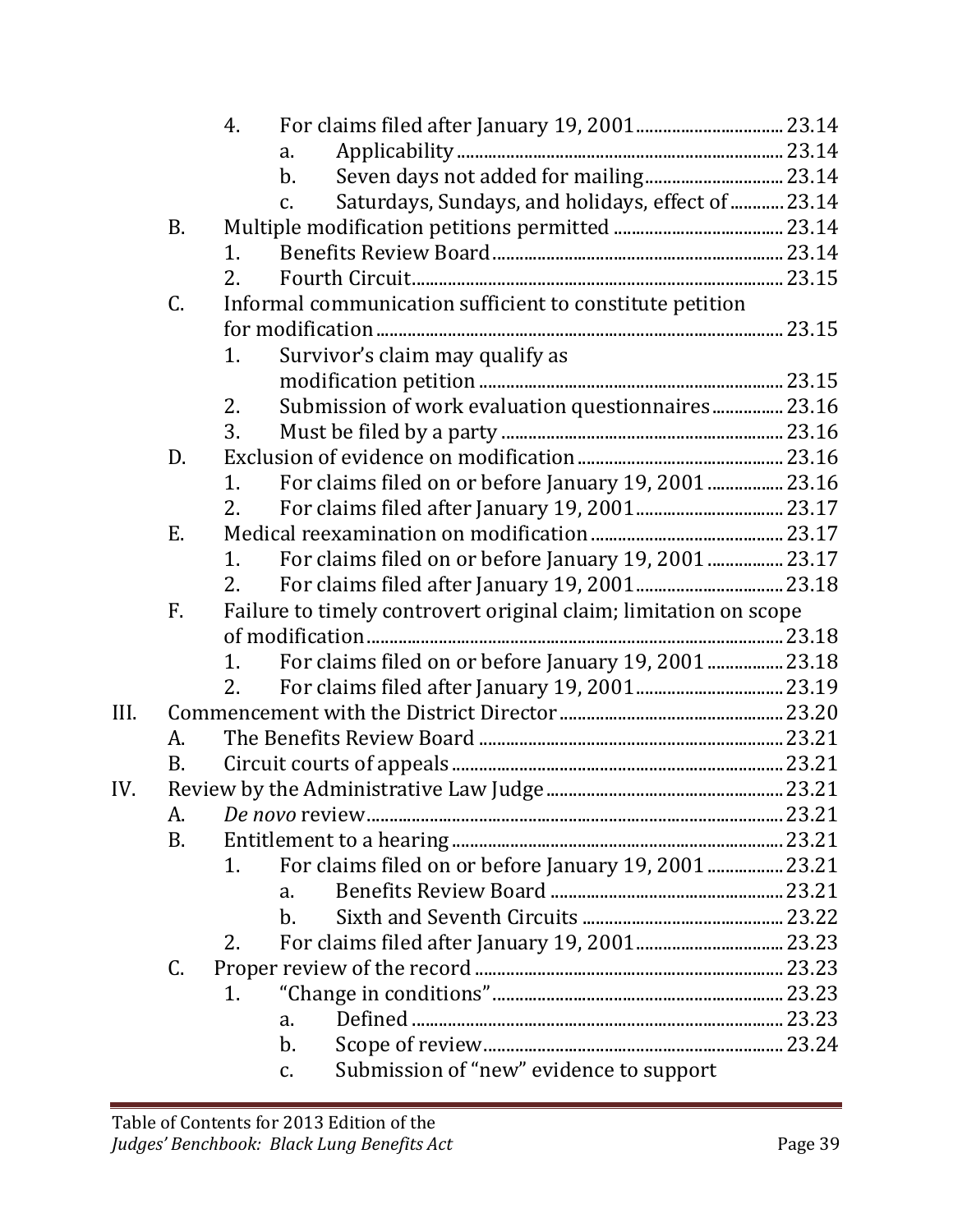- 4. For claims filed after January 19, 2001 ........ 23.14
  - a. Applicability ........ 23.14
  - b. Seven days not added for mailing ........ 23.14
  - c. Saturdays, Sundays, and holidays, effect of ........ 23.14
- B. Multiple modification petitions permitted ........ 23.14
  - 1. Benefits Review Board ........ 23.14
  - 2. Fourth Circuit ........ 23.15
- C. Informal communication sufficient to constitute petition for modification ........ 23.15
  - 1. Survivor's claim may qualify as modification petition ........ 23.15
  - 2. Submission of work evaluation questionnaires ........ 23.16
  - 3. Must be filed by a party ........ 23.16
- D. Exclusion of evidence on modification ........ 23.16
  - 1. For claims filed on or before January 19, 2001 ........ 23.16
  - 2. For claims filed after January 19, 2001 ........ 23.17
- E. Medical reexamination on modification ........ 23.17
  - 1. For claims filed on or before January 19, 2001 ........ 23.17
  - 2. For claims filed after January 19, 2001 ........ 23.18
- F. Failure to timely controvert original claim; limitation on scope of modification ........ 23.18
  - 1. For claims filed on or before January 19, 2001 ........ 23.18
  - 2. For claims filed after January 19, 2001 ........ 23.19

III. Commencement with the District Director ........ 23.20
- A. The Benefits Review Board ........ 23.21
- B. Circuit courts of appeals ........ 23.21

IV. Review by the Administrative Law Judge ........ 23.21
- A. *De novo* review ........ 23.21
- B. Entitlement to a hearing ........ 23.21
  - 1. For claims filed on or before January 19, 2001 ........ 23.21
    - a. Benefits Review Board ........ 23.21
    - b. Sixth and Seventh Circuits ........ 23.22
  - 2. For claims filed after January 19, 2001 ........ 23.23
- C. Proper review of the record ........ 23.23
  - 1. "Change in conditions" ........ 23.23
    - a. Defined ........ 23.23
    - b. Scope of review ........ 23.24
    - c. Submission of "new" evidence to support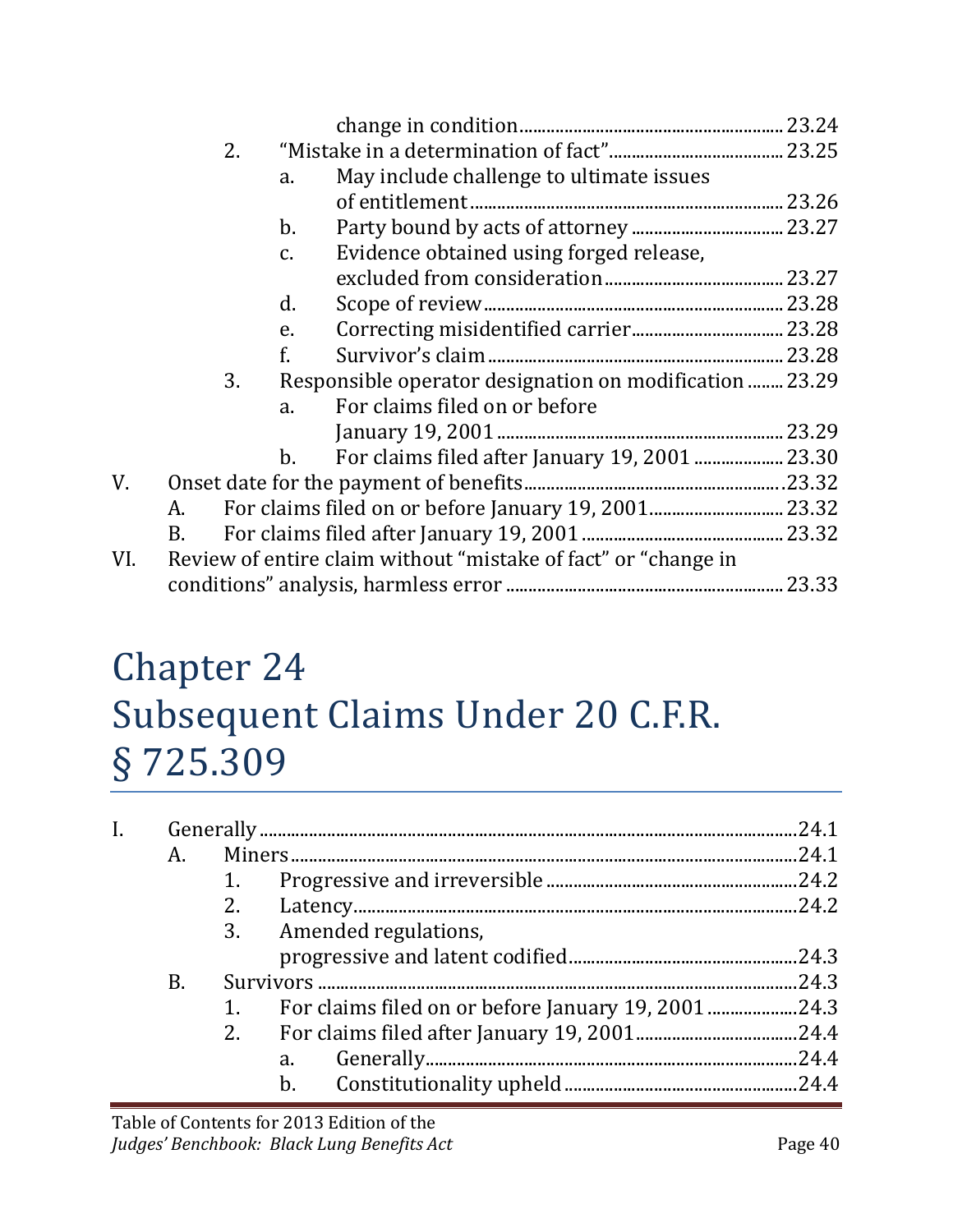change in condition ..... 23.24
2. "Mistake in a determination of fact" ..... 23.25
   a. May include challenge to ultimate issues of entitlement ..... 23.26
   b. Party bound by acts of attorney ..... 23.27
   c. Evidence obtained using forged release, excluded from consideration ..... 23.27
   d. Scope of review ..... 23.28
   e. Correcting misidentified carrier ..... 23.28
   f. Survivor's claim ..... 23.28
3. Responsible operator designation on modification ..... 23.29
   a. For claims filed on or before January 19, 2001 ..... 23.29
   b. For claims filed after January 19, 2001 ..... 23.30

V. Onset date for the payment of benefits ..... 23.32
   A. For claims filed on or before January 19, 2001 ..... 23.32
   B. For claims filed after January 19, 2001 ..... 23.32

VI. Review of entire claim without "mistake of fact" or "change in conditions" analysis, harmless error ..... 23.33

# Chapter 24 Subsequent Claims Under 20 C.F.R. § 725.309

I. Generally ..... 24.1
   A. Miners ..... 24.1
      1. Progressive and irreversible ..... 24.2
      2. Latency ..... 24.2
      3. Amended regulations, progressive and latent codified ..... 24.3
   B. Survivors ..... 24.3
      1. For claims filed on or before January 19, 2001 ..... 24.3
      2. For claims filed after January 19, 2001 ..... 24.4
         a. Generally ..... 24.4
         b. Constitutionality upheld ..... 24.4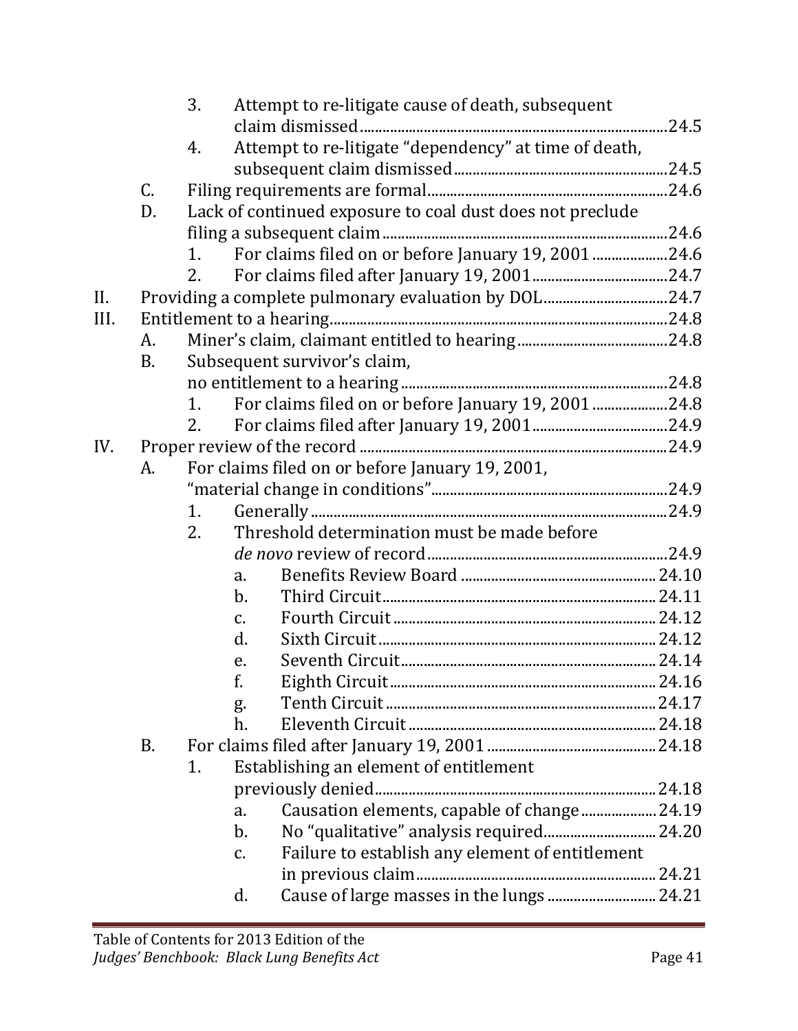- 3. Attempt to re-litigate cause of death, subsequent claim dismissed ....24.5
- 4. Attempt to re-litigate "dependency" at time of death, subsequent claim dismissed ....24.5

C. Filing requirements are formal ....24.6

D. Lack of continued exposure to coal dust does not preclude filing a subsequent claim ....24.6

- 1. For claims filed on or before January 19, 2001 ....24.6
- 2. For claims filed after January 19, 2001 ....24.7

II. Providing a complete pulmonary evaluation by DOL ....24.7

III. Entitlement to a hearing ....24.8

A. Miner's claim, claimant entitled to hearing ....24.8

B. Subsequent survivor's claim, no entitlement to a hearing ....24.8

- 1. For claims filed on or before January 19, 2001 ....24.8
- 2. For claims filed after January 19, 2001 ....24.9

IV. Proper review of the record ....24.9

A. For claims filed on or before January 19, 2001, "material change in conditions" ....24.9

- 1. Generally ....24.9
- 2. Threshold determination must be made before *de novo* review of record ....24.9
  - a. Benefits Review Board ....24.10
  - b. Third Circuit ....24.11
  - c. Fourth Circuit ....24.12
  - d. Sixth Circuit ....24.12
  - e. Seventh Circuit ....24.14
  - f. Eighth Circuit ....24.16
  - g. Tenth Circuit ....24.17
  - h. Eleventh Circuit ....24.18

B. For claims filed after January 19, 2001 ....24.18

- 1. Establishing an element of entitlement previously denied ....24.18
  - a. Causation elements, capable of change ....24.19
  - b. No "qualitative" analysis required ....24.20
  - c. Failure to establish any element of entitlement in previous claim ....24.21
  - d. Cause of large masses in the lungs ....24.21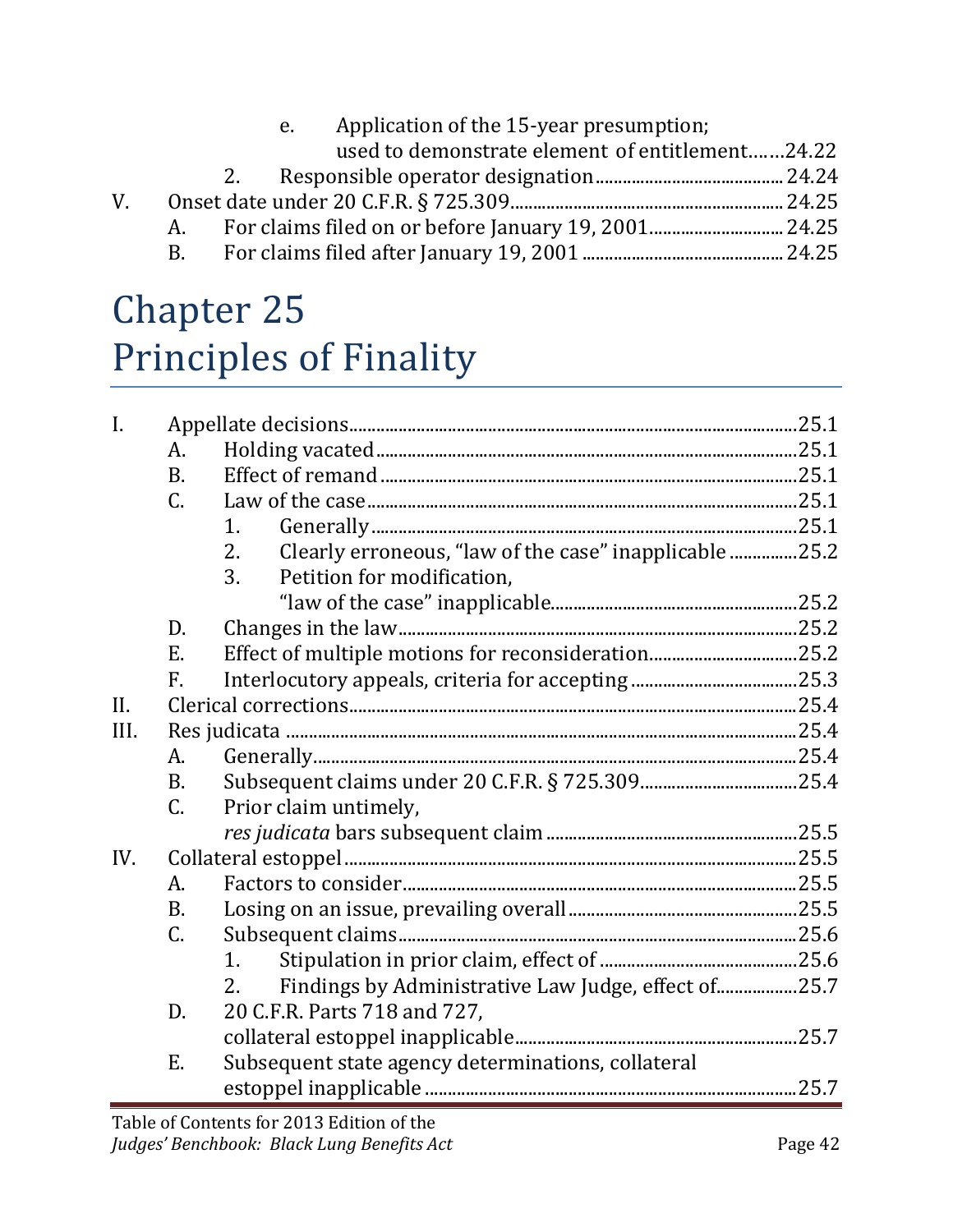e. Application of the 15-year presumption; used to demonstrate element of entitlement.......24.22

2. Responsible operator designation....... 24.24

V. Onset date under 20 C.F.R. § 725.309....... 24.25

A. For claims filed on or before January 19, 2001....... 24.25

B. For claims filed after January 19, 2001....... 24.25

# Chapter 25 Principles of Finality

I. Appellate decisions.......25.1

A. Holding vacated.......25.1

B. Effect of remand.......25.1

C. Law of the case.......25.1

1. Generally.......25.1

2. Clearly erroneous, "law of the case" inapplicable.......25.2

3. Petition for modification, "law of the case" inapplicable.......25.2

D. Changes in the law.......25.2

E. Effect of multiple motions for reconsideration.......25.2

F. Interlocutory appeals, criteria for accepting.......25.3

II. Clerical corrections.......25.4

III. Res judicata.......25.4

A. Generally.......25.4

B. Subsequent claims under 20 C.F.R. § 725.309.......25.4

C. Prior claim untimely, *res judicata* bars subsequent claim.......25.5

IV. Collateral estoppel.......25.5

A. Factors to consider.......25.5

B. Losing on an issue, prevailing overall.......25.5

C. Subsequent claims.......25.6

1. Stipulation in prior claim, effect of.......25.6

2. Findings by Administrative Law Judge, effect of.......25.7

D. 20 C.F.R. Parts 718 and 727, collateral estoppel inapplicable.......25.7

E. Subsequent state agency determinations, collateral estoppel inapplicable.......25.7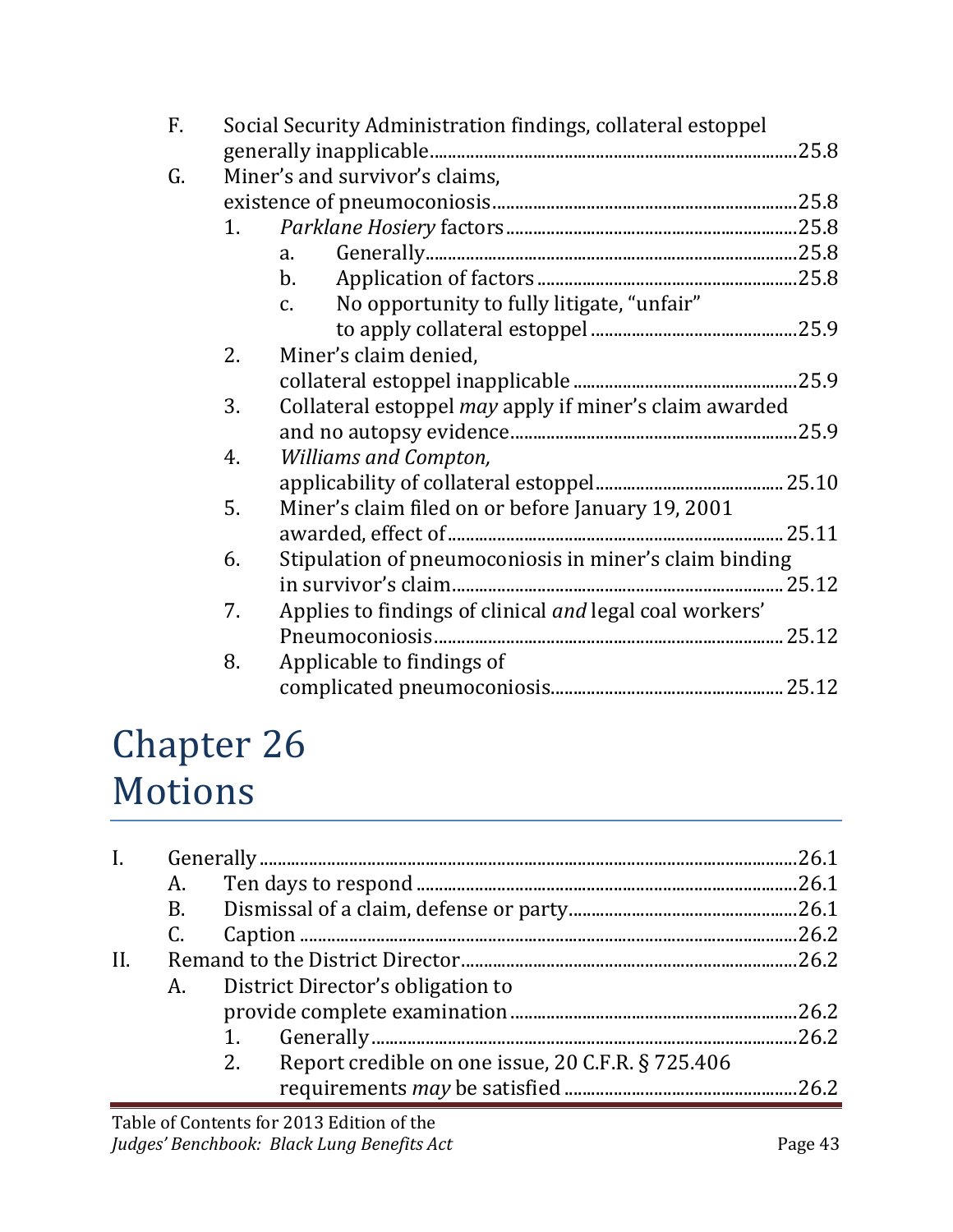F. Social Security Administration findings, collateral estoppel generally inapplicable ........ 25.8

G. Miner's and survivor's claims, existence of pneumoconiosis ........ 25.8

1. *Parklane Hosiery* factors ........ 25.8
   a. Generally ........ 25.8
   b. Application of factors ........ 25.8
   c. No opportunity to fully litigate, "unfair" to apply collateral estoppel ........ 25.9
2. Miner's claim denied, collateral estoppel inapplicable ........ 25.9
3. Collateral estoppel *may* apply if miner's claim awarded and no autopsy evidence ........ 25.9
4. *Williams and Compton,* applicability of collateral estoppel ........ 25.10
5. Miner's claim filed on or before January 19, 2001 awarded, effect of ........ 25.11
6. Stipulation of pneumoconiosis in miner's claim binding in survivor's claim ........ 25.12
7. Applies to findings of clinical *and* legal coal workers' Pneumoconiosis ........ 25.12
8. Applicable to findings of complicated pneumoconiosis ........ 25.12

# Chapter 26 Motions

I. Generally ........ 26.1

A. Ten days to respond ........ 26.1

B. Dismissal of a claim, defense or party ........ 26.1

C. Caption ........ 26.2

II. Remand to the District Director ........ 26.2

A. District Director's obligation to provide complete examination ........ 26.2

1. Generally ........ 26.2
2. Report credible on one issue, 20 C.F.R. § 725.406 requirements *may* be satisfied ........ 26.2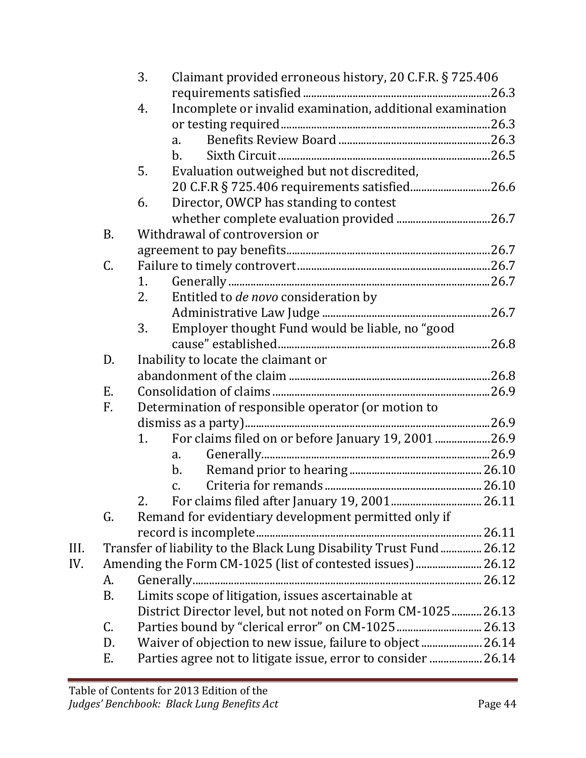- 3. Claimant provided erroneous history, 20 C.F.R. § 725.406 requirements satisfied ....................26.3
- 4. Incomplete or invalid examination, additional examination or testing required ....................26.3
  - a. Benefits Review Board ....................26.3
  - b. Sixth Circuit ....................26.5
- 5. Evaluation outweighed but not discredited, 20 C.F.R § 725.406 requirements satisfied ....................26.6
- 6. Director, OWCP has standing to contest whether complete evaluation provided ....................26.7

B. Withdrawal of controversion or agreement to pay benefits ....................26.7

C. Failure to timely controvert ....................26.7
- 1. Generally ....................26.7
- 2. Entitled to *de novo* consideration by Administrative Law Judge ....................26.7
- 3. Employer thought Fund would be liable, no "good cause" established ....................26.8

D. Inability to locate the claimant or abandonment of the claim ....................26.8

E. Consolidation of claims ....................26.9

F. Determination of responsible operator (or motion to dismiss as a party) ....................26.9
- 1. For claims filed on or before January 19, 2001 ....................26.9
  - a. Generally ....................26.9
  - b. Remand prior to hearing ....................26.10
  - c. Criteria for remands ....................26.10
- 2. For claims filed after January 19, 2001 ....................26.11

G. Remand for evidentiary development permitted only if record is incomplete ....................26.11

III. Transfer of liability to the Black Lung Disability Trust Fund ....................26.12

IV. Amending the Form CM-1025 (list of contested issues) ....................26.12

A. Generally ....................26.12

B. Limits scope of litigation, issues ascertainable at District Director level, but not noted on Form CM-1025 ....................26.13

C. Parties bound by "clerical error" on CM-1025 ....................26.13

D. Waiver of objection to new issue, failure to object ....................26.14

E. Parties agree not to litigate issue, error to consider ....................26.14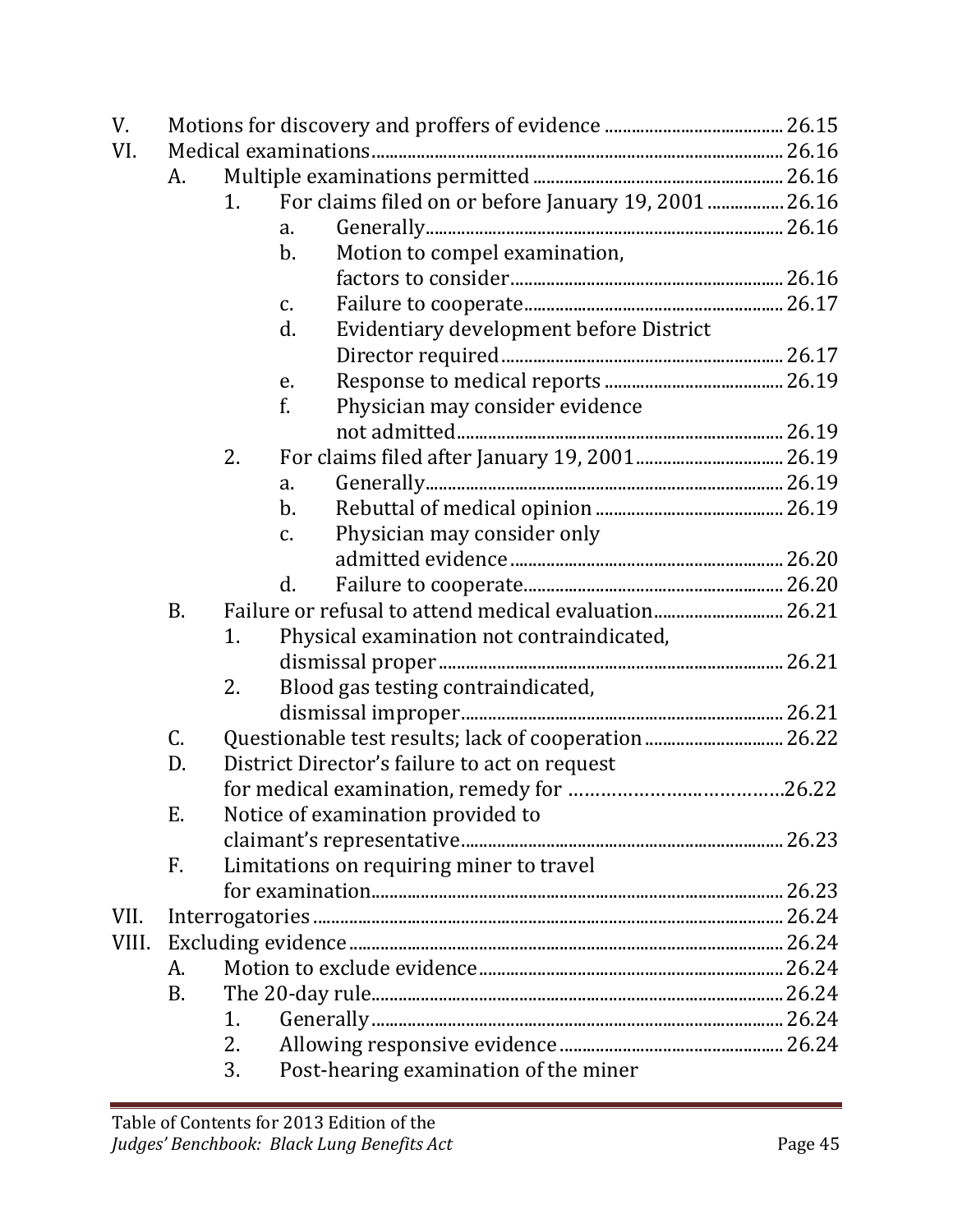V. Motions for discovery and proffers of evidence ........................................ 26.15
VI. Medical examinations ........................................................................................ 26.16
  A. Multiple examinations permitted ........................................................ 26.16
    1. For claims filed on or before January 19, 2001 ................. 26.16
      a. Generally ............................................................................... 26.16
      b. Motion to compel examination, factors to consider ............................................................ 26.16
      c. Failure to cooperate ......................................................... 26.17
      d. Evidentiary development before District Director required ............................................................... 26.17
      e. Response to medical reports ........................................ 26.19
      f. Physician may consider evidence not admitted ........................................................................ 26.19
    2. For claims filed after January 19, 2001 ................................. 26.19
      a. Generally ............................................................................... 26.19
      b. Rebuttal of medical opinion .......................................... 26.19
      c. Physician may consider only admitted evidence ............................................................. 26.20
      d. Failure to cooperate ......................................................... 26.20
  B. Failure or refusal to attend medical evaluation ............................ 26.21
    1. Physical examination not contraindicated, dismissal proper ............................................................................ 26.21
    2. Blood gas testing contraindicated, dismissal improper ...................................................................... 26.21
  C. Questionable test results; lack of cooperation .............................. 26.22
  D. District Director's failure to act on request for medical examination, remedy for ......................................... 26.22
  E. Notice of examination provided to claimant's representative ...................................................................... 26.23
  F. Limitations on requiring miner to travel for examination ........................................................................................... 26.23
VII. Interrogatories ....................................................................................................... 26.24
VIII. Excluding evidence ............................................................................................... 26.24
  A. Motion to exclude evidence ................................................................... 26.24
  B. The 20-day rule ........................................................................................... 26.24
    1. Generally ........................................................................................... 26.24
    2. Allowing responsive evidence ................................................. 26.24
    3. Post-hearing examination of the miner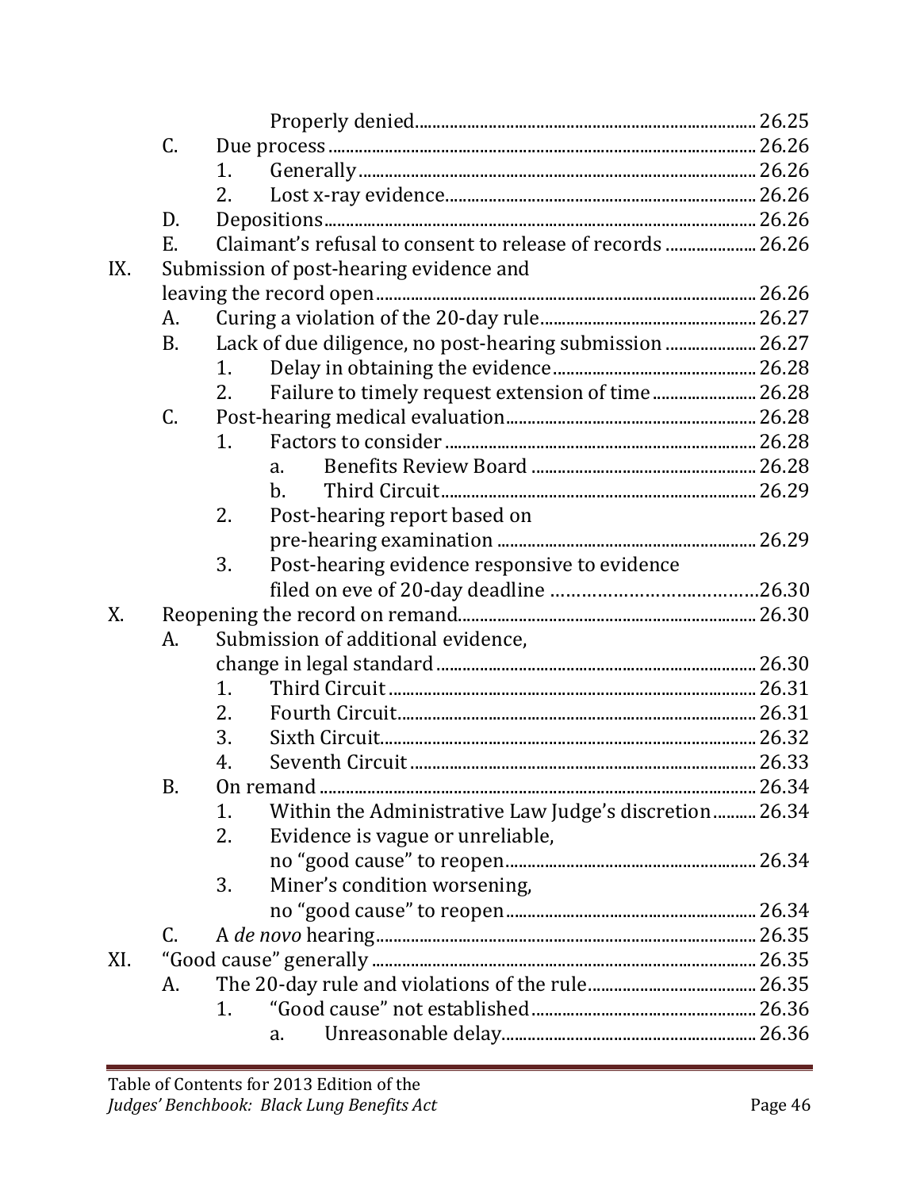Properly denied ........ 26.25

C. Due process ........ 26.26
   1. Generally ........ 26.26
   2. Lost x-ray evidence ........ 26.26

D. Depositions ........ 26.26

E. Claimant's refusal to consent to release of records ........ 26.26

IX. Submission of post-hearing evidence and leaving the record open ........ 26.26

A. Curing a violation of the 20-day rule ........ 26.27

B. Lack of due diligence, no post-hearing submission ........ 26.27
   1. Delay in obtaining the evidence ........ 26.28
   2. Failure to timely request extension of time ........ 26.28

C. Post-hearing medical evaluation ........ 26.28
   1. Factors to consider ........ 26.28
      a. Benefits Review Board ........ 26.28
      b. Third Circuit ........ 26.29
   2. Post-hearing report based on pre-hearing examination ........ 26.29
   3. Post-hearing evidence responsive to evidence filed on eve of 20-day deadline ........ 26.30

X. Reopening the record on remand ........ 26.30

A. Submission of additional evidence, change in legal standard ........ 26.30
   1. Third Circuit ........ 26.31
   2. Fourth Circuit ........ 26.31
   3. Sixth Circuit ........ 26.32
   4. Seventh Circuit ........ 26.33

B. On remand ........ 26.34
   1. Within the Administrative Law Judge's discretion ........ 26.34
   2. Evidence is vague or unreliable, no "good cause" to reopen ........ 26.34
   3. Miner's condition worsening, no "good cause" to reopen ........ 26.34

C. A *de novo* hearing ........ 26.35

XI. "Good cause" generally ........ 26.35

A. The 20-day rule and violations of the rule ........ 26.35
   1. "Good cause" not established ........ 26.36
      a. Unreasonable delay ........ 26.36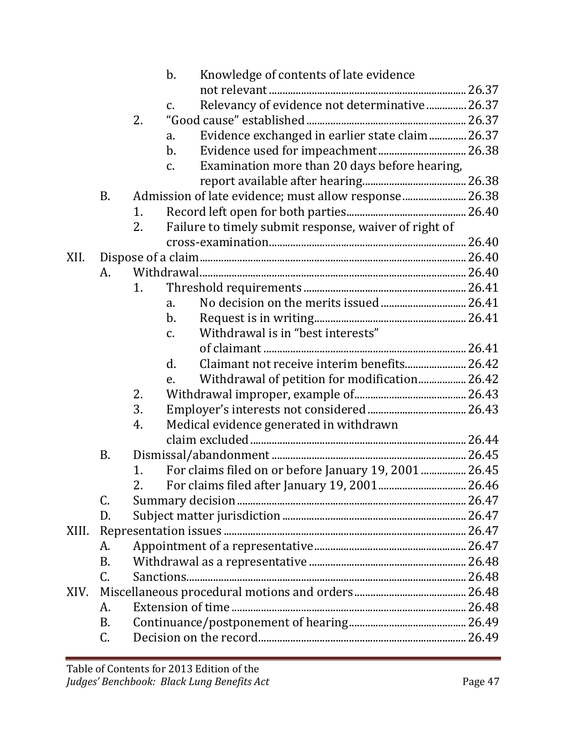- b. Knowledge of contents of late evidence not relevant ........ 26.37
- c. Relevancy of evidence not determinative ........ 26.37

2. "Good cause" established ........ 26.37
   - a. Evidence exchanged in earlier state claim ........ 26.37
   - b. Evidence used for impeachment ........ 26.38
   - c. Examination more than 20 days before hearing, report available after hearing ........ 26.38

B. Admission of late evidence; must allow response ........ 26.38
   1. Record left open for both parties ........ 26.40
   2. Failure to timely submit response, waiver of right of cross-examination ........ 26.40

XII. Dispose of a claim ........ 26.40
   - A. Withdrawal ........ 26.40
     1. Threshold requirements ........ 26.41
        - a. No decision on the merits issued ........ 26.41
        - b. Request is in writing ........ 26.41
        - c. Withdrawal is in "best interests" of claimant ........ 26.41
        - d. Claimant not receive interim benefits ........ 26.42
        - e. Withdrawal of petition for modification ........ 26.42
     2. Withdrawal improper, example of ........ 26.43
     3. Employer's interests not considered ........ 26.43
     4. Medical evidence generated in withdrawn claim excluded ........ 26.44
   - B. Dismissal/abandonment ........ 26.45
     1. For claims filed on or before January 19, 2001 ........ 26.45
     2. For claims filed after January 19, 2001 ........ 26.46
   - C. Summary decision ........ 26.47
   - D. Subject matter jurisdiction ........ 26.47

XIII. Representation issues ........ 26.47
   - A. Appointment of a representative ........ 26.47
   - B. Withdrawal as a representative ........ 26.48
   - C. Sanctions ........ 26.48

XIV. Miscellaneous procedural motions and orders ........ 26.48
   - A. Extension of time ........ 26.48
   - B. Continuance/postponement of hearing ........ 26.49
   - C. Decision on the record ........ 26.49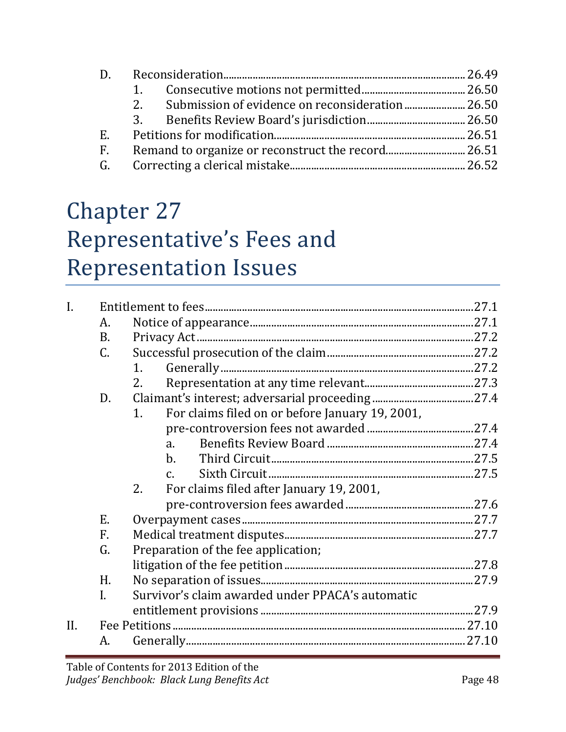D. Reconsideration ........ 26.49
    1. Consecutive motions not permitted ........ 26.50
    2. Submission of evidence on reconsideration ........ 26.50
    3. Benefits Review Board's jurisdiction ........ 26.50
E. Petitions for modification ........ 26.51
F. Remand to organize or reconstruct the record ........ 26.51
G. Correcting a clerical mistake ........ 26.52

# Chapter 27 Representative's Fees and Representation Issues

I. Entitlement to fees ........ 27.1
    A. Notice of appearance ........ 27.1
    B. Privacy Act ........ 27.2
    C. Successful prosecution of the claim ........ 27.2
        1. Generally ........ 27.2
        2. Representation at any time relevant ........ 27.3
    D. Claimant's interest; adversarial proceeding ........ 27.4
        1. For claims filed on or before January 19, 2001, pre-controversion fees not awarded ........ 27.4
            a. Benefits Review Board ........ 27.4
            b. Third Circuit ........ 27.5
            c. Sixth Circuit ........ 27.5
        2. For claims filed after January 19, 2001, pre-controversion fees awarded ........ 27.6
    E. Overpayment cases ........ 27.7
    F. Medical treatment disputes ........ 27.7
    G. Preparation of the fee application; litigation of the fee petition ........ 27.8
    H. No separation of issues ........ 27.9
    I. Survivor's claim awarded under PPACA's automatic entitlement provisions ........ 27.9
II. Fee Petitions ........ 27.10
    A. Generally ........ 27.10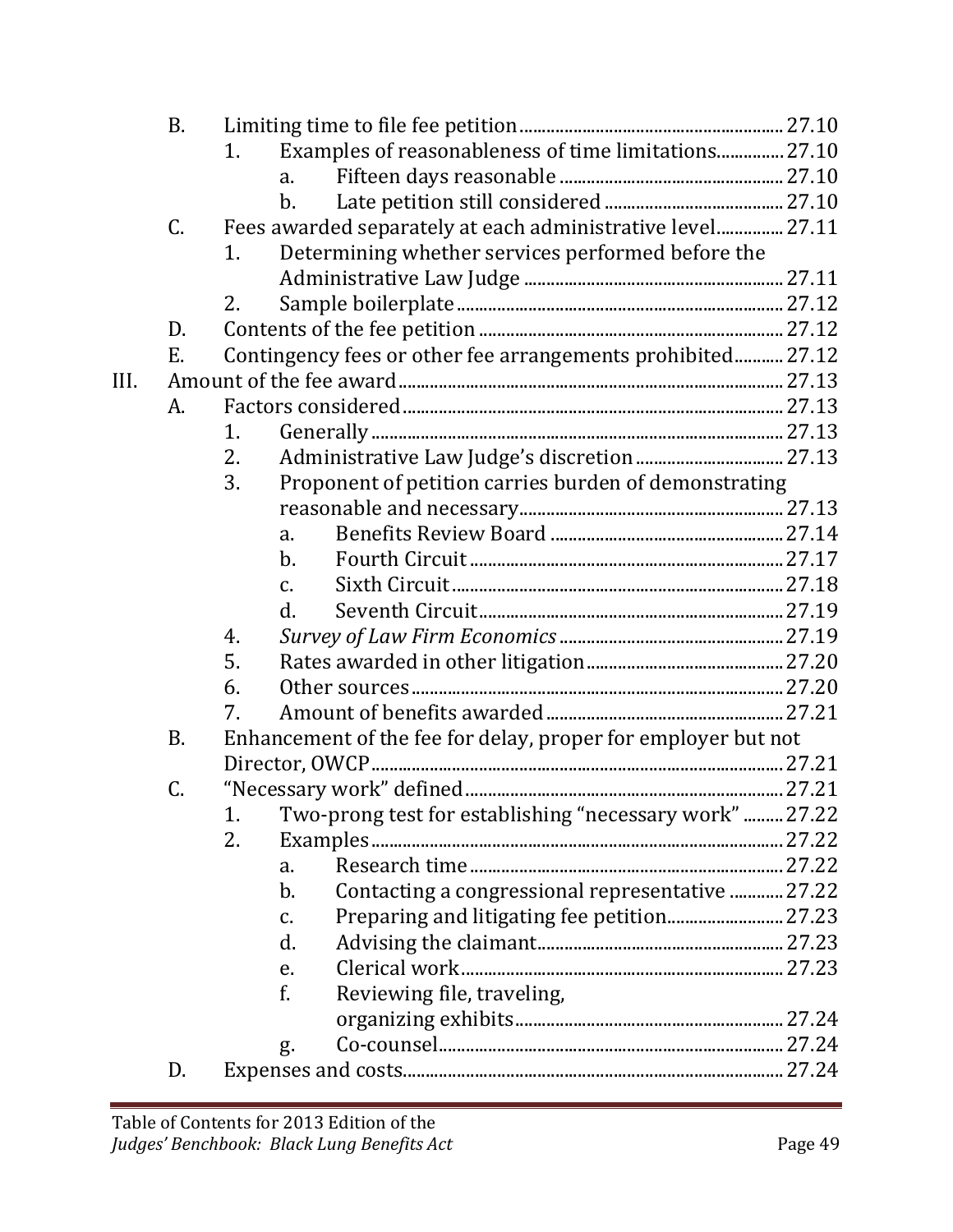- B. Limiting time to file fee petition ........ 27.10
  - 1. Examples of reasonableness of time limitations ........ 27.10
    - a. Fifteen days reasonable ........ 27.10
    - b. Late petition still considered ........ 27.10
- C. Fees awarded separately at each administrative level ........ 27.11
  - 1. Determining whether services performed before the Administrative Law Judge ........ 27.11
  - 2. Sample boilerplate ........ 27.12
- D. Contents of the fee petition ........ 27.12
- E. Contingency fees or other fee arrangements prohibited ........ 27.12

III. Amount of the fee award ........ 27.13

- A. Factors considered ........ 27.13
  - 1. Generally ........ 27.13
  - 2. Administrative Law Judge's discretion ........ 27.13
  - 3. Proponent of petition carries burden of demonstrating reasonable and necessary ........ 27.13
    - a. Benefits Review Board ........ 27.14
    - b. Fourth Circuit ........ 27.17
    - c. Sixth Circuit ........ 27.18
    - d. Seventh Circuit ........ 27.19
  - 4. *Survey of Law Firm Economics* ........ 27.19
  - 5. Rates awarded in other litigation ........ 27.20
  - 6. Other sources ........ 27.20
  - 7. Amount of benefits awarded ........ 27.21
- B. Enhancement of the fee for delay, proper for employer but not Director, OWCP ........ 27.21
- C. "Necessary work" defined ........ 27.21
  - 1. Two-prong test for establishing "necessary work" ........ 27.22
  - 2. Examples ........ 27.22
    - a. Research time ........ 27.22
    - b. Contacting a congressional representative ........ 27.22
    - c. Preparing and litigating fee petition ........ 27.23
    - d. Advising the claimant ........ 27.23
    - e. Clerical work ........ 27.23
    - f. Reviewing file, traveling, organizing exhibits ........ 27.24
    - g. Co-counsel ........ 27.24
- D. Expenses and costs ........ 27.24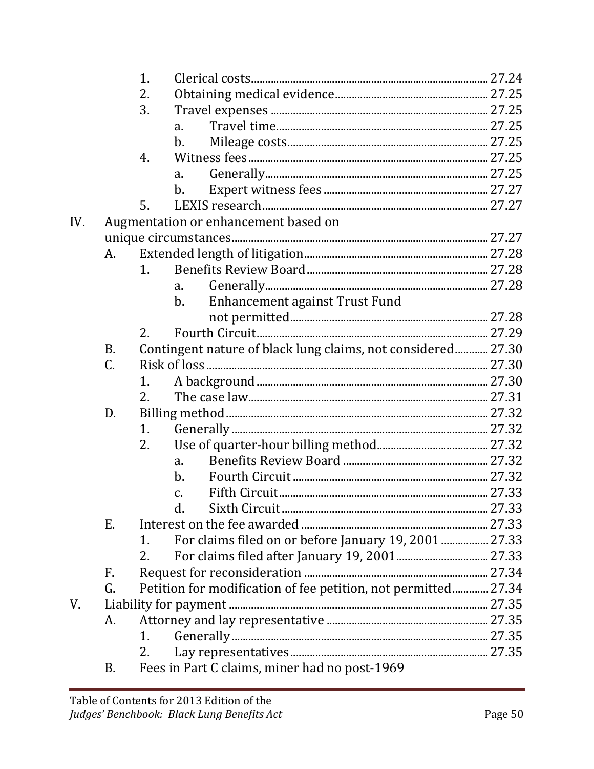1. Clerical costs ........ 27.24
2. Obtaining medical evidence ........ 27.25
3. Travel expenses ........ 27.25
   a. Travel time ........ 27.25
   b. Mileage costs ........ 27.25
4. Witness fees ........ 27.25
   a. Generally ........ 27.25
   b. Expert witness fees ........ 27.27
5. LEXIS research ........ 27.27

IV. Augmentation or enhancement based on unique circumstances ........ 27.27

- A. Extended length of litigation ........ 27.28
  1. Benefits Review Board ........ 27.28
     a. Generally ........ 27.28
     b. Enhancement against Trust Fund not permitted ........ 27.28
  2. Fourth Circuit ........ 27.29
- B. Contingent nature of black lung claims, not considered ........ 27.30
- C. Risk of loss ........ 27.30
  1. A background ........ 27.30
  2. The case law ........ 27.31
- D. Billing method ........ 27.32
  1. Generally ........ 27.32
  2. Use of quarter-hour billing method ........ 27.32
     a. Benefits Review Board ........ 27.32
     b. Fourth Circuit ........ 27.32
     c. Fifth Circuit ........ 27.33
     d. Sixth Circuit ........ 27.33
- E. Interest on the fee awarded ........ 27.33
  1. For claims filed on or before January 19, 2001 ........ 27.33
  2. For claims filed after January 19, 2001 ........ 27.33
- F. Request for reconsideration ........ 27.34
- G. Petition for modification of fee petition, not permitted ........ 27.34

V. Liability for payment ........ 27.35

- A. Attorney and lay representative ........ 27.35
  1. Generally ........ 27.35
  2. Lay representatives ........ 27.35
- B. Fees in Part C claims, miner had no post-1969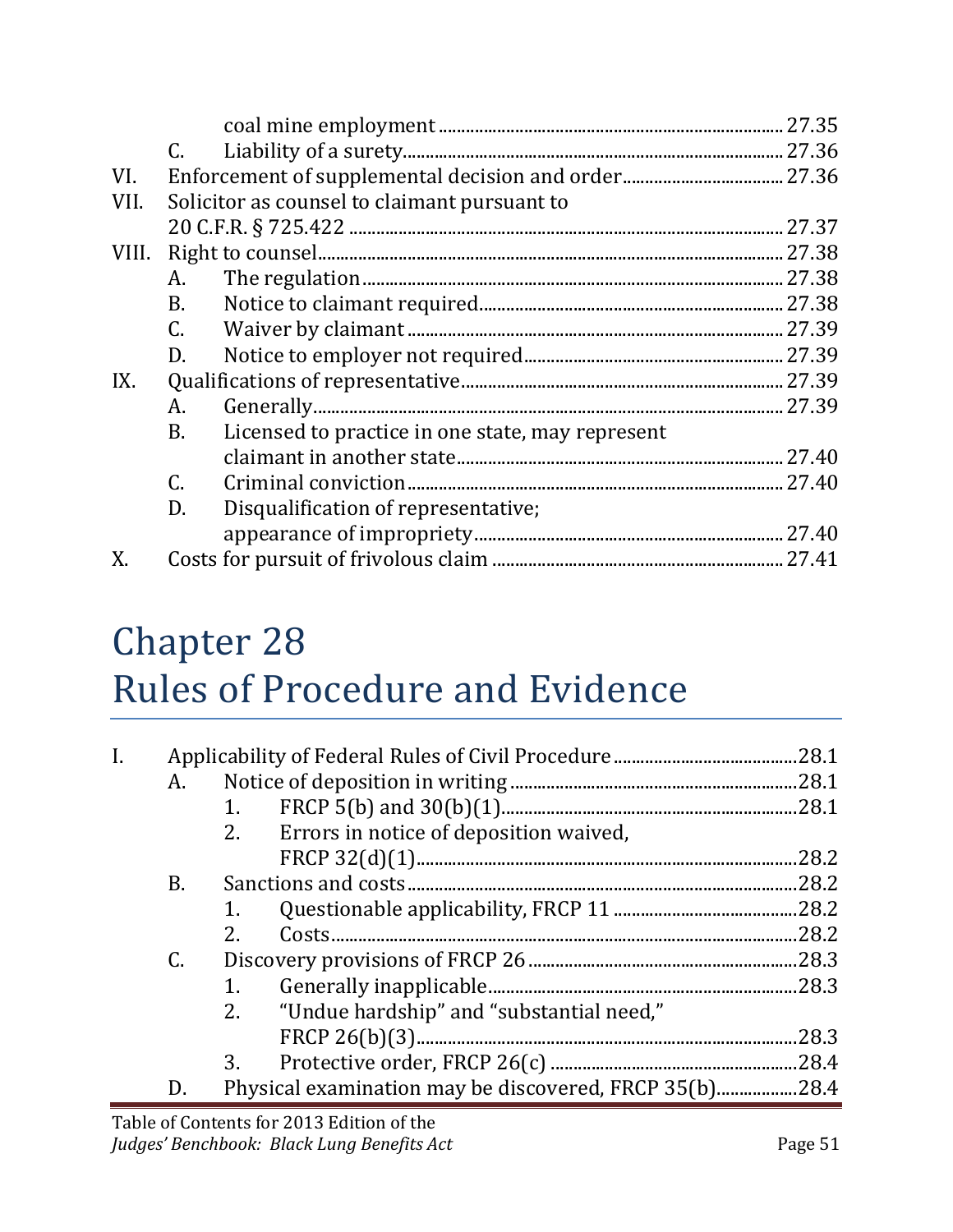|  |  |  |  |
|---|---|---|---|
|  |  | coal mine employment | 27.35 |
|  | C. | Liability of a surety | 27.36 |
| VI. | Enforcement of supplemental decision and order |  | 27.36 |
| VII. | Solicitor as counsel to claimant pursuant to 20 C.F.R. § 725.422 |  | 27.37 |
| VIII. | Right to counsel |  | 27.38 |
|  | A. | The regulation | 27.38 |
|  | B. | Notice to claimant required | 27.38 |
|  | C. | Waiver by claimant | 27.39 |
|  | D. | Notice to employer not required | 27.39 |
| IX. | Qualifications of representative |  | 27.39 |
|  | A. | Generally | 27.39 |
|  | B. | Licensed to practice in one state, may represent claimant in another state | 27.40 |
|  | C. | Criminal conviction | 27.40 |
|  | D. | Disqualification of representative; appearance of impropriety | 27.40 |
| X. | Costs for pursuit of frivolous claim |  | 27.41 |

# Chapter 28
# Rules of Procedure and Evidence

|  |  |  |  |  |
|---|---|---|---|---|
| I. | Applicability of Federal Rules of Civil Procedure |  |  | 28.1 |
|  | A. | Notice of deposition in writing |  | 28.1 |
|  |  | 1. | FRCP 5(b) and 30(b)(1) | 28.1 |
|  |  | 2. | Errors in notice of deposition waived, FRCP 32(d)(1) | 28.2 |
|  | B. | Sanctions and costs |  | 28.2 |
|  |  | 1. | Questionable applicability, FRCP 11 | 28.2 |
|  |  | 2. | Costs | 28.2 |
|  | C. | Discovery provisions of FRCP 26 |  | 28.3 |
|  |  | 1. | Generally inapplicable | 28.3 |
|  |  | 2. | "Undue hardship" and "substantial need," FRCP 26(b)(3) | 28.3 |
|  |  | 3. | Protective order, FRCP 26(c) | 28.4 |
|  | D. | Physical examination may be discovered, FRCP 35(b) |  | 28.4 |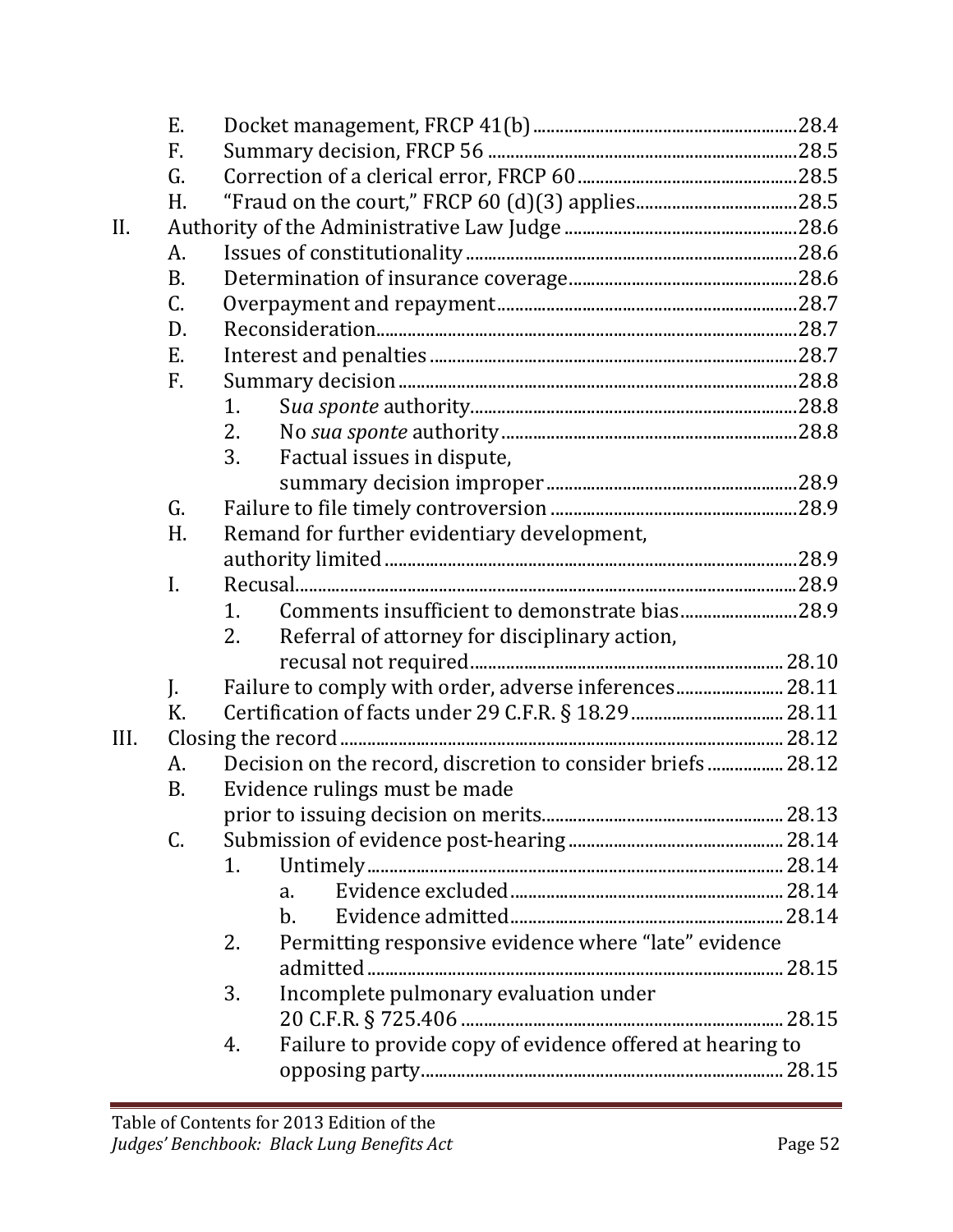E. Docket management, FRCP 41(b) ........................................................ 28.4
F. Summary decision, FRCP 56 ................................................................ 28.5
G. Correction of a clerical error, FRCP 60 ............................................. 28.5
H. "Fraud on the court," FRCP 60 (d)(3) applies .................................. 28.5

II. Authority of the Administrative Law Judge ............................................. 28.6
- A. Issues of constitutionality ............................................................. 28.6
- B. Determination of insurance coverage ............................................ 28.6
- C. Overpayment and repayment .......................................................... 28.7
- D. Reconsideration ............................................................................. 28.7
- E. Interest and penalties ................................................................... 28.7
- F. Summary decision .......................................................................... 28.8
  1. *Sua sponte* authority ................................................................ 28.8
  2. No *sua sponte* authority ........................................................... 28.8
  3. Factual issues in dispute, summary decision improper ................. 28.9
- G. Failure to file timely controversion .............................................. 28.9
- H. Remand for further evidentiary development, authority limited ....... 28.9
- I. Recusal ........................................................................................... 28.9
  1. Comments insufficient to demonstrate bias ................................ 28.9
  2. Referral of attorney for disciplinary action, recusal not required ... 28.10
- J. Failure to comply with order, adverse inferences ........................... 28.11
- K. Certification of facts under 29 C.F.R. § 18.29 ................................ 28.11

III. Closing the record .................................................................................. 28.12
- A. Decision on the record, discretion to consider briefs ..................... 28.12
- B. Evidence rulings must be made prior to issuing decision on merits ... 28.13
- C. Submission of evidence post-hearing .............................................. 28.14
  1. Untimely ..................................................................................... 28.14
     - a. Evidence excluded ................................................................. 28.14
     - b. Evidence admitted ................................................................. 28.14
  2. Permitting responsive evidence where "late" evidence admitted ...... 28.15
  3. Incomplete pulmonary evaluation under 20 C.F.R. § 725.406 ........... 28.15
  4. Failure to provide copy of evidence offered at hearing to opposing party ... 28.15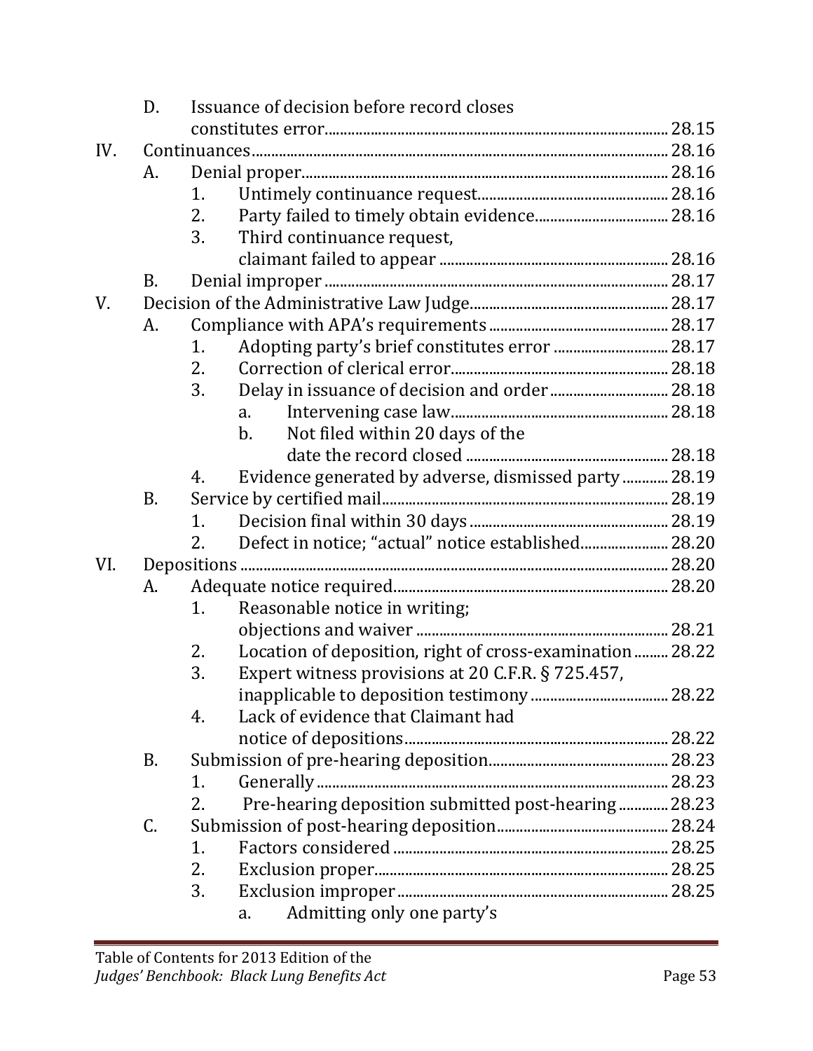D. Issuance of decision before record closes constitutes error ........ 28.15

IV. Continuances ........ 28.16

A. Denial proper ........ 28.16

1. Untimely continuance request ........ 28.16
2. Party failed to timely obtain evidence ........ 28.16
3. Third continuance request, claimant failed to appear ........ 28.16

B. Denial improper ........ 28.17

V. Decision of the Administrative Law Judge ........ 28.17

A. Compliance with APA's requirements ........ 28.17

1. Adopting party's brief constitutes error ........ 28.17
2. Correction of clerical error ........ 28.18
3. Delay in issuance of decision and order ........ 28.18
   a. Intervening case law ........ 28.18
   b. Not filed within 20 days of the date the record closed ........ 28.18
4. Evidence generated by adverse, dismissed party ........ 28.19

B. Service by certified mail ........ 28.19

1. Decision final within 30 days ........ 28.19
2. Defect in notice; "actual" notice established ........ 28.20

VI. Depositions ........ 28.20

A. Adequate notice required ........ 28.20

1. Reasonable notice in writing; objections and waiver ........ 28.21
2. Location of deposition, right of cross-examination ........ 28.22
3. Expert witness provisions at 20 C.F.R. § 725.457, inapplicable to deposition testimony ........ 28.22
4. Lack of evidence that Claimant had notice of depositions ........ 28.22

B. Submission of pre-hearing deposition ........ 28.23

1. Generally ........ 28.23
2. Pre-hearing deposition submitted post-hearing ........ 28.23

C. Submission of post-hearing deposition ........ 28.24

1. Factors considered ........ 28.25
2. Exclusion proper ........ 28.25
3. Exclusion improper ........ 28.25
   a. Admitting only one party's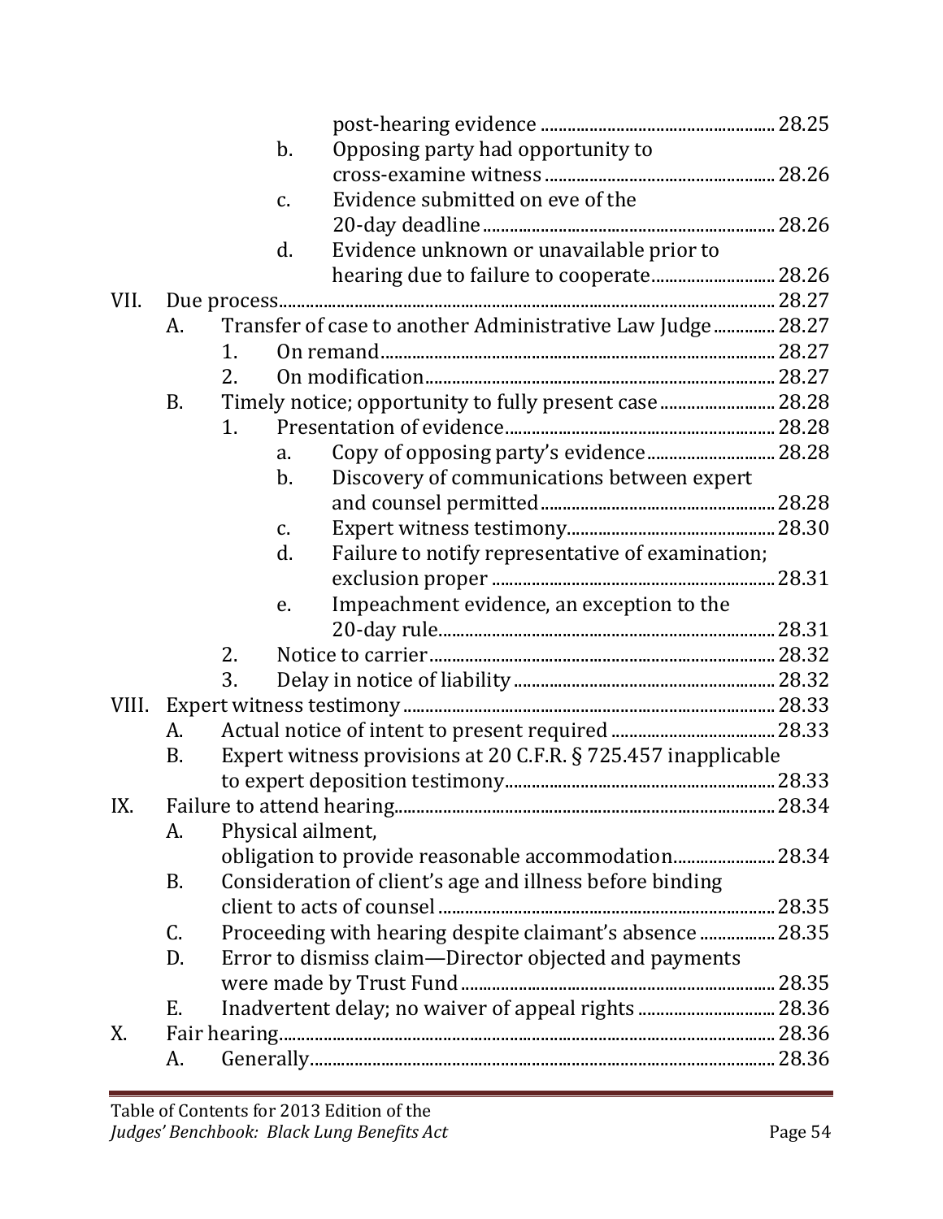post-hearing evidence ........ 28.25

b. Opposing party had opportunity to cross-examine witness ........ 28.26

c. Evidence submitted on eve of the 20-day deadline ........ 28.26

d. Evidence unknown or unavailable prior to hearing due to failure to cooperate ........ 28.26

VII. Due process ........ 28.27

- A. Transfer of case to another Administrative Law Judge ........ 28.27
  - 1. On remand ........ 28.27
  - 2. On modification ........ 28.27
- B. Timely notice; opportunity to fully present case ........ 28.28
  - 1. Presentation of evidence ........ 28.28
    - a. Copy of opposing party's evidence ........ 28.28
    - b. Discovery of communications between expert and counsel permitted ........ 28.28
    - c. Expert witness testimony ........ 28.30
    - d. Failure to notify representative of examination; exclusion proper ........ 28.31
    - e. Impeachment evidence, an exception to the 20-day rule ........ 28.31
  - 2. Notice to carrier ........ 28.32
  - 3. Delay in notice of liability ........ 28.32

VIII. Expert witness testimony ........ 28.33

- A. Actual notice of intent to present required ........ 28.33
- B. Expert witness provisions at 20 C.F.R. § 725.457 inapplicable to expert deposition testimony ........ 28.33

IX. Failure to attend hearing ........ 28.34

- A. Physical ailment, obligation to provide reasonable accommodation ........ 28.34
- B. Consideration of client's age and illness before binding client to acts of counsel ........ 28.35
- C. Proceeding with hearing despite claimant's absence ........ 28.35
- D. Error to dismiss claim—Director objected and payments were made by Trust Fund ........ 28.35
- E. Inadvertent delay; no waiver of appeal rights ........ 28.36

X. Fair hearing ........ 28.36

- A. Generally ........ 28.36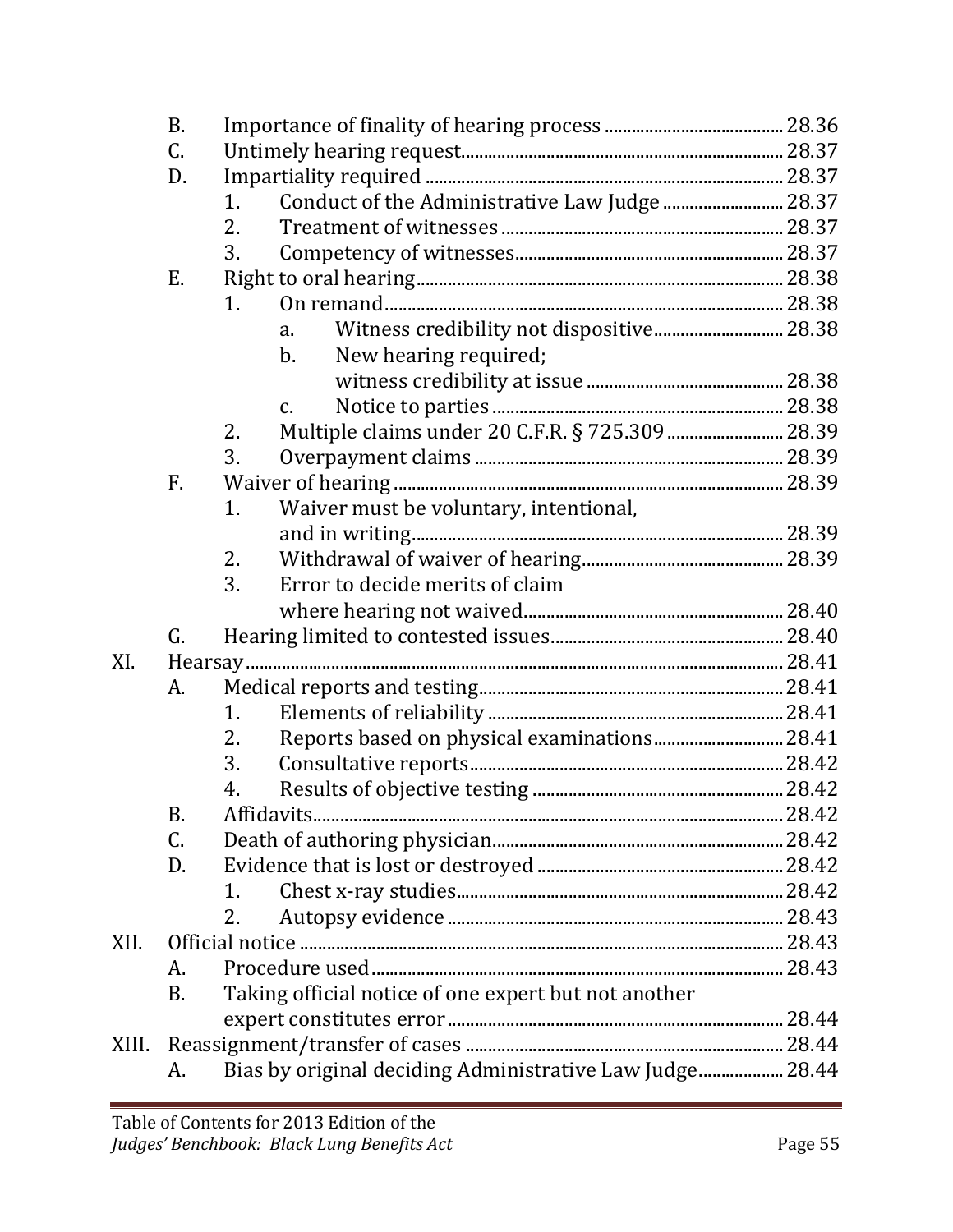- B. Importance of finality of hearing process ........................................ 28.36
- C. Untimely hearing request........................................................................ 28.37
- D. Impartiality required ............................................................................... 28.37
  - 1. Conduct of the Administrative Law Judge ........................... 28.37
  - 2. Treatment of witnesses ............................................................... 28.37
  - 3. Competency of witnesses............................................................ 28.37
- E. Right to oral hearing.................................................................................. 28.38
  - 1. On remand......................................................................................... 28.38
    - a. Witness credibility not dispositive............................ 28.38
    - b. New hearing required; witness credibility at issue ........................................... 28.38
    - c. Notice to parties ................................................................ 28.38
  - 2. Multiple claims under 20 C.F.R. § 725.309 .......................... 28.39
  - 3. Overpayment claims .................................................................... 28.39
- F. Waiver of hearing ...................................................................................... 28.39
  - 1. Waiver must be voluntary, intentional, and in writing.................................................................................. 28.39
  - 2. Withdrawal of waiver of hearing............................................. 28.39
  - 3. Error to decide merits of claim where hearing not waived.......................................................... 28.40
- G. Hearing limited to contested issues.................................................... 28.40

XI. Hearsay ....................................................................................................................... 28.41

- A. Medical reports and testing.................................................................... 28.41
  - 1. Elements of reliability ................................................................. 28.41
  - 2. Reports based on physical examinations............................. 28.41
  - 3. Consultative reports..................................................................... 28.42
  - 4. Results of objective testing ........................................................ 28.42
- B. Affidavits....................................................................................................... 28.42
- C. Death of authoring physician................................................................. 28.42
- D. Evidence that is lost or destroyed ....................................................... 28.42
  - 1. Chest x-ray studies......................................................................... 28.42
  - 2. Autopsy evidence ........................................................................... 28.43

XII. Official notice ........................................................................................................... 28.43

- A. Procedure used........................................................................................... 28.43
- B. Taking official notice of one expert but not another expert constitutes error ........................................................................... 28.44

XIII. Reassignment/transfer of cases ...................................................................... 28.44

- A. Bias by original deciding Administrative Law Judge................... 28.44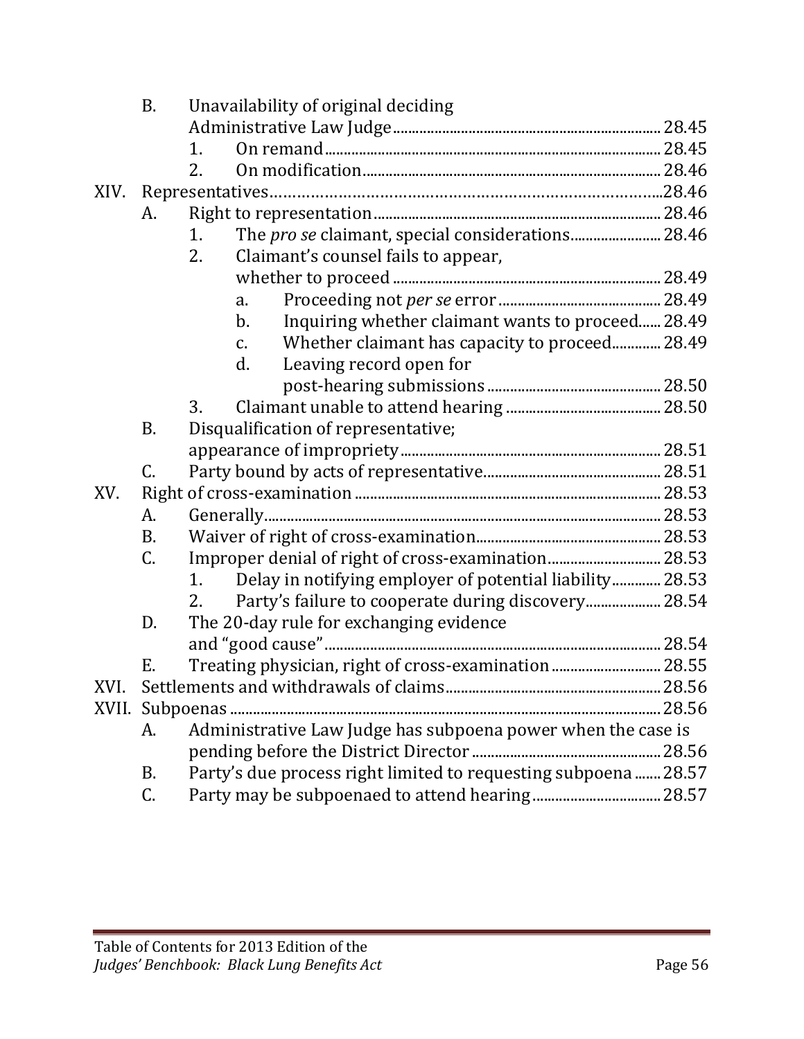- B. Unavailability of original deciding Administrative Law Judge ........ 28.45
  - 1. On remand ........ 28.45
  - 2. On modification ........ 28.46

XIV. Representatives ........ 28.46

- A. Right to representation ........ 28.46
  - 1. The *pro se* claimant, special considerations ........ 28.46
  - 2. Claimant's counsel fails to appear, whether to proceed ........ 28.49
    - a. Proceeding not *per se* error ........ 28.49
    - b. Inquiring whether claimant wants to proceed ........ 28.49
    - c. Whether claimant has capacity to proceed ........ 28.49
    - d. Leaving record open for post-hearing submissions ........ 28.50
  - 3. Claimant unable to attend hearing ........ 28.50
- B. Disqualification of representative; appearance of impropriety ........ 28.51
- C. Party bound by acts of representative ........ 28.51

XV. Right of cross-examination ........ 28.53

- A. Generally ........ 28.53
- B. Waiver of right of cross-examination ........ 28.53
- C. Improper denial of right of cross-examination ........ 28.53
  - 1. Delay in notifying employer of potential liability ........ 28.53
  - 2. Party's failure to cooperate during discovery ........ 28.54
- D. The 20-day rule for exchanging evidence and "good cause" ........ 28.54
- E. Treating physician, right of cross-examination ........ 28.55

XVI. Settlements and withdrawals of claims ........ 28.56

XVII. Subpoenas ........ 28.56

- A. Administrative Law Judge has subpoena power when the case is pending before the District Director ........ 28.56
- B. Party's due process right limited to requesting subpoena ........ 28.57
- C. Party may be subpoenaed to attend hearing ........ 28.57